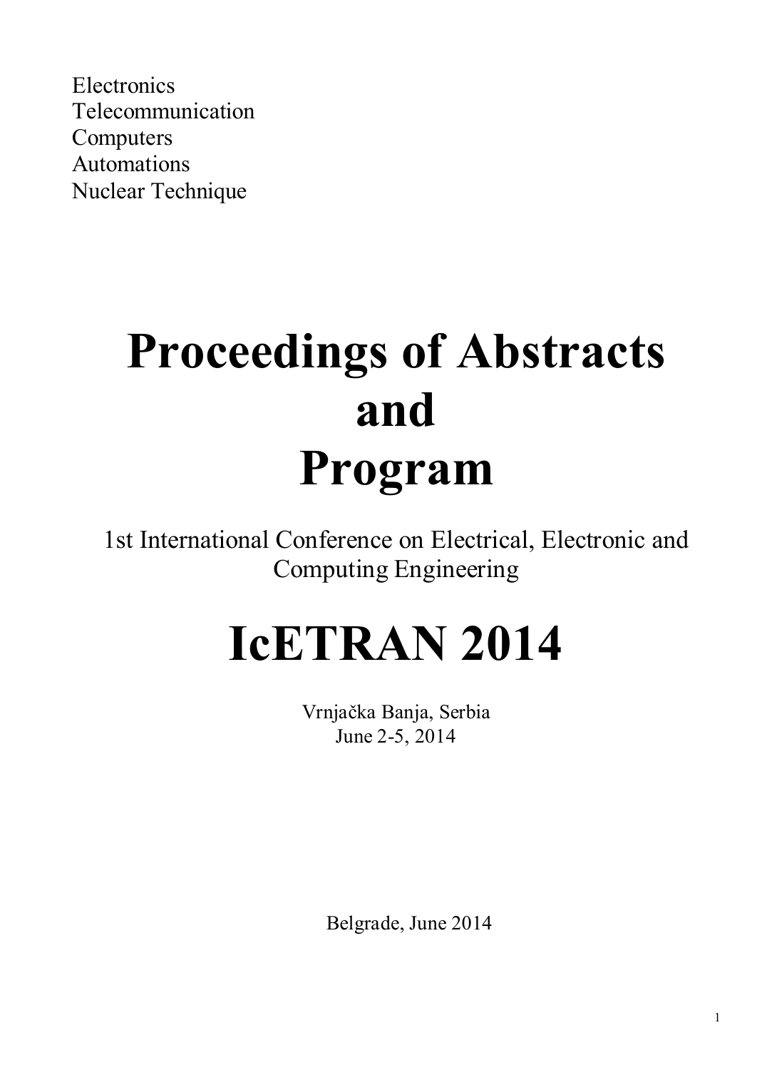Electronics
Telecommunication
Computers
Automations
Nuclear Technique

# Proceedings of Abstracts and Program

1st International Conference on Electrical, Electronic and Computing Engineering

# IcETRAN 2014

Vrnjačka Banja, Serbia
June 2-5, 2014

Belgrade, June 2014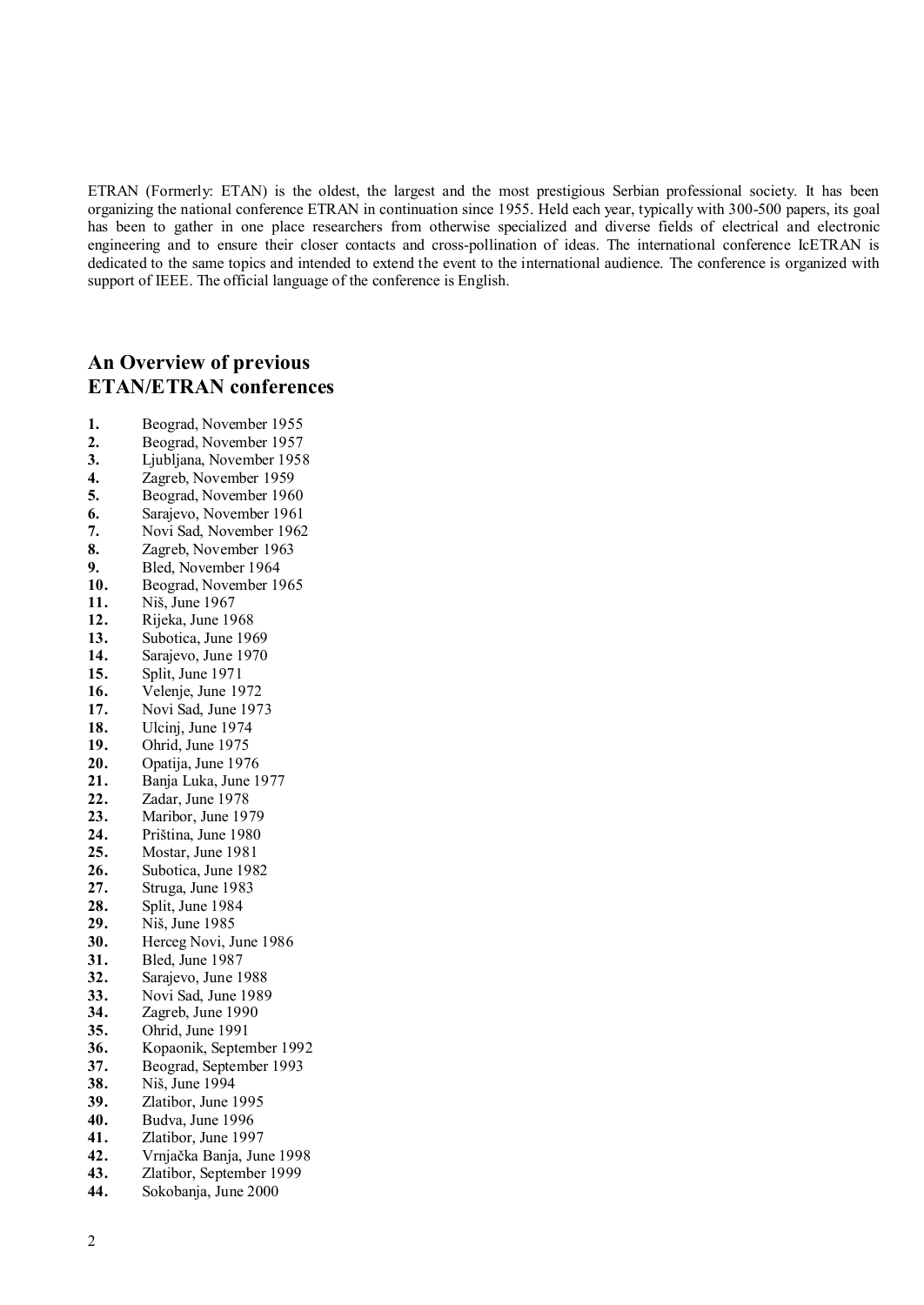ETRAN (Formerly: ETAN) is the oldest, the largest and the most prestigious Serbian professional society. It has been organizing the national conference ETRAN in continuation since 1955. Held each year, typically with 300-500 papers, its goal has been to gather in one place researchers from otherwise specialized and diverse fields of electrical and electronic engineering and to ensure their closer contacts and cross-pollination of ideas. The international conference IcETRAN is dedicated to the same topics and intended to extend the event to the international audience. The conference is organized with support of IEEE. The official language of the conference is English.

## An Overview of previous ETAN/ETRAN conferences

**1.** Beograd, November 1955
**2.** Beograd, November 1957
**3.** Ljubljana, November 1958
**4.** Zagreb, November 1959
**5.** Beograd, November 1960
**6.** Sarajevo, November 1961
**7.** Novi Sad, November 1962
**8.** Zagreb, November 1963
**9.** Bled, November 1964
**10.** Beograd, November 1965
**11.** Niš, June 1967
**12.** Rijeka, June 1968
**13.** Subotica, June 1969
**14.** Sarajevo, June 1970
**15.** Split, June 1971
**16.** Velenje, June 1972
**17.** Novi Sad, June 1973
**18.** Ulcinj, June 1974
**19.** Ohrid, June 1975
**20.** Opatija, June 1976
**21.** Banja Luka, June 1977
**22.** Zadar, June 1978
**23.** Maribor, June 1979
**24.** Priština, June 1980
**25.** Mostar, June 1981
**26.** Subotica, June 1982
**27.** Struga, June 1983
**28.** Split, June 1984
**29.** Niš, June 1985
**30.** Herceg Novi, June 1986
**31.** Bled, June 1987
**32.** Sarajevo, June 1988
**33.** Novi Sad, June 1989
**34.** Zagreb, June 1990
**35.** Ohrid, June 1991
**36.** Kopaonik, September 1992
**37.** Beograd, September 1993
**38.** Niš, June 1994
**39.** Zlatibor, June 1995
**40.** Budva, June 1996
**41.** Zlatibor, June 1997
**42.** Vrnjačka Banja, June 1998
**43.** Zlatibor, September 1999
**44.** Sokobanja, June 2000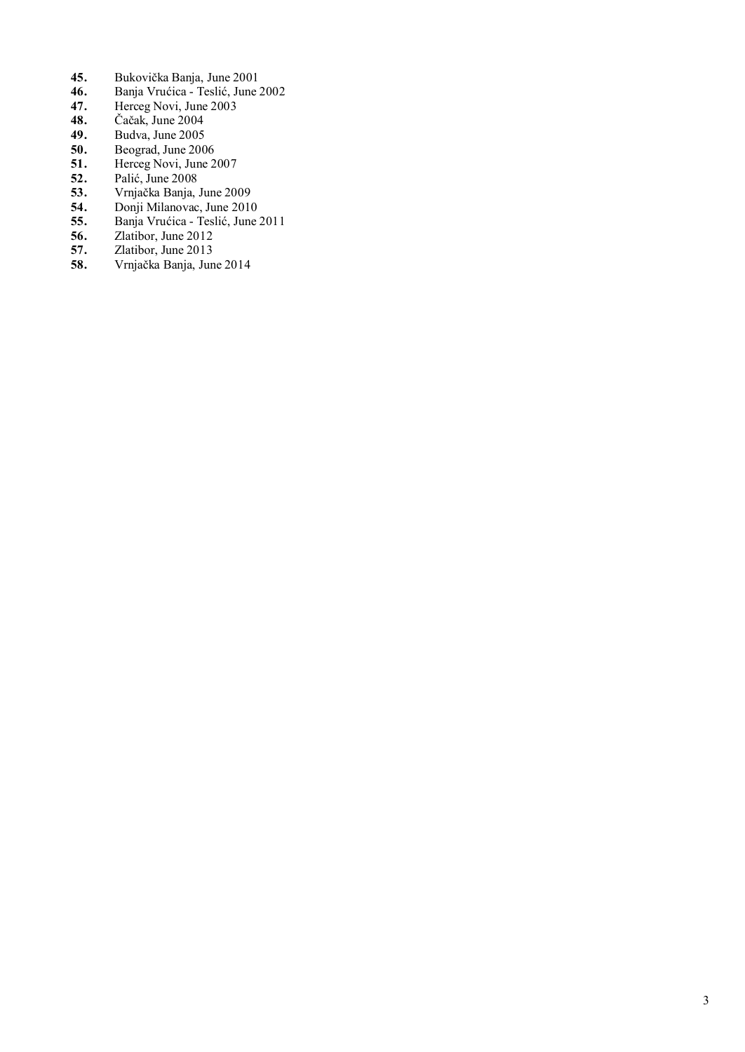**45.** Bukovička Banja, June 2001
**46.** Banja Vrućica - Teslić, June 2002
**47.** Herceg Novi, June 2003
**48.** Čačak, June 2004
**49.** Budva, June 2005
**50.** Beograd, June 2006
**51.** Herceg Novi, June 2007
**52.** Palić, June 2008
**53.** Vrnjačka Banja, June 2009
**54.** Donji Milanovac, June 2010
**55.** Banja Vrućica - Teslić, June 2011
**56.** Zlatibor, June 2012
**57.** Zlatibor, June 2013
**58.** Vrnjačka Banja, June 2014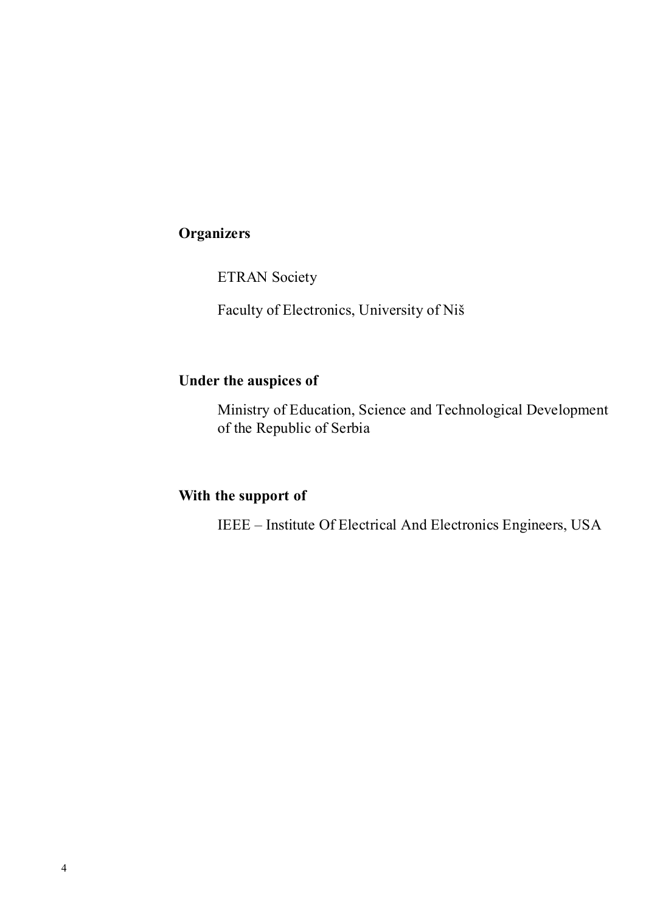**Organizers**

ETRAN Society

Faculty of Electronics, University of Niš

**Under the auspices of**

Ministry of Education, Science and Technological Development of the Republic of Serbia

**With the support of**

IEEE – Institute Of Electrical And Electronics Engineers, USA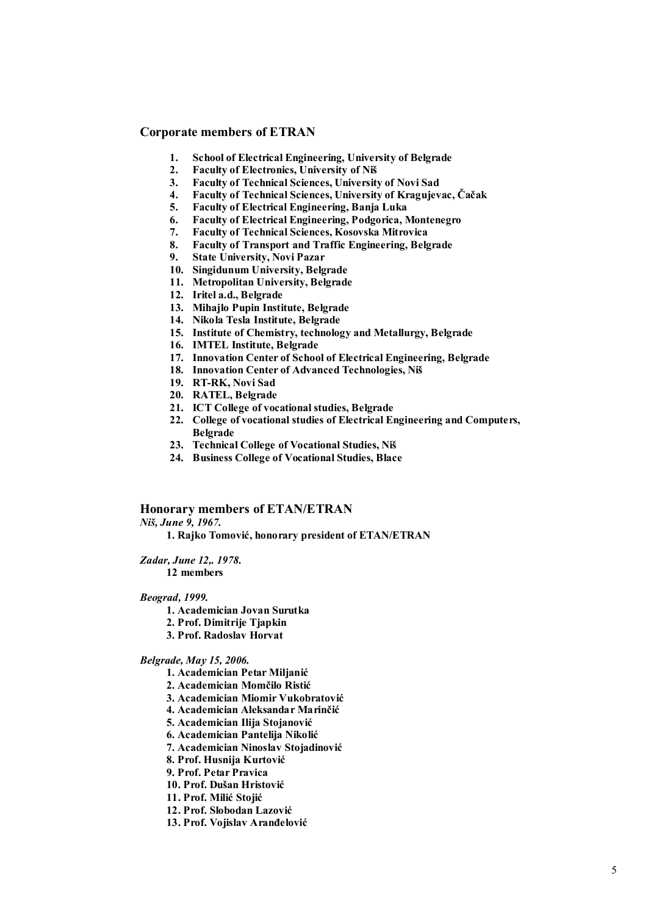## Corporate members of ETRAN

1. **School of Electrical Engineering, University of Belgrade**
2. **Faculty of Electronics, University of Niš**
3. **Faculty of Technical Sciences, University of Novi Sad**
4. **Faculty of Technical Sciences, University of Kragujevac, Čačak**
5. **Faculty of Electrical Engineering, Banja Luka**
6. **Faculty of Electrical Engineering, Podgorica, Montenegro**
7. **Faculty of Technical Sciences, Kosovska Mitrovica**
8. **Faculty of Transport and Traffic Engineering, Belgrade**
9. **State University, Novi Pazar**
10. **Singidunum University, Belgrade**
11. **Metropolitan University, Belgrade**
12. **Iritel a.d., Belgrade**
13. **Mihajlo Pupin Institute, Belgrade**
14. **Nikola Tesla Institute, Belgrade**
15. **Institute of Chemistry, technology and Metallurgy, Belgrade**
16. **IMTEL Institute, Belgrade**
17. **Innovation Center of School of Electrical Engineering, Belgrade**
18. **Innovation Center of Advanced Technologies, Niš**
19. **RT-RK, Novi Sad**
20. **RATEL, Belgrade**
21. **ICT College of vocational studies, Belgrade**
22. **College of vocational studies of Electrical Engineering and Computers, Belgrade**
23. **Technical College of Vocational Studies, Niš**
24. **Business College of Vocational Studies, Blace**

## Honorary members of ETAN/ETRAN

***Niš, June 9, 1967.***

**1. Rajko Tomović, honorary president of ETAN/ETRAN**

***Zadar, June 12,. 1978.***

**12 members**

***Beograd, 1999.***

**1. Academician Jovan Surutka**
**2. Prof. Dimitrije Tjapkin**
**3. Prof. Radoslav Horvat**

***Belgrade, May 15, 2006.***

**1. Academician Petar Miljanić**
**2. Academician Momčilo Ristić**
**3. Academician Miomir Vukobratović**
**4. Academician Aleksandar Marinčić**
**5. Academician Ilija Stojanović**
**6. Academician Pantelija Nikolić**
**7. Academician Ninoslav Stojadinović**
**8. Prof. Husnija Kurtović**
**9. Prof. Petar Pravica**
**10. Prof. Dušan Hristović**
**11. Prof. Milić Stojić**
**12. Prof. Slobodan Lazović**
**13. Prof. Vojislav Aranđelović**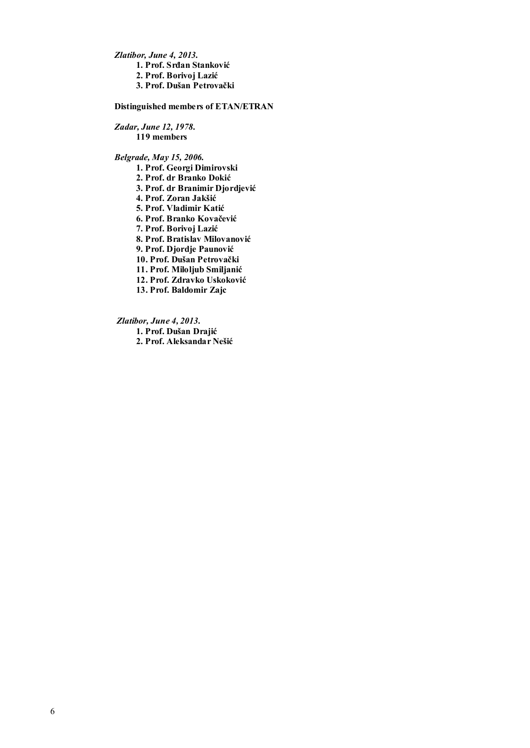***Zlatibor, June 4, 2013.***

1. **Prof. Srđan Stanković**
2. **Prof. Borivoj Lazić**
3. **Prof. Dušan Petrovački**

**Distinguished members of ETAN/ETRAN**

***Zadar, June 12, 1978.***

**119 members**

***Belgrade, May 15, 2006.***

1. **Prof. Georgi Dimirovski**
2. **Prof. dr Branko Dokić**
3. **Prof. dr Branimir Djordjević**
4. **Prof. Zoran Jakšić**
5. **Prof. Vladimir Katić**
6. **Prof. Branko Kovačević**
7. **Prof. Borivoj Lazić**
8. **Prof. Bratislav Milovanović**
9. **Prof. Djordje Paunović**
10. **Prof. Dušan Petrovački**
11. **Prof. Miloljub Smiljanić**
12. **Prof. Zdravko Uskoković**
13. **Prof. Baldomir Zajc**

***Zlatibor, June 4, 2013.***

1. **Prof. Dušan Drajić**
2. **Prof. Aleksandar Nešić**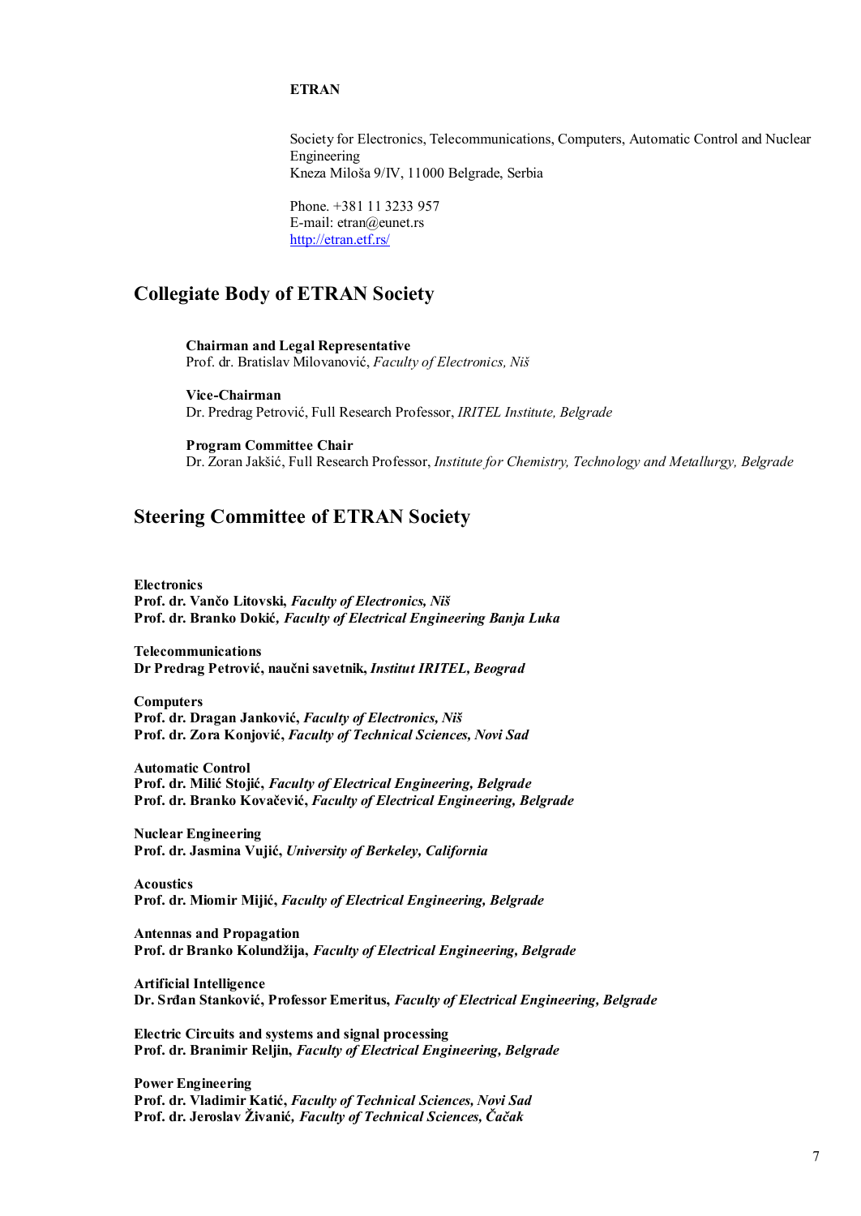**ETRAN**

Society for Electronics, Telecommunications, Computers, Automatic Control and Nuclear Engineering
Kneza Miloša 9/IV, 11000 Belgrade, Serbia

Phone. +381 11 3233 957
E-mail: etran@eunet.rs
http://etran.etf.rs/

## Collegiate Body of ETRAN Society

**Chairman and Legal Representative**
Prof. dr. Bratislav Milovanović, *Faculty of Electronics, Niš*

**Vice-Chairman**
Dr. Predrag Petrović, Full Research Professor, *IRITEL Institute, Belgrade*

**Program Committee Chair**
Dr. Zoran Jakšić, Full Research Professor, *Institute for Chemistry, Technology and Metallurgy, Belgrade*

## Steering Committee of ETRAN Society

**Electronics**
**Prof. dr. Vančo Litovski,** ***Faculty of Electronics, Niš***
**Prof. dr. Branko Dokić,** ***Faculty of Electrical Engineering Banja Luka***

**Telecommunications**
**Dr Predrag Petrović, naučni savetnik,** ***Institut IRITEL, Beograd***

**Computers**
**Prof. dr. Dragan Janković,** ***Faculty of Electronics, Niš***
**Prof. dr. Zora Konjović,** ***Faculty of Technical Sciences, Novi Sad***

**Automatic Control**
**Prof. dr. Milić Stojić,** ***Faculty of Electrical Engineering, Belgrade***
**Prof. dr. Branko Kovačević,** ***Faculty of Electrical Engineering, Belgrade***

**Nuclear Engineering**
**Prof. dr. Jasmina Vujić,** ***University of Berkeley, California***

**Acoustics**
**Prof. dr. Miomir Mijić,** ***Faculty of Electrical Engineering, Belgrade***

**Antennas and Propagation**
**Prof. dr Branko Kolundžija,** ***Faculty of Electrical Engineering, Belgrade***

**Artificial Intelligence**
**Dr. Srđan Stanković, Professor Emeritus,** ***Faculty of Electrical Engineering, Belgrade***

**Electric Circuits and systems and signal processing**
**Prof. dr. Branimir Reljin,** ***Faculty of Electrical Engineering, Belgrade***

**Power Engineering**
**Prof. dr. Vladimir Katić,** ***Faculty of Technical Sciences, Novi Sad***
**Prof. dr. Jeroslav Živanić,** ***Faculty of Technical Sciences, Čačak***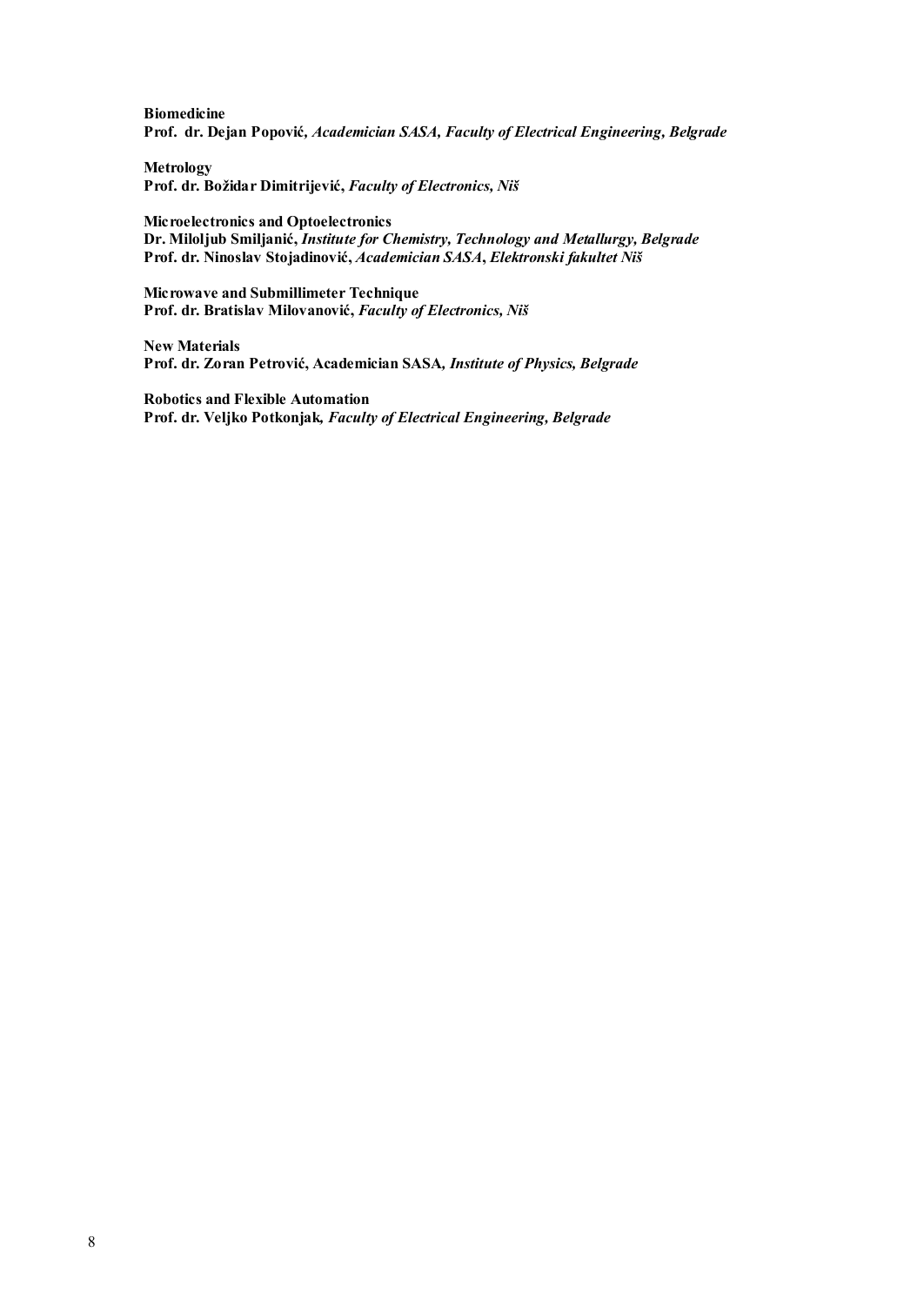**Biomedicine**
**Prof. dr. Dejan Popović,** ***Academician SASA, Faculty of Electrical Engineering, Belgrade***

**Metrology**
**Prof. dr. Božidar Dimitrijević,** ***Faculty of Electronics, Niš***

**Microelectronics and Optoelectronics**
**Dr. Miloljub Smiljanić,** ***Institute for Chemistry, Technology and Metallurgy, Belgrade***
**Prof. dr. Ninoslav Stojadinović,** ***Academician SASA*****,** ***Elektronski fakultet Niš***

**Microwave and Submillimeter Technique**
**Prof. dr. Bratislav Milovanović,** ***Faculty of Electronics, Niš***

**New Materials**
**Prof. dr. Zoran Petrović, Academician SASA,** ***Institute of Physics, Belgrade***

**Robotics and Flexible Automation**
**Prof. dr. Veljko Potkonjak,** ***Faculty of Electrical Engineering, Belgrade***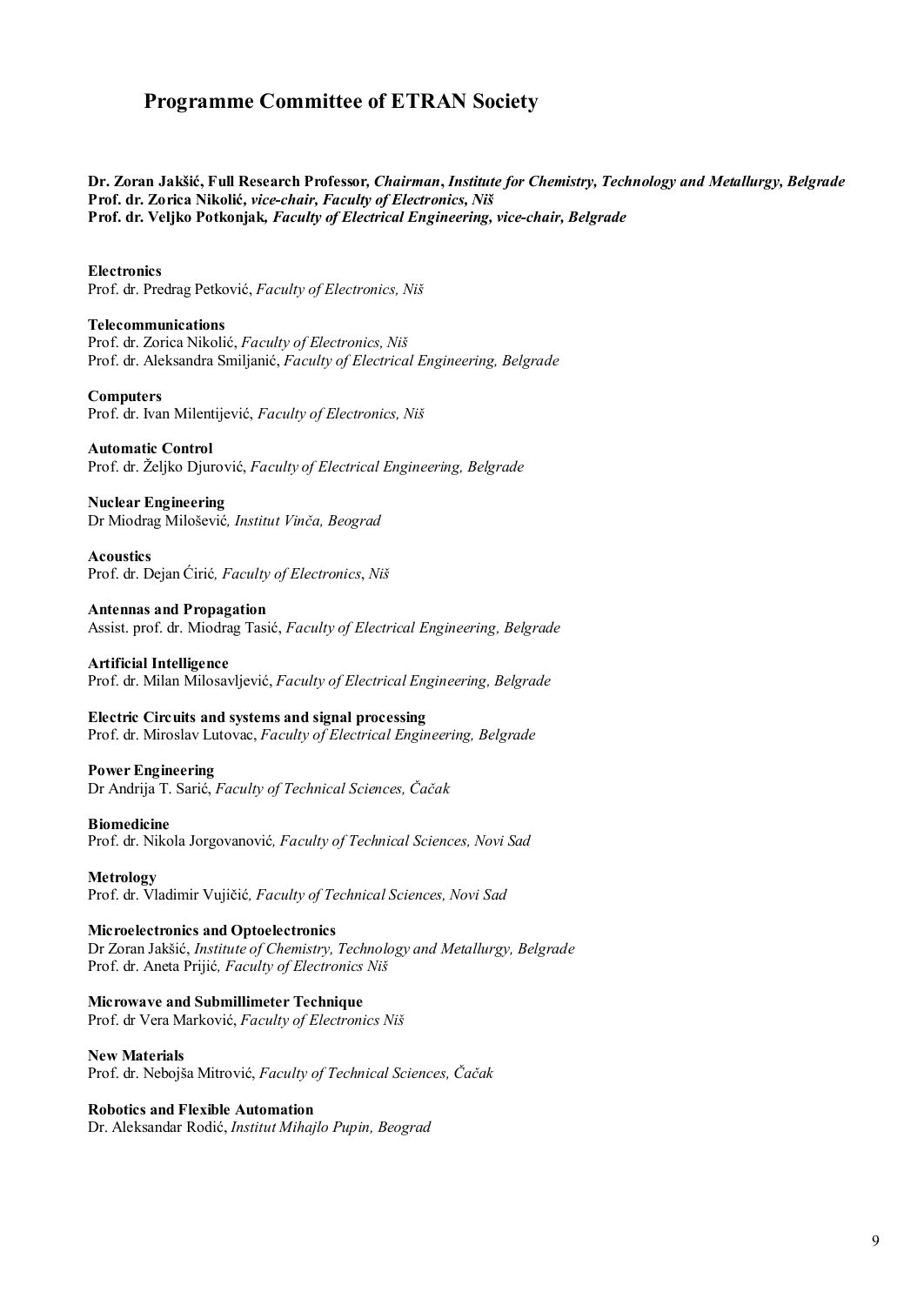## Programme Committee of ETRAN Society

**Dr. Zoran Jakšić, Full Research Professor, *Chairman*, *Institute for Chemistry, Technology and Metallurgy, Belgrade***
**Prof. dr. Zorica Nikolić, *vice-chair, Faculty of Electronics, Niš***
**Prof. dr. Veljko Potkonjak, *Faculty of Electrical Engineering, vice-chair, Belgrade***

**Electronics**
Prof. dr. Predrag Petković, *Faculty of Electronics, Niš*

**Telecommunications**
Prof. dr. Zorica Nikolić, *Faculty of Electronics, Niš*
Prof. dr. Aleksandra Smiljanić, *Faculty of Electrical Engineering, Belgrade*

**Computers**
Prof. dr. Ivan Milentijević, *Faculty of Electronics, Niš*

**Automatic Control**
Prof. dr. Željko Djurović, *Faculty of Electrical Engineering, Belgrade*

**Nuclear Engineering**
Dr Miodrag Milošević*, Institut Vinča, Beograd*

**Acoustics**
Prof. dr. Dejan Ćirić*, Faculty of Electronics*, *Niš*

**Antennas and Propagation**
Assist. prof. dr. Miodrag Tasić, *Faculty of Electrical Engineering, Belgrade*

**Artificial Intelligence**
Prof. dr. Milan Milosavljević, *Faculty of Electrical Engineering, Belgrade*

**Electric Circuits and systems and signal processing**
Prof. dr. Miroslav Lutovac, *Faculty of Electrical Engineering, Belgrade*

**Power Engineering**
Dr Andrija T. Sarić, *Faculty of Technical Sciences, Čačak*

**Biomedicine**
Prof. dr. Nikola Jorgovanović*, Faculty of Technical Sciences, Novi Sad*

**Metrology**
Prof. dr. Vladimir Vujičić*, Faculty of Technical Sciences, Novi Sad*

**Microelectronics and Optoelectronics**
Dr Zoran Jakšić, *Institute of Chemistry, Technology and Metallurgy, Belgrade*
Prof. dr. Aneta Prijić*, Faculty of Electronics Niš*

**Microwave and Submillimeter Technique**
Prof. dr Vera Marković, *Faculty of Electronics Niš*

**New Materials**
Prof. dr. Nebojša Mitrović, *Faculty of Technical Sciences, Čačak*

**Robotics and Flexible Automation**
Dr. Aleksandar Rodić, *Institut Mihajlo Pupin, Beograd*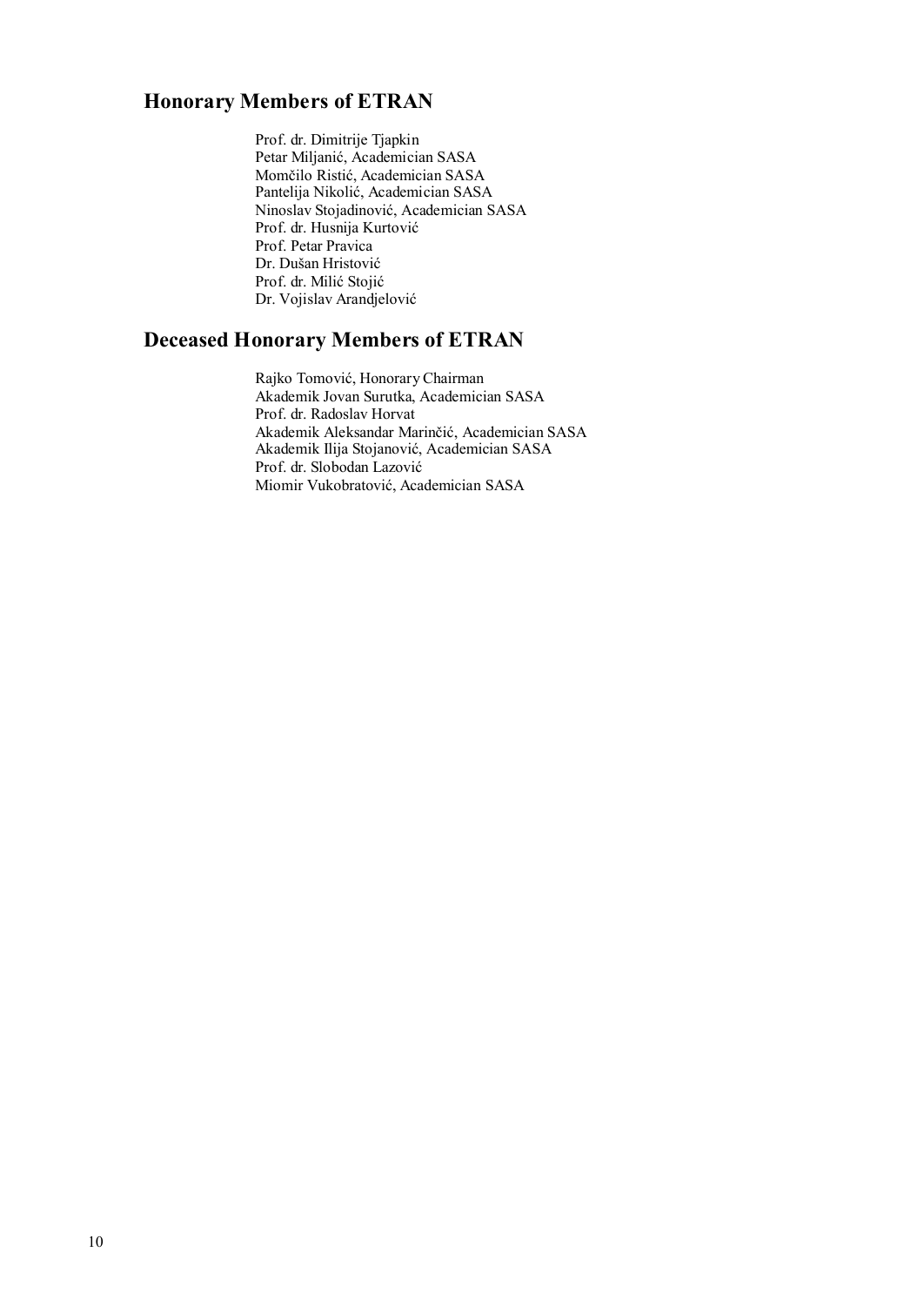## Honorary Members of ETRAN

Prof. dr. Dimitrije Tjapkin
Petar Miljanić, Academician SASA
Momčilo Ristić, Academician SASA
Pantelija Nikolić, Academician SASA
Ninoslav Stojadinović, Academician SASA
Prof. dr. Husnija Kurtović
Prof. Petar Pravica
Dr. Dušan Hristović
Prof. dr. Milić Stojić
Dr. Vojislav Arandjelović

## Deceased Honorary Members of ETRAN

Rajko Tomović, Honorary Chairman
Akademik Jovan Surutka, Academician SASA
Prof. dr. Radoslav Horvat
Akademik Aleksandar Marinčić, Academician SASA
Akademik Ilija Stojanović, Academician SASA
Prof. dr. Slobodan Lazović
Miomir Vukobratović, Academician SASA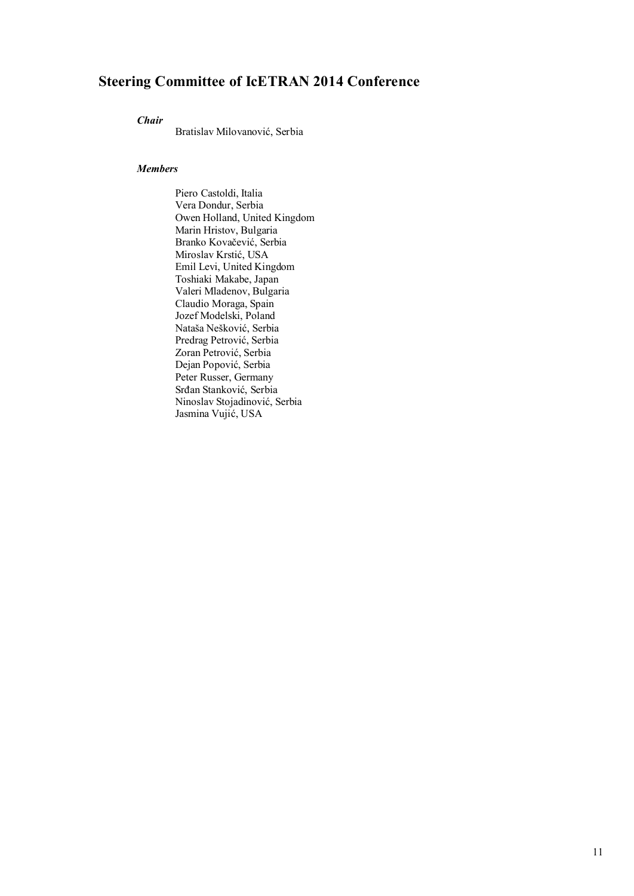## Steering Committee of IcETRAN 2014 Conference

***Chair***

Bratislav Milovanović, Serbia

***Members***

Piero Castoldi, Italia
Vera Dondur, Serbia
Owen Holland, United Kingdom
Marin Hristov, Bulgaria
Branko Kovačević, Serbia
Miroslav Krstić, USA
Emil Levi, United Kingdom
Toshiaki Makabe, Japan
Valeri Mladenov, Bulgaria
Claudio Moraga, Spain
Jozef Modelski, Poland
Nataša Nešković, Serbia
Predrag Petrović, Serbia
Zoran Petrović, Serbia
Dejan Popović, Serbia
Peter Russer, Germany
Srđan Stanković, Serbia
Ninoslav Stojadinović, Serbia
Jasmina Vujić, USA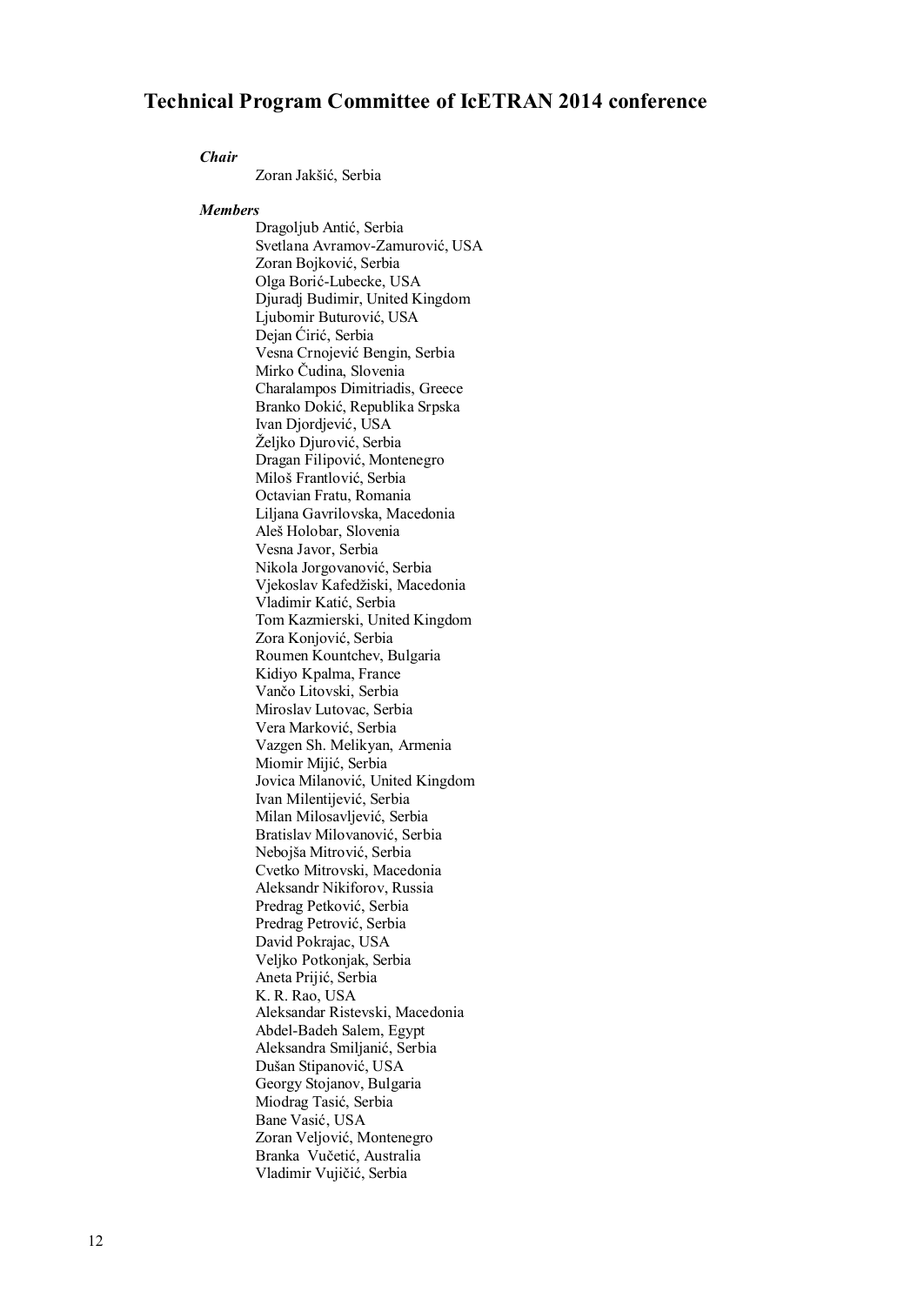## Technical Program Committee of IcETRAN 2014 conference

***Chair***

Zoran Jakšić, Serbia

***Members***

Dragoljub Antić, Serbia
Svetlana Avramov-Zamurović, USA
Zoran Bojković, Serbia
Olga Borić-Lubecke, USA
Djuradj Budimir, United Kingdom
Ljubomir Buturović, USA
Dejan Ćirić, Serbia
Vesna Crnojević Bengin, Serbia
Mirko Čudina, Slovenia
Charalampos Dimitriadis, Greece
Branko Dokić, Republika Srpska
Ivan Djordjević, USA
Željko Djurović, Serbia
Dragan Filipović, Montenegro
Miloš Frantlović, Serbia
Octavian Fratu, Romania
Liljana Gavrilovska, Macedonia
Aleš Holobar, Slovenia
Vesna Javor, Serbia
Nikola Jorgovanović, Serbia
Vjekoslav Kafedžiski, Macedonia
Vladimir Katić, Serbia
Tom Kazmierski, United Kingdom
Zora Konjović, Serbia
Roumen Kountchev, Bulgaria
Kidiyo Kpalma, France
Vančo Litovski, Serbia
Miroslav Lutovac, Serbia
Vera Marković, Serbia
Vazgen Sh. Melikyan, Armenia
Miomir Mijić, Serbia
Jovica Milanović, United Kingdom
Ivan Milentijević, Serbia
Milan Milosavljević, Serbia
Bratislav Milovanović, Serbia
Nebojša Mitrović, Serbia
Cvetko Mitrovski, Macedonia
Aleksandr Nikiforov, Russia
Predrag Petković, Serbia
Predrag Petrović, Serbia
David Pokrajac, USA
Veljko Potkonjak, Serbia
Aneta Prijić, Serbia
K. R. Rao, USA
Aleksandar Ristevski, Macedonia
Abdel-Badeh Salem, Egypt
Aleksandra Smiljanić, Serbia
Dušan Stipanović, USA
Georgy Stojanov, Bulgaria
Miodrag Tasić, Serbia
Bane Vasić, USA
Zoran Veljović, Montenegro
Branka Vučetić, Australia
Vladimir Vujičić, Serbia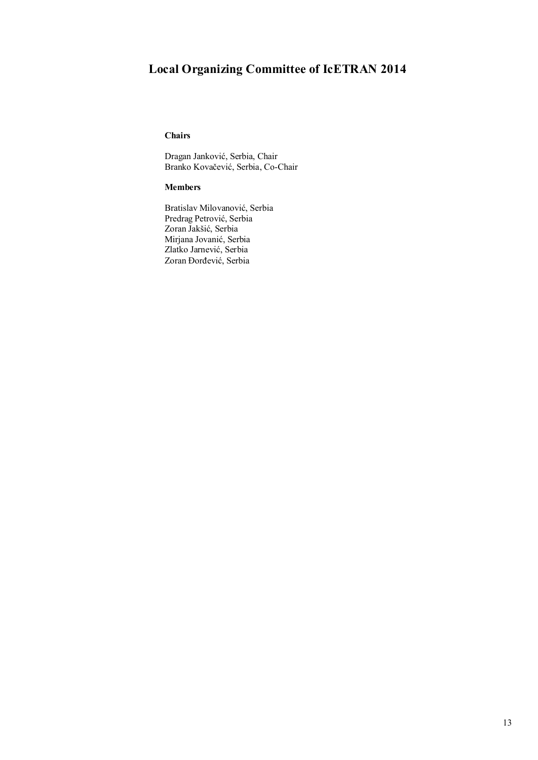# Local Organizing Committee of IcETRAN 2014

**Chairs**

Dragan Janković, Serbia, Chair
Branko Kovačević, Serbia, Co-Chair

**Members**

Bratislav Milovanović, Serbia
Predrag Petrović, Serbia
Zoran Jakšić, Serbia
Mirjana Jovanić, Serbia
Zlatko Jarnević, Serbia
Zoran Đorđević, Serbia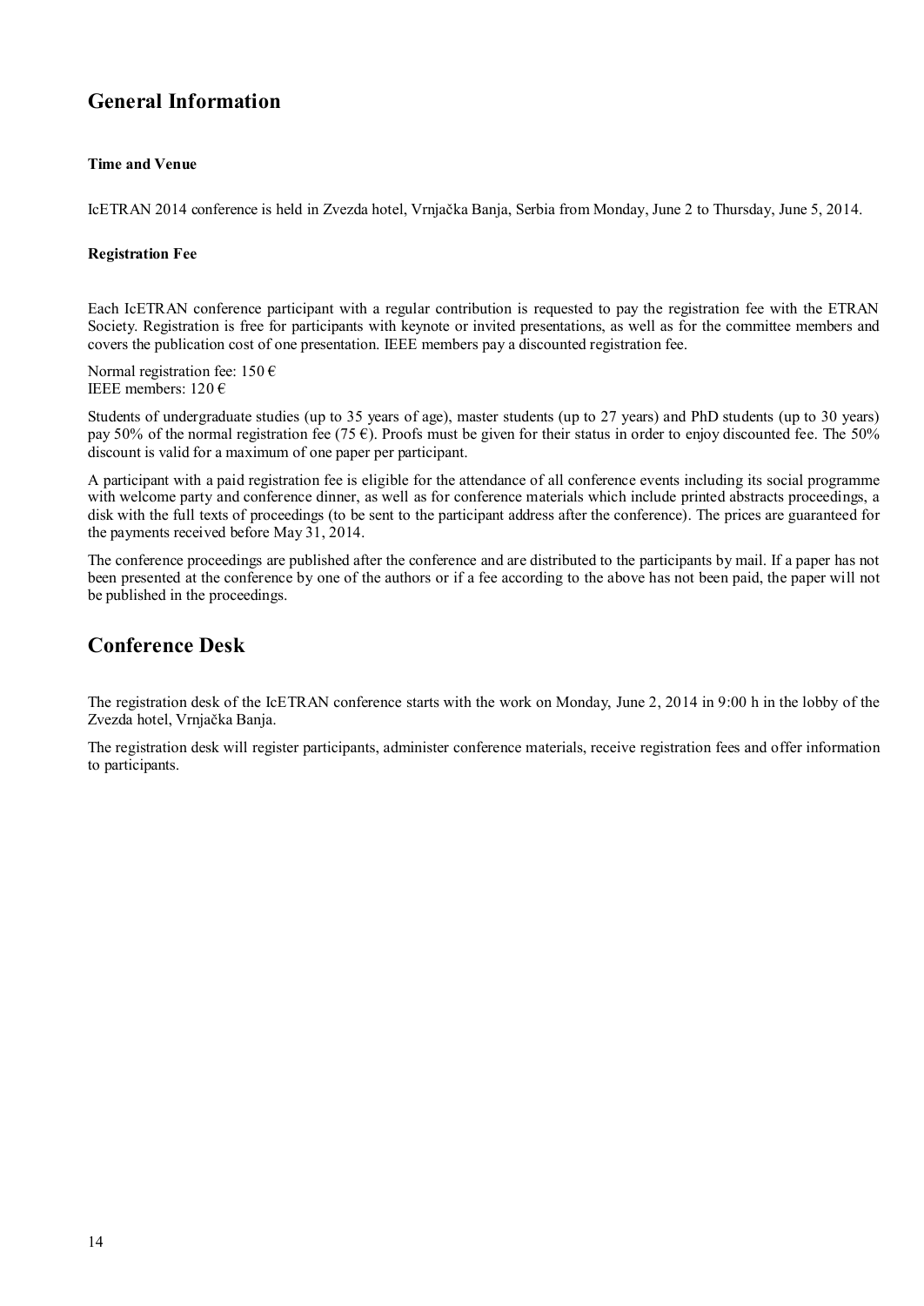## General Information

**Time and Venue**

IcETRAN 2014 conference is held in Zvezda hotel, Vrnjačka Banja, Serbia from Monday, June 2 to Thursday, June 5, 2014.

**Registration Fee**

Each IcETRAN conference participant with a regular contribution is requested to pay the registration fee with the ETRAN Society. Registration is free for participants with keynote or invited presentations, as well as for the committee members and covers the publication cost of one presentation. IEEE members pay a discounted registration fee.

Normal registration fee: 150 €
IEEE members: 120 €

Students of undergraduate studies (up to 35 years of age), master students (up to 27 years) and PhD students (up to 30 years) pay 50% of the normal registration fee (75 €). Proofs must be given for their status in order to enjoy discounted fee. The 50% discount is valid for a maximum of one paper per participant.

A participant with a paid registration fee is eligible for the attendance of all conference events including its social programme with welcome party and conference dinner, as well as for conference materials which include printed abstracts proceedings, a disk with the full texts of proceedings (to be sent to the participant address after the conference). The prices are guaranteed for the payments received before May 31, 2014.

The conference proceedings are published after the conference and are distributed to the participants by mail. If a paper has not been presented at the conference by one of the authors or if a fee according to the above has not been paid, the paper will not be published in the proceedings.

## Conference Desk

The registration desk of the IcETRAN conference starts with the work on Monday, June 2, 2014 in 9:00 h in the lobby of the Zvezda hotel, Vrnjačka Banja.

The registration desk will register participants, administer conference materials, receive registration fees and offer information to participants.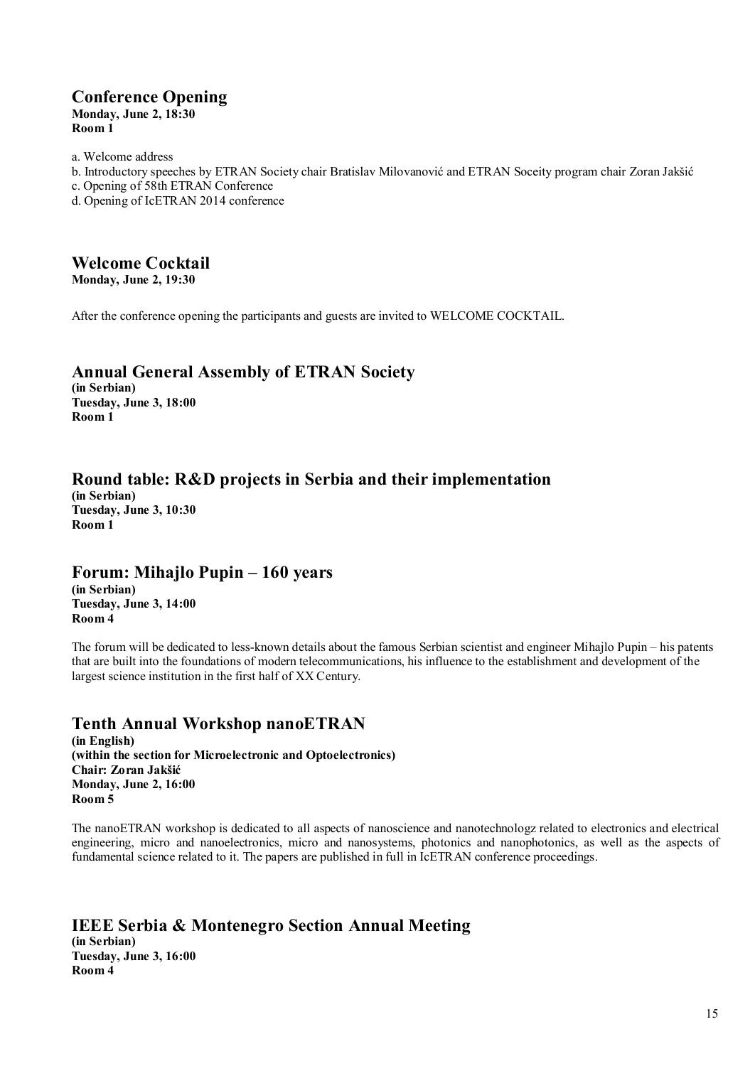## Conference Opening

**Monday, June 2, 18:30**
**Room 1**

a. Welcome address
b. Introductory speeches by ETRAN Society chair Bratislav Milovanović and ETRAN Soceity program chair Zoran Jakšić
c. Opening of 58th ETRAN Conference
d. Opening of IcETRAN 2014 conference

## Welcome Cocktail

**Monday, June 2, 19:30**

After the conference opening the participants and guests are invited to WELCOME COCKTAIL.

## Annual General Assembly of ETRAN Society

**(in Serbian)**
**Tuesday, June 3, 18:00**
**Room 1**

## Round table: R&D projects in Serbia and their implementation

**(in Serbian)**
**Tuesday, June 3, 10:30**
**Room 1**

## Forum: Mihajlo Pupin – 160 years

**(in Serbian)**
**Tuesday, June 3, 14:00**
**Room 4**

The forum will be dedicated to less-known details about the famous Serbian scientist and engineer Mihajlo Pupin – his patents that are built into the foundations of modern telecommunications, his influence to the establishment and development of the largest science institution in the first half of XX Century.

## Tenth Annual Workshop nanoETRAN

**(in English)**
**(within the section for Microelectronic and Optoelectronics)**
**Chair: Zoran Jakšić**
**Monday, June 2, 16:00**
**Room 5**

The nanoETRAN workshop is dedicated to all aspects of nanoscience and nanotechnologz related to electronics and electrical engineering, micro and nanoelectronics, micro and nanosystems, photonics and nanophotonics, as well as the aspects of fundamental science related to it. The papers are published in full in IcETRAN conference proceedings.

## IEEE Serbia & Montenegro Section Annual Meeting

**(in Serbian)**
**Tuesday, June 3, 16:00**
**Room 4**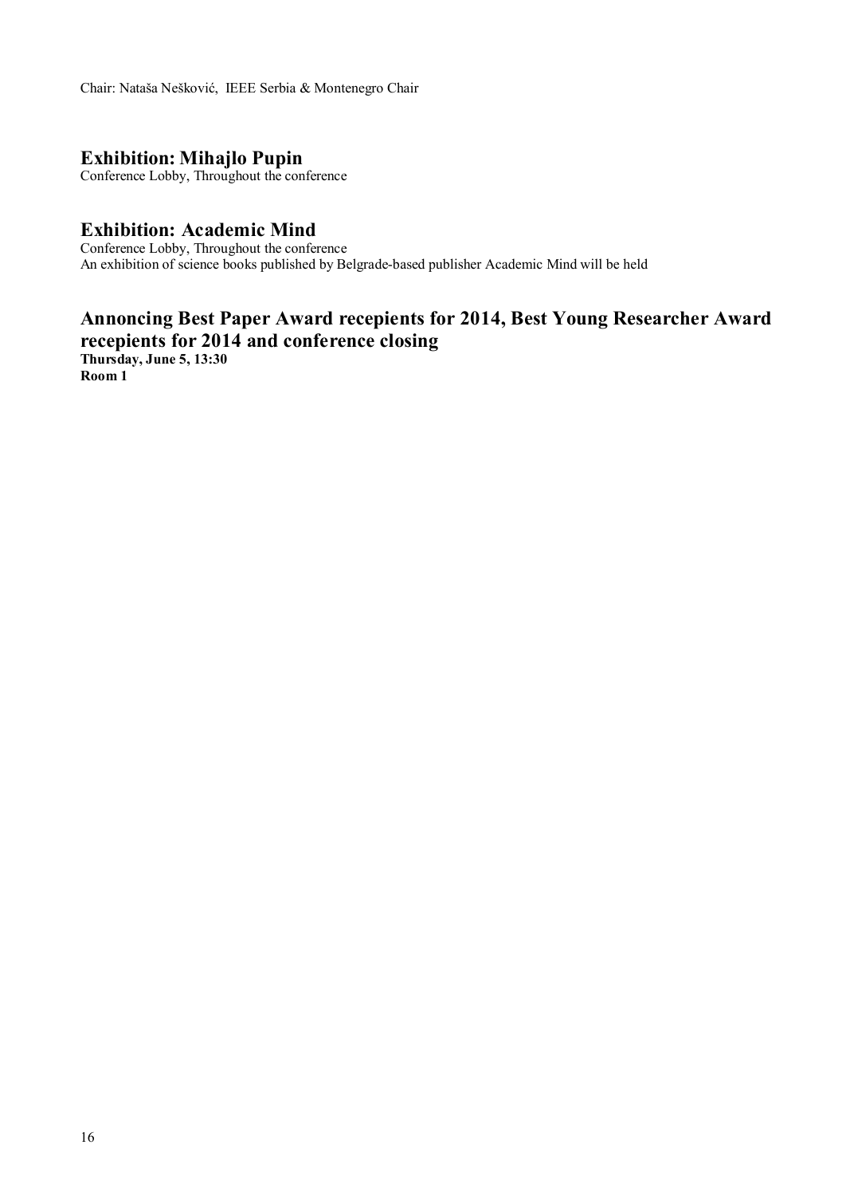Chair: Nataša Nešković, IEEE Serbia & Montenegro Chair

## Exhibition: Mihajlo Pupin

Conference Lobby, Throughout the conference

## Exhibition: Academic Mind

Conference Lobby, Throughout the conference
An exhibition of science books published by Belgrade-based publisher Academic Mind will be held

## Annoncing Best Paper Award recepients for 2014, Best Young Researcher Award recepients for 2014 and conference closing

**Thursday, June 5, 13:30**
**Room 1**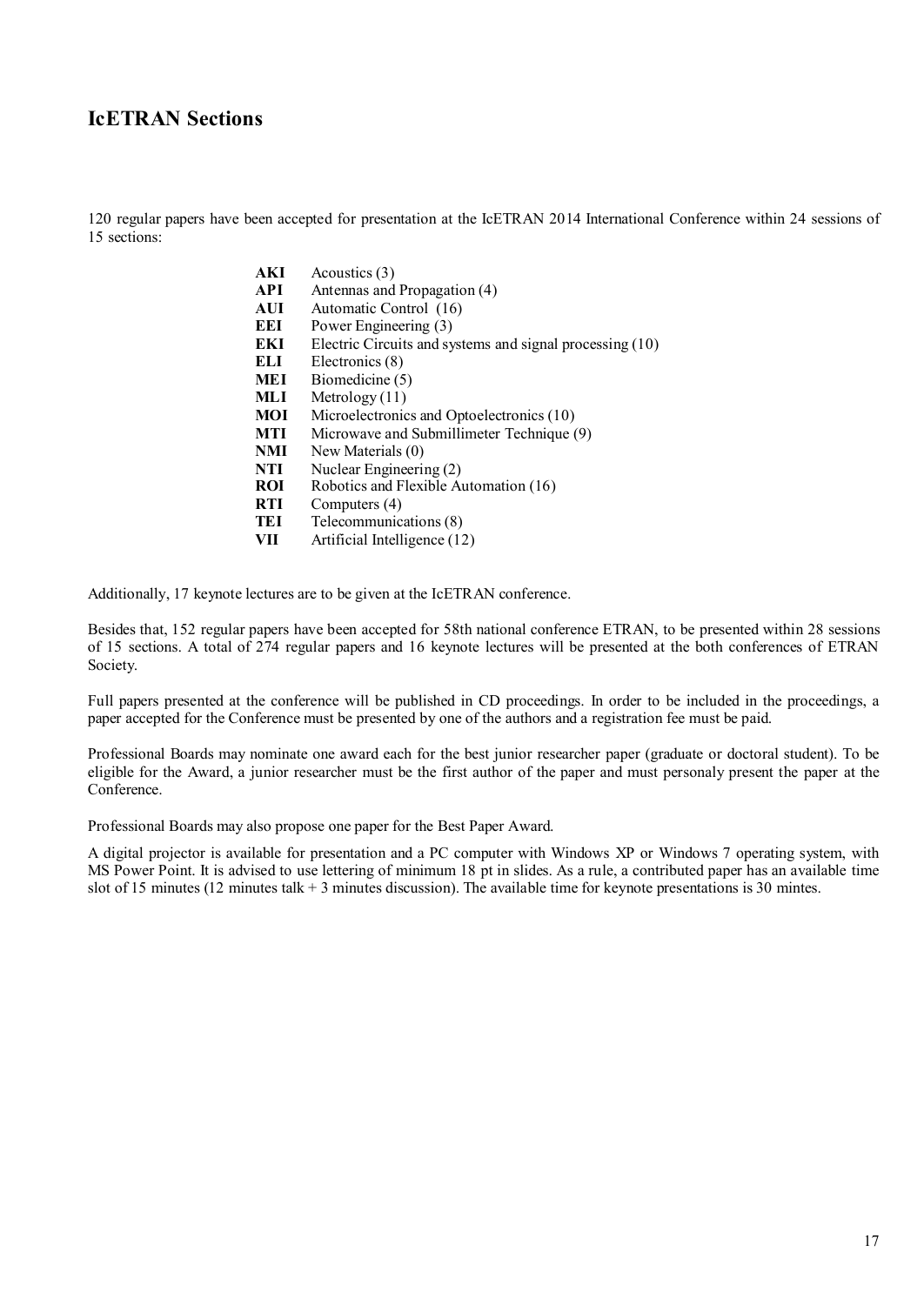## IcETRAN Sections

120 regular papers have been accepted for presentation at the IcETRAN 2014 International Conference within 24 sessions of 15 sections:

**AKI** Acoustics (3)
**API** Antennas and Propagation (4)
**AUI** Automatic Control (16)
**EEI** Power Engineering (3)
**EKI** Electric Circuits and systems and signal processing (10)
**ELI** Electronics (8)
**MEI** Biomedicine (5)
**MLI** Metrology (11)
**MOI** Microelectronics and Optoelectronics (10)
**MTI** Microwave and Submillimeter Technique (9)
**NMI** New Materials (0)
**NTI** Nuclear Engineering (2)
**ROI** Robotics and Flexible Automation (16)
**RTI** Computers (4)
**TEI** Telecommunications (8)
**VII** Artificial Intelligence (12)

Additionally, 17 keynote lectures are to be given at the IcETRAN conference.

Besides that, 152 regular papers have been accepted for 58th national conference ETRAN, to be presented within 28 sessions of 15 sections. A total of 274 regular papers and 16 keynote lectures will be presented at the both conferences of ETRAN Society.

Full papers presented at the conference will be published in CD proceedings. In order to be included in the proceedings, a paper accepted for the Conference must be presented by one of the authors and a registration fee must be paid.

Professional Boards may nominate one award each for the best junior researcher paper (graduate or doctoral student). To be eligible for the Award, a junior researcher must be the first author of the paper and must personaly present the paper at the Conference.

Professional Boards may also propose one paper for the Best Paper Award.

A digital projector is available for presentation and a PC computer with Windows XP or Windows 7 operating system, with MS Power Point. It is advised to use lettering of minimum 18 pt in slides. As a rule, a contributed paper has an available time slot of 15 minutes (12 minutes talk + 3 minutes discussion). The available time for keynote presentations is 30 mintes.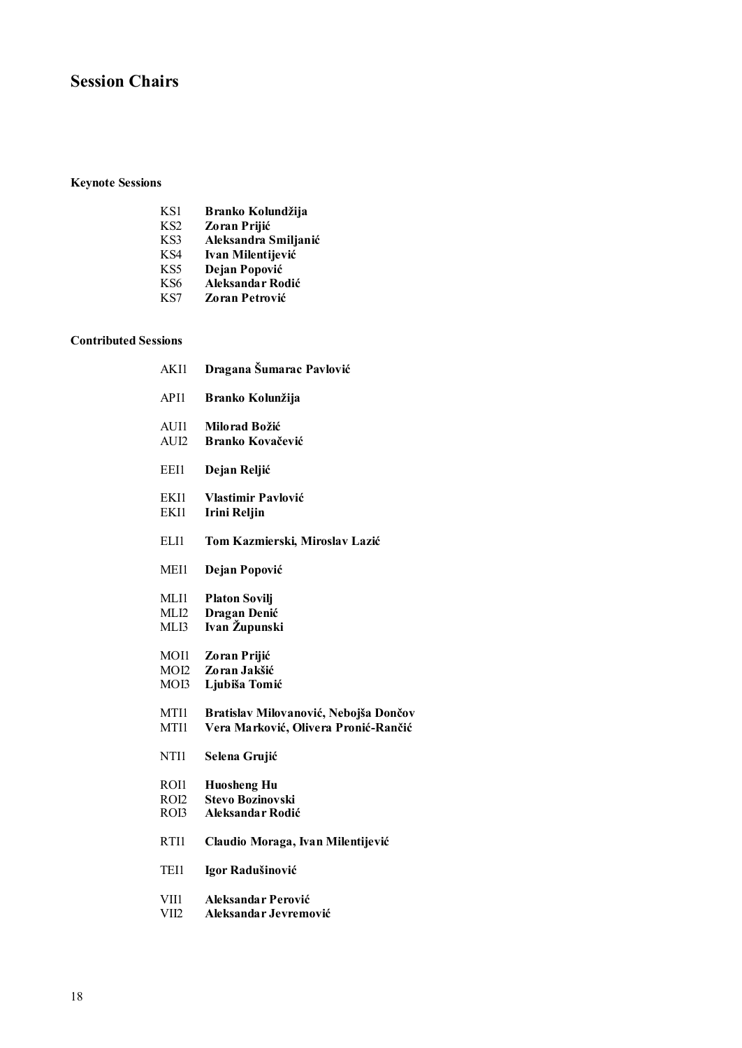## Session Chairs

### Keynote Sessions

| | |
|---|---|
| KS1 | **Branko Kolundžija** |
| KS2 | **Zoran Prijić** |
| KS3 | **Aleksandra Smiljanić** |
| KS4 | **Ivan Milentijević** |
| KS5 | **Dejan Popović** |
| KS6 | **Aleksandar Rodić** |
| KS7 | **Zoran Petrović** |

### Contributed Sessions

| | |
|---|---|
| AKI1 | **Dragana Šumarac Pavlović** |
| API1 | **Branko Kolunžija** |
| AUI1 | **Milorad Božić** |
| AUI2 | **Branko Kovačević** |
| EEI1 | **Dejan Reljić** |
| EKI1 | **Vlastimir Pavlović** |
| EKI1 | **Irini Reljin** |
| ELI1 | **Tom Kazmierski, Miroslav Lazić** |
| MEI1 | **Dejan Popović** |
| MLI1 | **Platon Sovilj** |
| MLI2 | **Dragan Denić** |
| MLI3 | **Ivan Župunski** |
| MOI1 | **Zoran Prijić** |
| MOI2 | **Zoran Jakšić** |
| MOI3 | **Ljubiša Tomić** |
| MTI1 | **Bratislav Milovanović, Nebojša Dončov** |
| MTI1 | **Vera Marković, Olivera Pronić-Rančić** |
| NTI1 | **Selena Grujić** |
| ROI1 | **Huosheng Hu** |
| ROI2 | **Stevo Bozinovski** |
| ROI3 | **Aleksandar Rodić** |
| RTI1 | **Claudio Moraga, Ivan Milentijević** |
| TEI1 | **Igor Radušinović** |
| VII1 | **Aleksandar Perović** |
| VII2 | **Aleksandar Jevremović** |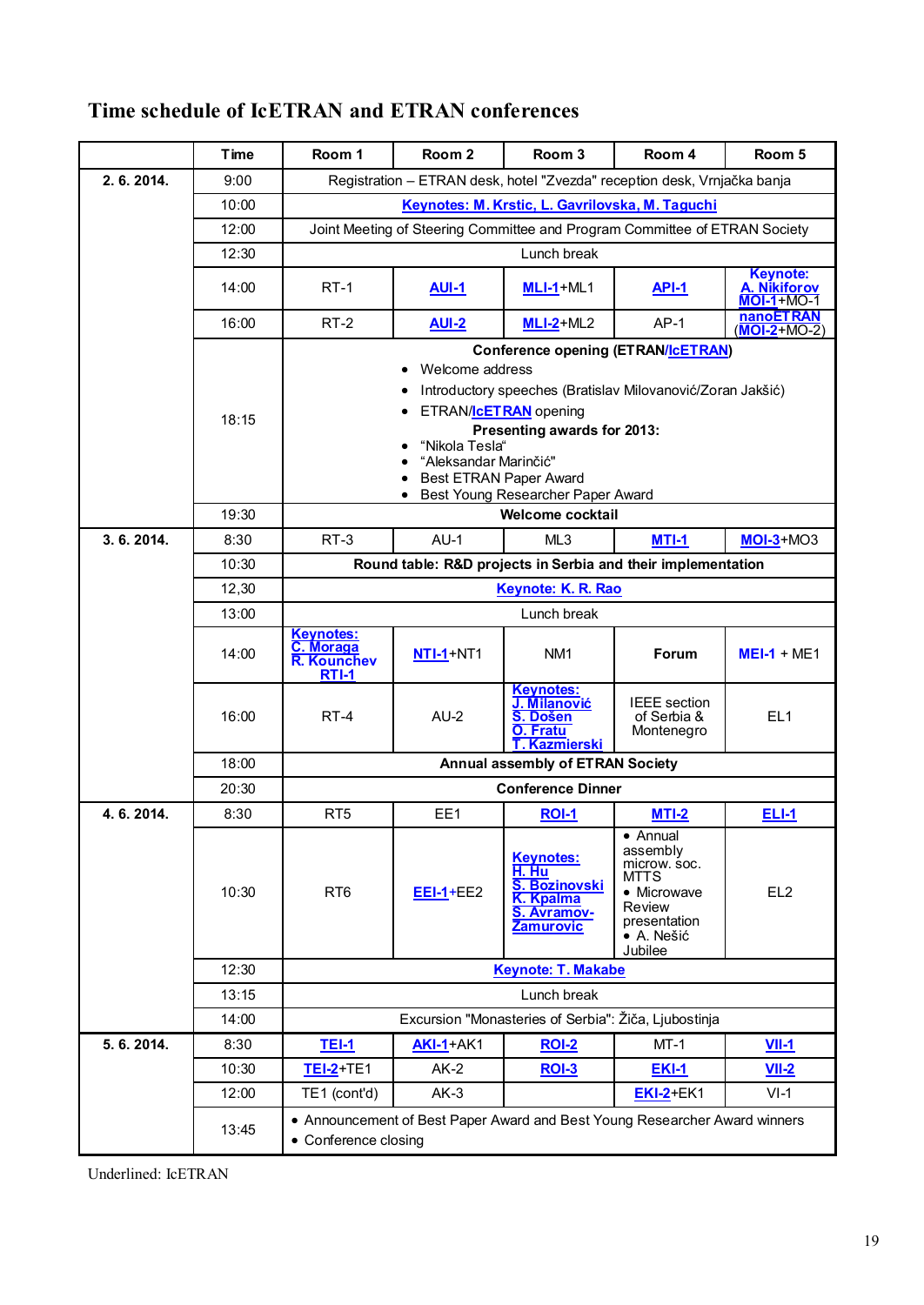# Time schedule of IcETRAN and ETRAN conferences

| | Time | Room 1 | Room 2 | Room 3 | Room 4 | Room 5 |
|---|---|---|---|---|---|---|
| **2. 6. 2014.** | 9:00 | Registration – ETRAN desk, hotel "Zvezda" reception desk, Vrnjačka banja | | | | |
| | 10:00 | Keynotes: M. Krstic, L. Gavrilovska, M. Taguchi | | | | |
| | 12:00 | Joint Meeting of Steering Committee and Program Committee of ETRAN Society | | | | |
| | 12:30 | Lunch break | | | | |
| | 14:00 | RT-1 | AUI-1 | MLI-1+ML1 | API-1 | Keynote: A. Nikiforov MOI-1+MO-1 |
| | 16:00 | RT-2 | AUI-2 | MLI-2+ML2 | AP-1 | nanoETRAN (MOI-2+MO-2) |
| | 18:15 | **Conference opening (ETRAN/IcETRAN)** • Welcome address • Introductory speeches (Bratislav Milovanović/Zoran Jakšić) • ETRAN/IcETRAN opening **Presenting awards for 2013:** • "Nikola Tesla" • "Aleksandar Marinčić" • Best ETRAN Paper Award • Best Young Researcher Paper Award | | | | |
| | 19:30 | **Welcome cocktail** | | | | |
| **3. 6. 2014.** | 8:30 | RT-3 | AU-1 | ML3 | MTI-1 | MOI-3+MO3 |
| | 10:30 | **Round table: R&D projects in Serbia and their implementation** | | | | |
| | 12,30 | Keynote: K. R. Rao | | | | |
| | 13:00 | Lunch break | | | | |
| | 14:00 | Keynotes: C. Moraga R. Kounchev RTI-1 | NTI-1+NT1 | NM1 | **Forum** | **MEI-1** + ME1 |
| | 16:00 | RT-4 | AU-2 | Keynotes: J. Milanović S. Došen O. Fratu T. Kazmierski | IEEE section of Serbia & Montenegro | EL1 |
| | 18:00 | **Annual assembly of ETRAN Society** | | | | |
| | 20:30 | **Conference Dinner** | | | | |
| **4. 6. 2014.** | 8:30 | RT5 | EE1 | ROI-1 | MTI-2 | ELI-1 |
| | 10:30 | RT6 | EEI-1+EE2 | Keynotes: H. Hu S. Bozinovski K. Kpalma S. Avramov-Zamurovic | • Annual assembly microw. soc. MTTS • Microwave Review presentation • A. Nešić Jubilee | EL2 |
| | 12:30 | Keynote: T. Makabe | | | | |
| | 13:15 | Lunch break | | | | |
| | 14:00 | Excursion "Monasteries of Serbia": Žiča, Ljubostinja | | | | |
| **5. 6. 2014.** | 8:30 | TEI-1 | AKI-1+AK1 | ROI-2 | MT-1 | VII-1 |
| | 10:30 | TEI-2+TE1 | AK-2 | ROI-3 | EKI-1 | VII-2 |
| | 12:00 | TE1 (cont'd) | AK-3 | | EKI-2+EK1 | VI-1 |
| | 13:45 | • Announcement of Best Paper Award and Best Young Researcher Award winners • Conference closing | | | | |

Underlined: IcETRAN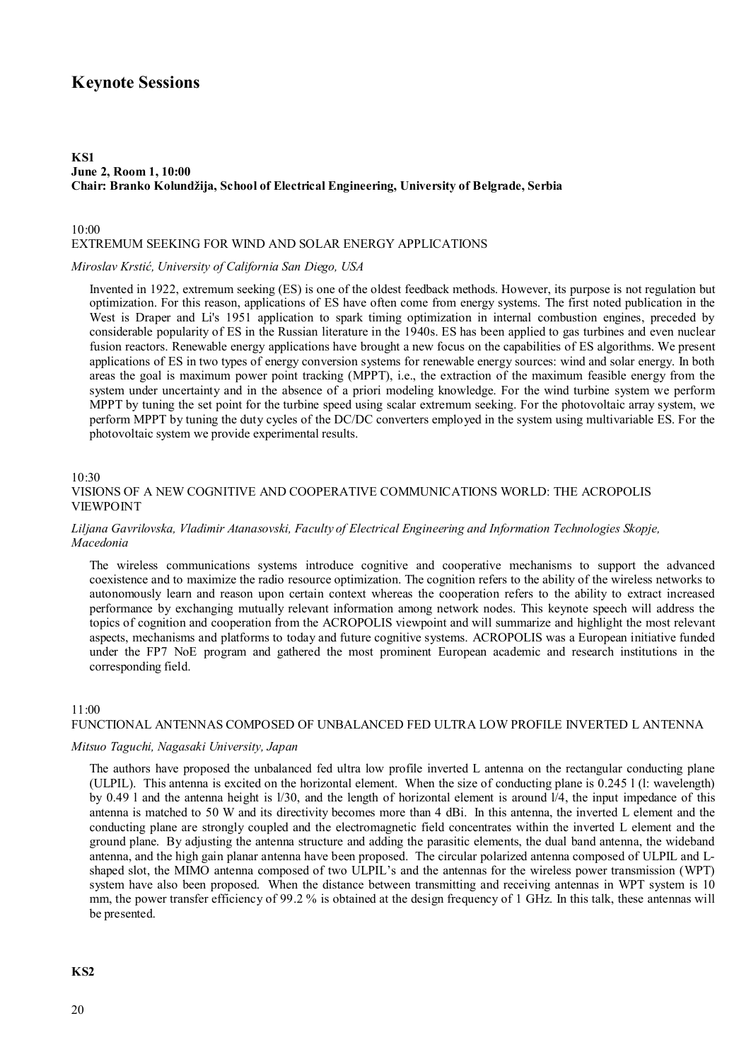# Keynote Sessions

**KS1**
**June 2, Room 1, 10:00**
**Chair: Branko Kolundžija, School of Electrical Engineering, University of Belgrade, Serbia**

10:00
EXTREMUM SEEKING FOR WIND AND SOLAR ENERGY APPLICATIONS

*Miroslav Krstić, University of California San Diego, USA*

Invented in 1922, extremum seeking (ES) is one of the oldest feedback methods. However, its purpose is not regulation but optimization. For this reason, applications of ES have often come from energy systems. The first noted publication in the West is Draper and Li's 1951 application to spark timing optimization in internal combustion engines, preceded by considerable popularity of ES in the Russian literature in the 1940s. ES has been applied to gas turbines and even nuclear fusion reactors. Renewable energy applications have brought a new focus on the capabilities of ES algorithms. We present applications of ES in two types of energy conversion systems for renewable energy sources: wind and solar energy. In both areas the goal is maximum power point tracking (MPPT), i.e., the extraction of the maximum feasible energy from the system under uncertainty and in the absence of a priori modeling knowledge. For the wind turbine system we perform MPPT by tuning the set point for the turbine speed using scalar extremum seeking. For the photovoltaic array system, we perform MPPT by tuning the duty cycles of the DC/DC converters employed in the system using multivariable ES. For the photovoltaic system we provide experimental results.

10:30
VISIONS OF A NEW COGNITIVE AND COOPERATIVE COMMUNICATIONS WORLD: THE ACROPOLIS VIEWPOINT

*Liljana Gavrilovska, Vladimir Atanasovski, Faculty of Electrical Engineering and Information Technologies Skopje, Macedonia*

The wireless communications systems introduce cognitive and cooperative mechanisms to support the advanced coexistence and to maximize the radio resource optimization. The cognition refers to the ability of the wireless networks to autonomously learn and reason upon certain context whereas the cooperation refers to the ability to extract increased performance by exchanging mutually relevant information among network nodes. This keynote speech will address the topics of cognition and cooperation from the ACROPOLIS viewpoint and will summarize and highlight the most relevant aspects, mechanisms and platforms to today and future cognitive systems. ACROPOLIS was a European initiative funded under the FP7 NoE program and gathered the most prominent European academic and research institutions in the corresponding field.

11:00
FUNCTIONAL ANTENNAS COMPOSED OF UNBALANCED FED ULTRA LOW PROFILE INVERTED L ANTENNA

*Mitsuo Taguchi, Nagasaki University, Japan*

The authors have proposed the unbalanced fed ultra low profile inverted L antenna on the rectangular conducting plane (ULPIL). This antenna is excited on the horizontal element. When the size of conducting plane is 0.245 l (l: wavelength) by 0.49 l and the antenna height is l/30, and the length of horizontal element is around l/4, the input impedance of this antenna is matched to 50 W and its directivity becomes more than 4 dBi. In this antenna, the inverted L element and the conducting plane are strongly coupled and the electromagnetic field concentrates within the inverted L element and the ground plane. By adjusting the antenna structure and adding the parasitic elements, the dual band antenna, the wideband antenna, and the high gain planar antenna have been proposed. The circular polarized antenna composed of ULPIL and L-shaped slot, the MIMO antenna composed of two ULPIL's and the antennas for the wireless power transmission (WPT) system have also been proposed. When the distance between transmitting and receiving antennas in WPT system is 10 mm, the power transfer efficiency of 99.2 % is obtained at the design frequency of 1 GHz. In this talk, these antennas will be presented.

**KS2**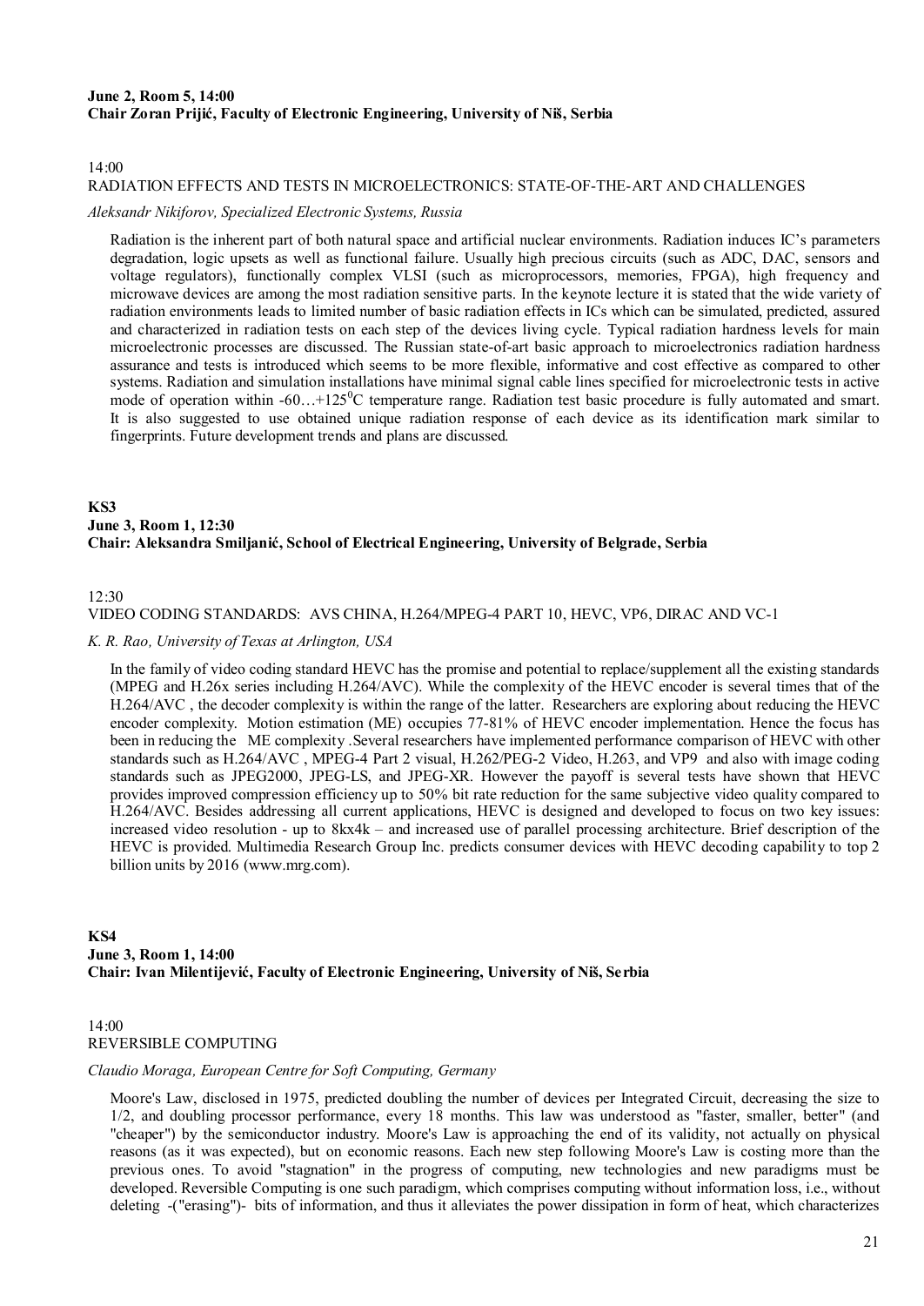**June 2, Room 5, 14:00**
**Chair Zoran Prijić, Faculty of Electronic Engineering, University of Niš, Serbia**

14:00
RADIATION EFFECTS AND TESTS IN MICROELECTRONICS: STATE-OF-THE-ART AND CHALLENGES

*Aleksandr Nikiforov, Specialized Electronic Systems, Russia*

Radiation is the inherent part of both natural space and artificial nuclear environments. Radiation induces IC's parameters degradation, logic upsets as well as functional failure. Usually high precious circuits (such as ADC, DAC, sensors and voltage regulators), functionally complex VLSI (such as microprocessors, memories, FPGA), high frequency and microwave devices are among the most radiation sensitive parts. In the keynote lecture it is stated that the wide variety of radiation environments leads to limited number of basic radiation effects in ICs which can be simulated, predicted, assured and characterized in radiation tests on each step of the devices living cycle. Typical radiation hardness levels for main microelectronic processes are discussed. The Russian state-of-art basic approach to microelectronics radiation hardness assurance and tests is introduced which seems to be more flexible, informative and cost effective as compared to other systems. Radiation and simulation installations have minimal signal cable lines specified for microelectronic tests in active mode of operation within -60…+125$^0$C temperature range. Radiation test basic procedure is fully automated and smart. It is also suggested to use obtained unique radiation response of each device as its identification mark similar to fingerprints. Future development trends and plans are discussed.

**KS3**
**June 3, Room 1, 12:30**
**Chair: Aleksandra Smiljanić, School of Electrical Engineering, University of Belgrade, Serbia**

12:30
VIDEO CODING STANDARDS: AVS CHINA, H.264/MPEG-4 PART 10, HEVC, VP6, DIRAC AND VC-1

*K. R. Rao, University of Texas at Arlington, USA*

In the family of video coding standard HEVC has the promise and potential to replace/supplement all the existing standards (MPEG and H.26x series including H.264/AVC). While the complexity of the HEVC encoder is several times that of the H.264/AVC , the decoder complexity is within the range of the latter. Researchers are exploring about reducing the HEVC encoder complexity. Motion estimation (ME) occupies 77-81% of HEVC encoder implementation. Hence the focus has been in reducing the ME complexity .Several researchers have implemented performance comparison of HEVC with other standards such as H.264/AVC , MPEG-4 Part 2 visual, H.262/PEG-2 Video, H.263, and VP9 and also with image coding standards such as JPEG2000, JPEG-LS, and JPEG-XR. However the payoff is several tests have shown that HEVC provides improved compression efficiency up to 50% bit rate reduction for the same subjective video quality compared to H.264/AVC. Besides addressing all current applications, HEVC is designed and developed to focus on two key issues: increased video resolution - up to 8kx4k – and increased use of parallel processing architecture. Brief description of the HEVC is provided. Multimedia Research Group Inc. predicts consumer devices with HEVC decoding capability to top 2 billion units by 2016 (www.mrg.com).

**KS4**
**June 3, Room 1, 14:00**
**Chair: Ivan Milentijević, Faculty of Electronic Engineering, University of Niš, Serbia**

14:00
REVERSIBLE COMPUTING

*Claudio Moraga, European Centre for Soft Computing, Germany*

Moore's Law, disclosed in 1975, predicted doubling the number of devices per Integrated Circuit, decreasing the size to 1/2, and doubling processor performance, every 18 months. This law was understood as "faster, smaller, better" (and "cheaper") by the semiconductor industry. Moore's Law is approaching the end of its validity, not actually on physical reasons (as it was expected), but on economic reasons. Each new step following Moore's Law is costing more than the previous ones. To avoid "stagnation" in the progress of computing, new technologies and new paradigms must be developed. Reversible Computing is one such paradigm, which comprises computing without information loss, i.e., without deleting -("erasing")- bits of information, and thus it alleviates the power dissipation in form of heat, which characterizes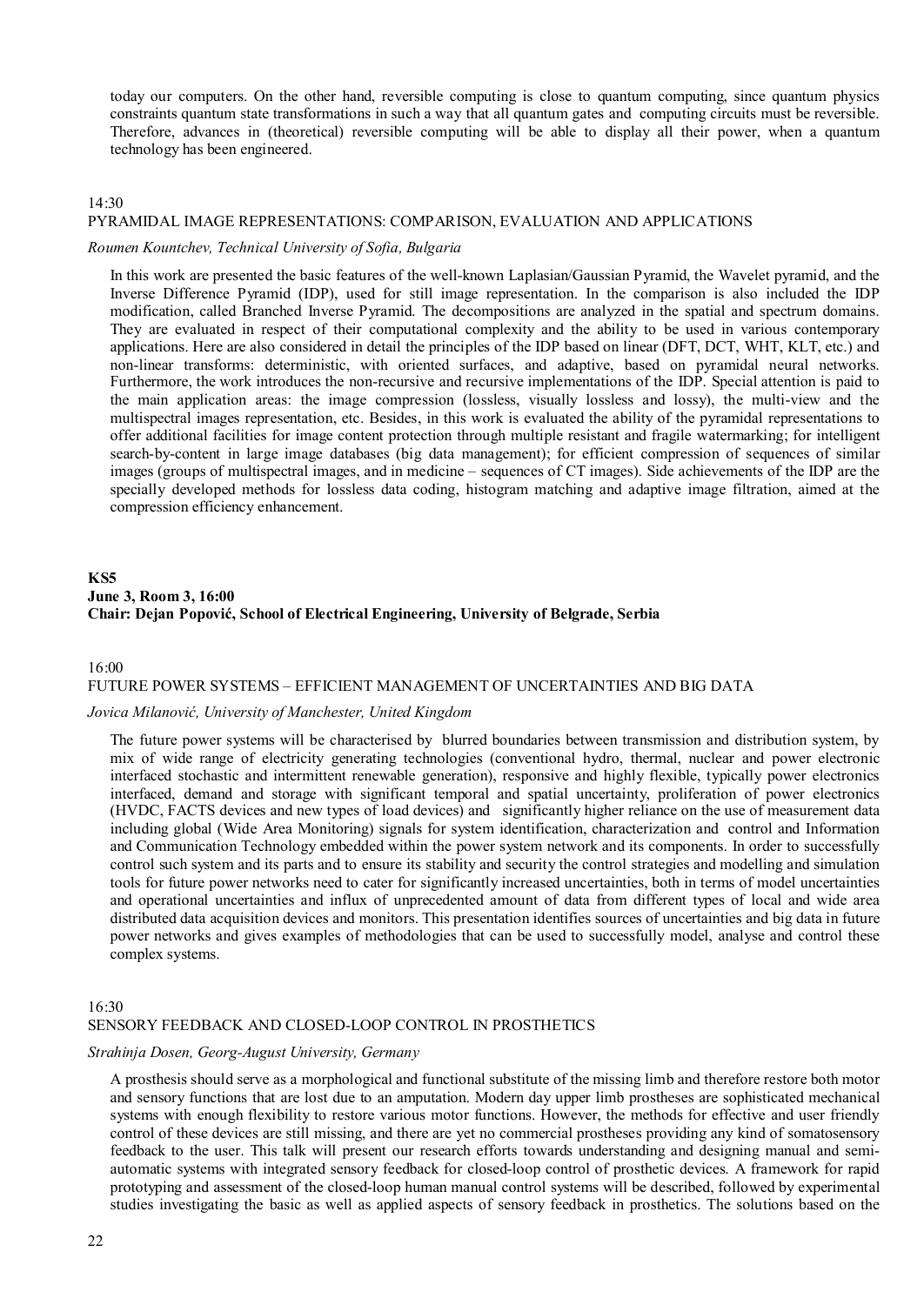today our computers. On the other hand, reversible computing is close to quantum computing, since quantum physics constraints quantum state transformations in such a way that all quantum gates and computing circuits must be reversible. Therefore, advances in (theoretical) reversible computing will be able to display all their power, when a quantum technology has been engineered.

14:30

PYRAMIDAL IMAGE REPRESENTATIONS: COMPARISON, EVALUATION AND APPLICATIONS

*Roumen Kountchev, Technical University of Sofia, Bulgaria*

In this work are presented the basic features of the well-known Laplasian/Gaussian Pyramid, the Wavelet pyramid, and the Inverse Difference Pyramid (IDP), used for still image representation. In the comparison is also included the IDP modification, called Branched Inverse Pyramid. The decompositions are analyzed in the spatial and spectrum domains. They are evaluated in respect of their computational complexity and the ability to be used in various contemporary applications. Here are also considered in detail the principles of the IDP based on linear (DFT, DCT, WHT, KLT, etc.) and non-linear transforms: deterministic, with oriented surfaces, and adaptive, based on pyramidal neural networks. Furthermore, the work introduces the non-recursive and recursive implementations of the IDP. Special attention is paid to the main application areas: the image compression (lossless, visually lossless and lossy), the multi-view and the multispectral images representation, etc. Besides, in this work is evaluated the ability of the pyramidal representations to offer additional facilities for image content protection through multiple resistant and fragile watermarking; for intelligent search-by-content in large image databases (big data management); for efficient compression of sequences of similar images (groups of multispectral images, and in medicine – sequences of CT images). Side achievements of the IDP are the specially developed methods for lossless data coding, histogram matching and adaptive image filtration, aimed at the compression efficiency enhancement.

**KS5**
**June 3, Room 3, 16:00**
**Chair: Dejan Popović, School of Electrical Engineering, University of Belgrade, Serbia**

16:00

FUTURE POWER SYSTEMS – EFFICIENT MANAGEMENT OF UNCERTAINTIES AND BIG DATA

*Jovica Milanović, University of Manchester, United Kingdom*

The future power systems will be characterised by blurred boundaries between transmission and distribution system, by mix of wide range of electricity generating technologies (conventional hydro, thermal, nuclear and power electronic interfaced stochastic and intermittent renewable generation), responsive and highly flexible, typically power electronics interfaced, demand and storage with significant temporal and spatial uncertainty, proliferation of power electronics (HVDC, FACTS devices and new types of load devices) and significantly higher reliance on the use of measurement data including global (Wide Area Monitoring) signals for system identification, characterization and control and Information and Communication Technology embedded within the power system network and its components. In order to successfully control such system and its parts and to ensure its stability and security the control strategies and modelling and simulation tools for future power networks need to cater for significantly increased uncertainties, both in terms of model uncertainties and operational uncertainties and influx of unprecedented amount of data from different types of local and wide area distributed data acquisition devices and monitors. This presentation identifies sources of uncertainties and big data in future power networks and gives examples of methodologies that can be used to successfully model, analyse and control these complex systems.

16:30

SENSORY FEEDBACK AND CLOSED-LOOP CONTROL IN PROSTHETICS

*Strahinja Dosen, Georg-August University, Germany*

A prosthesis should serve as a morphological and functional substitute of the missing limb and therefore restore both motor and sensory functions that are lost due to an amputation. Modern day upper limb prostheses are sophisticated mechanical systems with enough flexibility to restore various motor functions. However, the methods for effective and user friendly control of these devices are still missing, and there are yet no commercial prostheses providing any kind of somatosensory feedback to the user. This talk will present our research efforts towards understanding and designing manual and semi-automatic systems with integrated sensory feedback for closed-loop control of prosthetic devices. A framework for rapid prototyping and assessment of the closed-loop human manual control systems will be described, followed by experimental studies investigating the basic as well as applied aspects of sensory feedback in prosthetics. The solutions based on the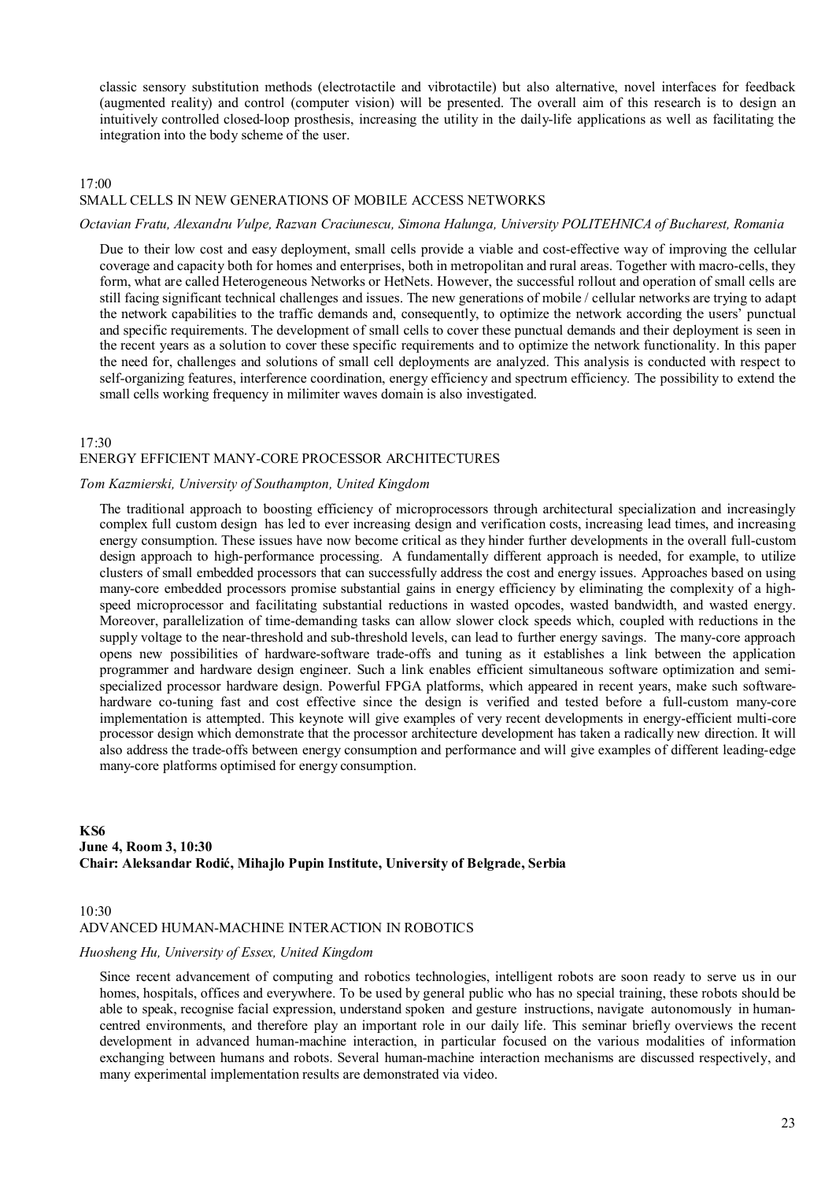classic sensory substitution methods (electrotactile and vibrotactile) but also alternative, novel interfaces for feedback (augmented reality) and control (computer vision) will be presented. The overall aim of this research is to design an intuitively controlled closed-loop prosthesis, increasing the utility in the daily-life applications as well as facilitating the integration into the body scheme of the user.

17:00

### SMALL CELLS IN NEW GENERATIONS OF MOBILE ACCESS NETWORKS

*Octavian Fratu, Alexandru Vulpe, Razvan Craciunescu, Simona Halunga, University POLITEHNICA of Bucharest, Romania*

Due to their low cost and easy deployment, small cells provide a viable and cost-effective way of improving the cellular coverage and capacity both for homes and enterprises, both in metropolitan and rural areas. Together with macro-cells, they form, what are called Heterogeneous Networks or HetNets. However, the successful rollout and operation of small cells are still facing significant technical challenges and issues. The new generations of mobile / cellular networks are trying to adapt the network capabilities to the traffic demands and, consequently, to optimize the network according the users' punctual and specific requirements. The development of small cells to cover these punctual demands and their deployment is seen in the recent years as a solution to cover these specific requirements and to optimize the network functionality. In this paper the need for, challenges and solutions of small cell deployments are analyzed. This analysis is conducted with respect to self-organizing features, interference coordination, energy efficiency and spectrum efficiency. The possibility to extend the small cells working frequency in milimiter waves domain is also investigated.

17:30

### ENERGY EFFICIENT MANY-CORE PROCESSOR ARCHITECTURES

*Tom Kazmierski, University of Southampton, United Kingdom*

The traditional approach to boosting efficiency of microprocessors through architectural specialization and increasingly complex full custom design has led to ever increasing design and verification costs, increasing lead times, and increasing energy consumption. These issues have now become critical as they hinder further developments in the overall full-custom design approach to high-performance processing. A fundamentally different approach is needed, for example, to utilize clusters of small embedded processors that can successfully address the cost and energy issues. Approaches based on using many-core embedded processors promise substantial gains in energy efficiency by eliminating the complexity of a high-speed microprocessor and facilitating substantial reductions in wasted opcodes, wasted bandwidth, and wasted energy. Moreover, parallelization of time-demanding tasks can allow slower clock speeds which, coupled with reductions in the supply voltage to the near-threshold and sub-threshold levels, can lead to further energy savings. The many-core approach opens new possibilities of hardware-software trade-offs and tuning as it establishes a link between the application programmer and hardware design engineer. Such a link enables efficient simultaneous software optimization and semi-specialized processor hardware design. Powerful FPGA platforms, which appeared in recent years, make such software-hardware co-tuning fast and cost effective since the design is verified and tested before a full-custom many-core implementation is attempted. This keynote will give examples of very recent developments in energy-efficient multi-core processor design which demonstrate that the processor architecture development has taken a radically new direction. It will also address the trade-offs between energy consumption and performance and will give examples of different leading-edge many-core platforms optimised for energy consumption.

**KS6**
**June 4, Room 3, 10:30**
**Chair: Aleksandar Rodić, Mihajlo Pupin Institute, University of Belgrade, Serbia**

10:30

### ADVANCED HUMAN-MACHINE INTERACTION IN ROBOTICS

*Huosheng Hu, University of Essex, United Kingdom*

Since recent advancement of computing and robotics technologies, intelligent robots are soon ready to serve us in our homes, hospitals, offices and everywhere. To be used by general public who has no special training, these robots should be able to speak, recognise facial expression, understand spoken and gesture instructions, navigate autonomously in human-centred environments, and therefore play an important role in our daily life. This seminar briefly overviews the recent development in advanced human-machine interaction, in particular focused on the various modalities of information exchanging between humans and robots. Several human-machine interaction mechanisms are discussed respectively, and many experimental implementation results are demonstrated via video.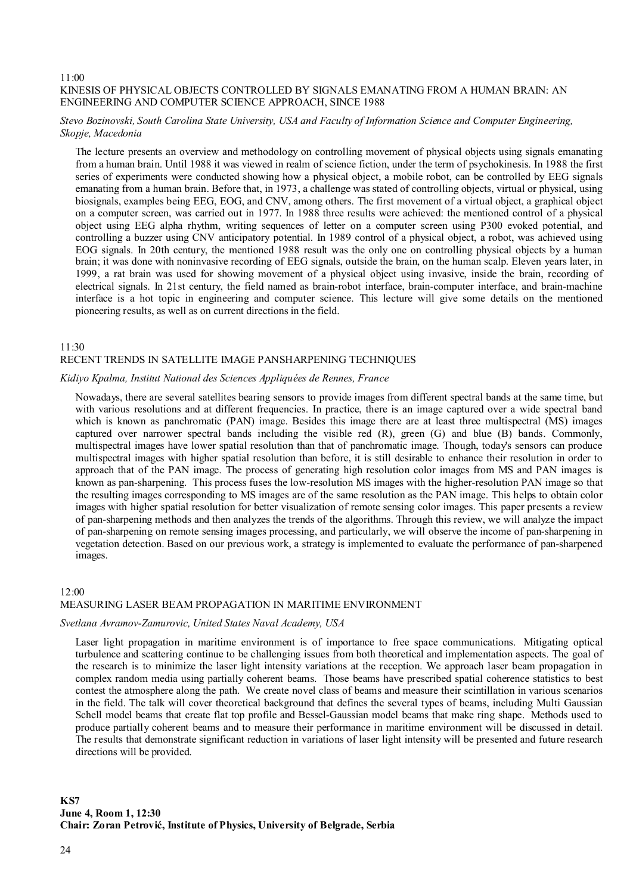11:00

KINESIS OF PHYSICAL OBJECTS CONTROLLED BY SIGNALS EMANATING FROM A HUMAN BRAIN: AN ENGINEERING AND COMPUTER SCIENCE APPROACH, SINCE 1988

*Stevo Bozinovski, South Carolina State University, USA and Faculty of Information Science and Computer Engineering, Skopje, Macedonia*

The lecture presents an overview and methodology on controlling movement of physical objects using signals emanating from a human brain. Until 1988 it was viewed in realm of science fiction, under the term of psychokinesis. In 1988 the first series of experiments were conducted showing how a physical object, a mobile robot, can be controlled by EEG signals emanating from a human brain. Before that, in 1973, a challenge was stated of controlling objects, virtual or physical, using biosignals, examples being EEG, EOG, and CNV, among others. The first movement of a virtual object, a graphical object on a computer screen, was carried out in 1977. In 1988 three results were achieved: the mentioned control of a physical object using EEG alpha rhythm, writing sequences of letter on a computer screen using P300 evoked potential, and controlling a buzzer using CNV anticipatory potential. In 1989 control of a physical object, a robot, was achieved using EOG signals. In 20th century, the mentioned 1988 result was the only one on controlling physical objects by a human brain; it was done with noninvasive recording of EEG signals, outside the brain, on the human scalp. Eleven years later, in 1999, a rat brain was used for showing movement of a physical object using invasive, inside the brain, recording of electrical signals. In 21st century, the field named as brain-robot interface, brain-computer interface, and brain-machine interface is a hot topic in engineering and computer science. This lecture will give some details on the mentioned pioneering results, as well as on current directions in the field.

11:30

RECENT TRENDS IN SATELLITE IMAGE PANSHARPENING TECHNIQUES

*Kidiyo Kpalma, Institut National des Sciences Appliquées de Rennes, France*

Nowadays, there are several satellites bearing sensors to provide images from different spectral bands at the same time, but with various resolutions and at different frequencies. In practice, there is an image captured over a wide spectral band which is known as panchromatic (PAN) image. Besides this image there are at least three multispectral (MS) images captured over narrower spectral bands including the visible red (R), green (G) and blue (B) bands. Commonly, multispectral images have lower spatial resolution than that of panchromatic image. Though, today's sensors can produce multispectral images with higher spatial resolution than before, it is still desirable to enhance their resolution in order to approach that of the PAN image. The process of generating high resolution color images from MS and PAN images is known as pan-sharpening. This process fuses the low-resolution MS images with the higher-resolution PAN image so that the resulting images corresponding to MS images are of the same resolution as the PAN image. This helps to obtain color images with higher spatial resolution for better visualization of remote sensing color images. This paper presents a review of pan-sharpening methods and then analyzes the trends of the algorithms. Through this review, we will analyze the impact of pan-sharpening on remote sensing images processing, and particularly, we will observe the income of pan-sharpening in vegetation detection. Based on our previous work, a strategy is implemented to evaluate the performance of pan-sharpened images.

12:00

MEASURING LASER BEAM PROPAGATION IN MARITIME ENVIRONMENT

*Svetlana Avramov-Zamurovic, United States Naval Academy, USA*

Laser light propagation in maritime environment is of importance to free space communications. Mitigating optical turbulence and scattering continue to be challenging issues from both theoretical and implementation aspects. The goal of the research is to minimize the laser light intensity variations at the reception. We approach laser beam propagation in complex random media using partially coherent beams. Those beams have prescribed spatial coherence statistics to best contest the atmosphere along the path. We create novel class of beams and measure their scintillation in various scenarios in the field. The talk will cover theoretical background that defines the several types of beams, including Multi Gaussian Schell model beams that create flat top profile and Bessel-Gaussian model beams that make ring shape. Methods used to produce partially coherent beams and to measure their performance in maritime environment will be discussed in detail. The results that demonstrate significant reduction in variations of laser light intensity will be presented and future research directions will be provided.

**KS7**
**June 4, Room 1, 12:30**
**Chair: Zoran Petrović, Institute of Physics, University of Belgrade, Serbia**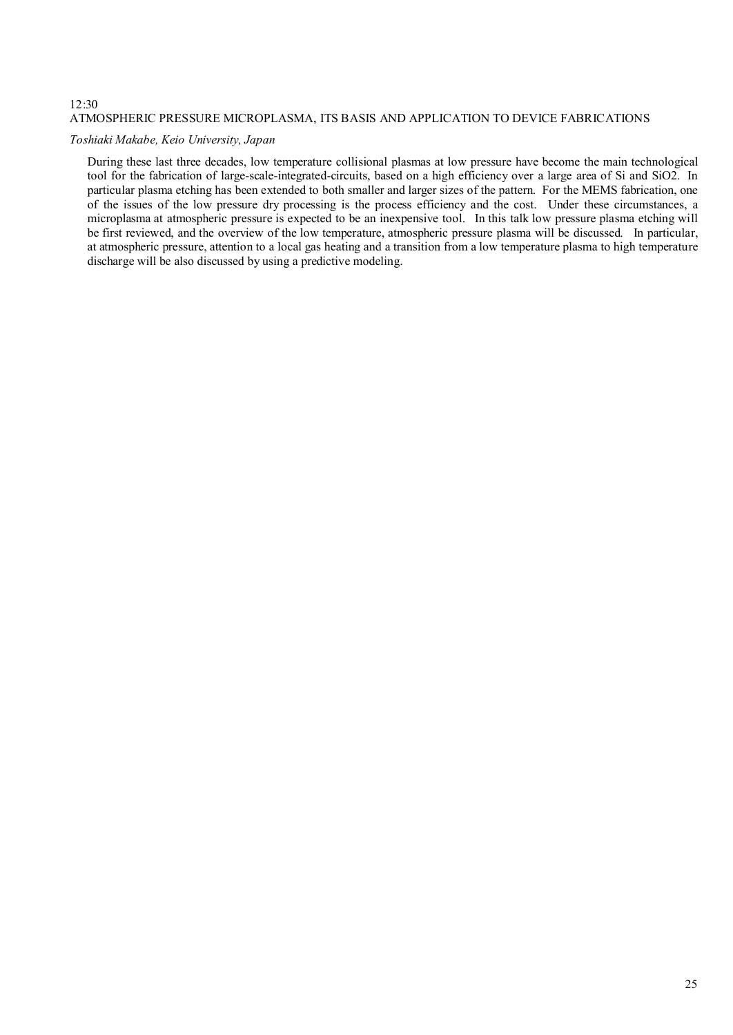12:30

### ATMOSPHERIC PRESSURE MICROPLASMA, ITS BASIS AND APPLICATION TO DEVICE FABRICATIONS

*Toshiaki Makabe, Keio University, Japan*

During these last three decades, low temperature collisional plasmas at low pressure have become the main technological tool for the fabrication of large-scale-integrated-circuits, based on a high efficiency over a large area of Si and $SiO_2$. In particular plasma etching has been extended to both smaller and larger sizes of the pattern. For the MEMS fabrication, one of the issues of the low pressure dry processing is the process efficiency and the cost. Under these circumstances, a microplasma at atmospheric pressure is expected to be an inexpensive tool. In this talk low pressure plasma etching will be first reviewed, and the overview of the low temperature, atmospheric pressure plasma will be discussed. In particular, at atmospheric pressure, attention to a local gas heating and a transition from a low temperature plasma to high temperature discharge will be also discussed by using a predictive modeling.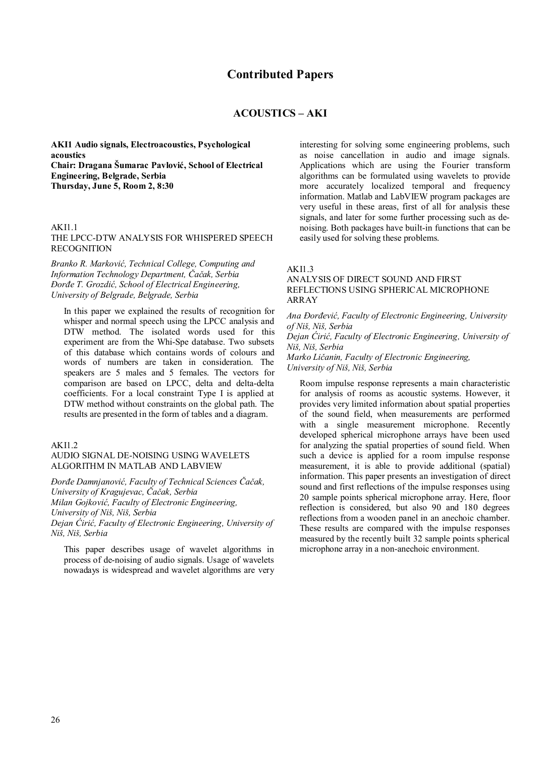# Contributed Papers

## ACOUSTICS – AKI

**AKI1 Audio signals, Electroacoustics, Psychological acoustics**
**Chair: Dragana Šumarac Pavlović, School of Electrical Engineering, Belgrade, Serbia**
**Thursday, June 5, Room 2, 8:30**

AKI1.1
THE LPCC-DTW ANALYSIS FOR WHISPERED SPEECH RECOGNITION

*Branko R. Marković, Technical College, Computing and Information Technology Department, Čačak, Serbia*
*Đorđe T. Grozdić, School of Electrical Engineering, University of Belgrade, Belgrade, Serbia*

In this paper we explained the results of recognition for whisper and normal speech using the LPCC analysis and DTW method. The isolated words used for this experiment are from the Whi-Spe database. Two subsets of this database which contains words of colours and words of numbers are taken in consideration. The speakers are 5 males and 5 females. The vectors for comparison are based on LPCC, delta and delta-delta coefficients. For a local constraint Type I is applied at DTW method without constraints on the global path. The results are presented in the form of tables and a diagram.

AKI1.2
AUDIO SIGNAL DE-NOISING USING WAVELETS ALGORITHM IN MATLAB AND LABVIEW

*Đorđe Damnjanović, Faculty of Technical Sciences Čačak, University of Kragujevac, Čačak, Serbia*
*Milan Gojković, Faculty of Electronic Engineering, University of Niš, Niš, Serbia*
*Dejan Ćirić, Faculty of Electronic Engineering, University of Niš, Niš, Serbia*

This paper describes usage of wavelet algorithms in process of de-noising of audio signals. Usage of wavelets nowadays is widespread and wavelet algorithms are very interesting for solving some engineering problems, such as noise cancellation in audio and image signals. Applications which are using the Fourier transform algorithms can be formulated using wavelets to provide more accurately localized temporal and frequency information. Matlab and LabVIEW program packages are very useful in these areas, first of all for analysis these signals, and later for some further processing such as de-noising. Both packages have built-in functions that can be easily used for solving these problems.

AKI1.3
ANALYSIS OF DIRECT SOUND AND FIRST REFLECTIONS USING SPHERICAL MICROPHONE ARRAY

*Ana Đorđević, Faculty of Electronic Engineering, University of Niš, Niš, Serbia*
*Dejan Ćirić, Faculty of Electronic Engineering, University of Niš, Niš, Serbia*
*Marko Ličanin, Faculty of Electronic Engineering, University of Niš, Niš, Serbia*

Room impulse response represents a main characteristic for analysis of rooms as acoustic systems. However, it provides very limited information about spatial properties of the sound field, when measurements are performed with a single measurement microphone. Recently developed spherical microphone arrays have been used for analyzing the spatial properties of sound field. When such a device is applied for a room impulse response measurement, it is able to provide additional (spatial) information. This paper presents an investigation of direct sound and first reflections of the impulse responses using 20 sample points spherical microphone array. Here, floor reflection is considered, but also 90 and 180 degrees reflections from a wooden panel in an anechoic chamber. These results are compared with the impulse responses measured by the recently built 32 sample points spherical microphone array in a non-anechoic environment.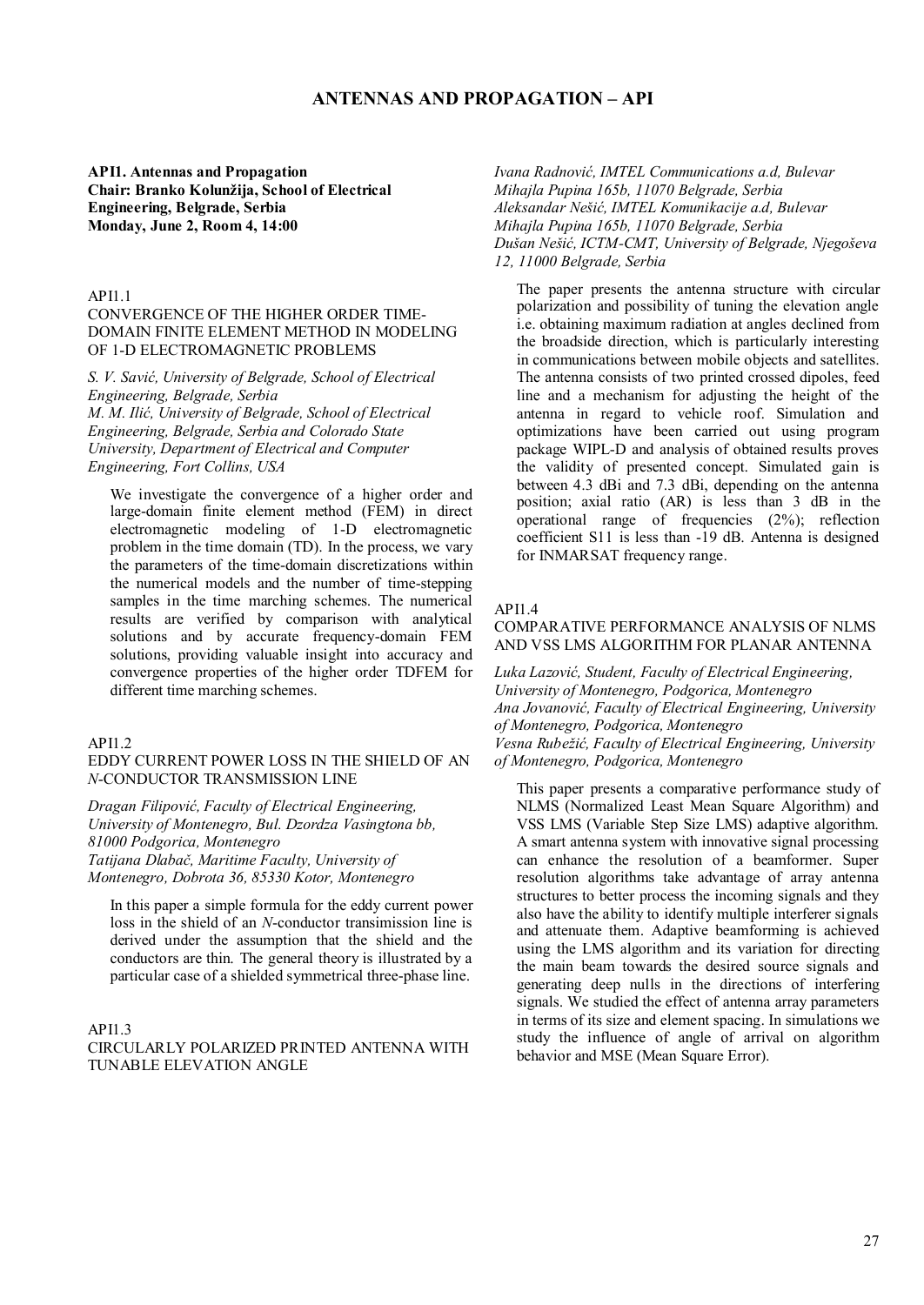# ANTENNAS AND PROPAGATION – API

**API1. Antennas and Propagation**
**Chair: Branko Kolundžija, School of Electrical Engineering, Belgrade, Serbia**
**Monday, June 2, Room 4, 14:00**

API1.1
CONVERGENCE OF THE HIGHER ORDER TIME-DOMAIN FINITE ELEMENT METHOD IN MODELING OF 1-D ELECTROMAGNETIC PROBLEMS

*S. V. Savić, University of Belgrade, School of Electrical Engineering, Belgrade, Serbia*
*M. M. Ilić, University of Belgrade, School of Electrical Engineering, Belgrade, Serbia and Colorado State University, Department of Electrical and Computer Engineering, Fort Collins, USA*

We investigate the convergence of a higher order and large-domain finite element method (FEM) in direct electromagnetic modeling of 1-D electromagnetic problem in the time domain (TD). In the process, we vary the parameters of the time-domain discretizations within the numerical models and the number of time-stepping samples in the time marching schemes. The numerical results are verified by comparison with analytical solutions and by accurate frequency-domain FEM solutions, providing valuable insight into accuracy and convergence properties of the higher order TDFEM for different time marching schemes.

API1.2
EDDY CURRENT POWER LOSS IN THE SHIELD OF AN *N*-CONDUCTOR TRANSMISSION LINE

*Dragan Filipović, Faculty of Electrical Engineering, University of Montenegro, Bul. Dzordza Vasingtona bb, 81000 Podgorica, Montenegro*
*Tatijana Dlabač, Maritime Faculty, University of Montenegro, Dobrota 36, 85330 Kotor, Montenegro*

In this paper a simple formula for the eddy current power loss in the shield of an *N*-conductor transimission line is derived under the assumption that the shield and the conductors are thin. The general theory is illustrated by a particular case of a shielded symmetrical three-phase line.

API1.3
CIRCULARLY POLARIZED PRINTED ANTENNA WITH TUNABLE ELEVATION ANGLE

*Ivana Radnović, IMTEL Communications a.d, Bulevar Mihajla Pupina 165b, 11070 Belgrade, Serbia*
*Aleksandar Nešić, IMTEL Komunikacije a.d, Bulevar Mihajla Pupina 165b, 11070 Belgrade, Serbia*
*Dušan Nešić, ICTM-CMT, University of Belgrade, Njegoševa 12, 11000 Belgrade, Serbia*

The paper presents the antenna structure with circular polarization and possibility of tuning the elevation angle i.e. obtaining maximum radiation at angles declined from the broadside direction, which is particularly interesting in communications between mobile objects and satellites. The antenna consists of two printed crossed dipoles, feed line and a mechanism for adjusting the height of the antenna in regard to vehicle roof. Simulation and optimizations have been carried out using program package WIPL-D and analysis of obtained results proves the validity of presented concept. Simulated gain is between 4.3 dBi and 7.3 dBi, depending on the antenna position; axial ratio (AR) is less than 3 dB in the operational range of frequencies (2%); reflection coefficient S11 is less than -19 dB. Antenna is designed for INMARSAT frequency range.

API1.4
COMPARATIVE PERFORMANCE ANALYSIS OF NLMS AND VSS LMS ALGORITHM FOR PLANAR ANTENNA

*Luka Lazović, Student, Faculty of Electrical Engineering, University of Montenegro, Podgorica, Montenegro*
*Ana Jovanović, Faculty of Electrical Engineering, University of Montenegro, Podgorica, Montenegro*
*Vesna Rubežić, Faculty of Electrical Engineering, University of Montenegro, Podgorica, Montenegro*

This paper presents a comparative performance study of NLMS (Normalized Least Mean Square Algorithm) and VSS LMS (Variable Step Size LMS) adaptive algorithm. A smart antenna system with innovative signal processing can enhance the resolution of a beamformer. Super resolution algorithms take advantage of array antenna structures to better process the incoming signals and they also have the ability to identify multiple interferer signals and attenuate them. Adaptive beamforming is achieved using the LMS algorithm and its variation for directing the main beam towards the desired source signals and generating deep nulls in the directions of interfering signals. We studied the effect of antenna array parameters in terms of its size and element spacing. In simulations we study the influence of angle of arrival on algorithm behavior and MSE (Mean Square Error).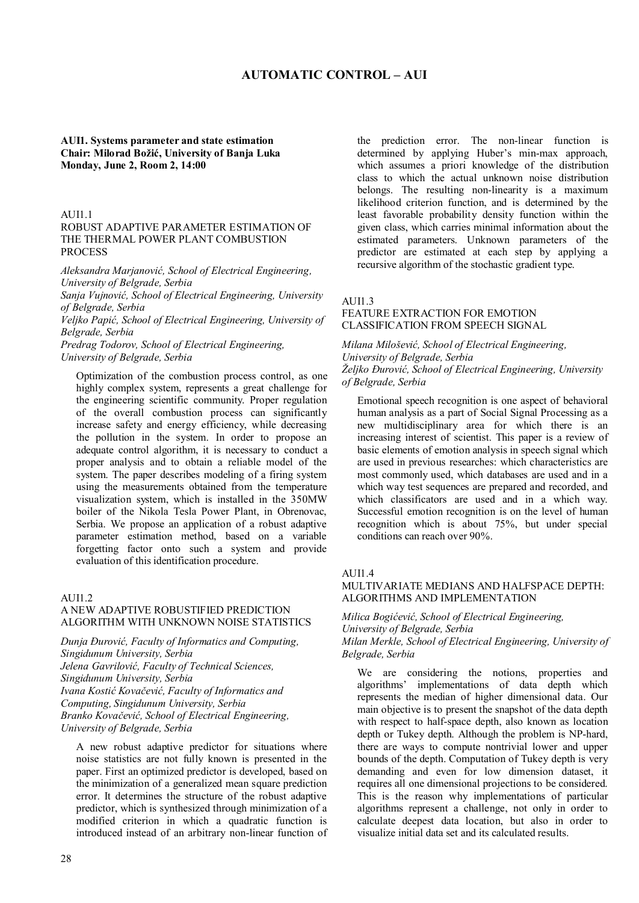# AUTOMATIC CONTROL – AUI

**AUI1. Systems parameter and state estimation**
**Chair: Milorad Božić, University of Banja Luka**
**Monday, June 2, Room 2, 14:00**

AUI1.1
ROBUST ADAPTIVE PARAMETER ESTIMATION OF THE THERMAL POWER PLANT COMBUSTION PROCESS

*Aleksandra Marjanović, School of Electrical Engineering, University of Belgrade, Serbia*
*Sanja Vujnović, School of Electrical Engineering, University of Belgrade, Serbia*
*Veljko Papić, School of Electrical Engineering, University of Belgrade, Serbia*
*Predrag Todorov, School of Electrical Engineering, University of Belgrade, Serbia*

Optimization of the combustion process control, as one highly complex system, represents a great challenge for the engineering scientific community. Proper regulation of the overall combustion process can significantly increase safety and energy efficiency, while decreasing the pollution in the system. In order to propose an adequate control algorithm, it is necessary to conduct a proper analysis and to obtain a reliable model of the system. The paper describes modeling of a firing system using the measurements obtained from the temperature visualization system, which is installed in the 350MW boiler of the Nikola Tesla Power Plant, in Obrenovac, Serbia. We propose an application of a robust adaptive parameter estimation method, based on a variable forgetting factor onto such a system and provide evaluation of this identification procedure.

AUI1.2
A NEW ADAPTIVE ROBUSTIFIED PREDICTION ALGORITHM WITH UNKNOWN NOISE STATISTICS

*Dunja Đurović, Faculty of Informatics and Computing, Singidunum University, Serbia*
*Jelena Gavrilović, Faculty of Technical Sciences, Singidunum University, Serbia*
*Ivana Kostić Kovačević, Faculty of Informatics and Computing, Singidunum University, Serbia*
*Branko Kovačević, School of Electrical Engineering, University of Belgrade, Serbia*

A new robust adaptive predictor for situations where noise statistics are not fully known is presented in the paper. First an optimized predictor is developed, based on the minimization of a generalized mean square prediction error. It determines the structure of the robust adaptive predictor, which is synthesized through minimization of a modified criterion in which a quadratic function is introduced instead of an arbitrary non-linear function of the prediction error. The non-linear function is determined by applying Huber's min-max approach, which assumes a priori knowledge of the distribution class to which the actual unknown noise distribution belongs. The resulting non-linearity is a maximum likelihood criterion function, and is determined by the least favorable probability density function within the given class, which carries minimal information about the estimated parameters. Unknown parameters of the predictor are estimated at each step by applying a recursive algorithm of the stochastic gradient type.

AUI1.3
FEATURE EXTRACTION FOR EMOTION CLASSIFICATION FROM SPEECH SIGNAL

*Milana Milošević, School of Electrical Engineering, University of Belgrade, Serbia*
*Željko Đurović, School of Electrical Engineering, University of Belgrade, Serbia*

Emotional speech recognition is one aspect of behavioral human analysis as a part of Social Signal Processing as a new multidisciplinary area for which there is an increasing interest of scientist. This paper is a review of basic elements of emotion analysis in speech signal which are used in previous researches: which characteristics are most commonly used, which databases are used and in a which way test sequences are prepared and recorded, and which classificators are used and in a which way. Successful emotion recognition is on the level of human recognition which is about 75%, but under special conditions can reach over 90%.

AUI1.4
MULTIVARIATE MEDIANS AND HALFSPACE DEPTH: ALGORITHMS AND IMPLEMENTATION

*Milica Bogićević, School of Electrical Engineering, University of Belgrade, Serbia*
*Milan Merkle, School of Electrical Engineering, University of Belgrade, Serbia*

We are considering the notions, properties and algorithms' implementations of data depth which represents the median of higher dimensional data. Our main objective is to present the snapshot of the data depth with respect to half-space depth, also known as location depth or Tukey depth. Although the problem is NP-hard, there are ways to compute nontrivial lower and upper bounds of the depth. Computation of Tukey depth is very demanding and even for low dimension dataset, it requires all one dimensional projections to be considered. This is the reason why implementations of particular algorithms represent a challenge, not only in order to calculate deepest data location, but also in order to visualize initial data set and its calculated results.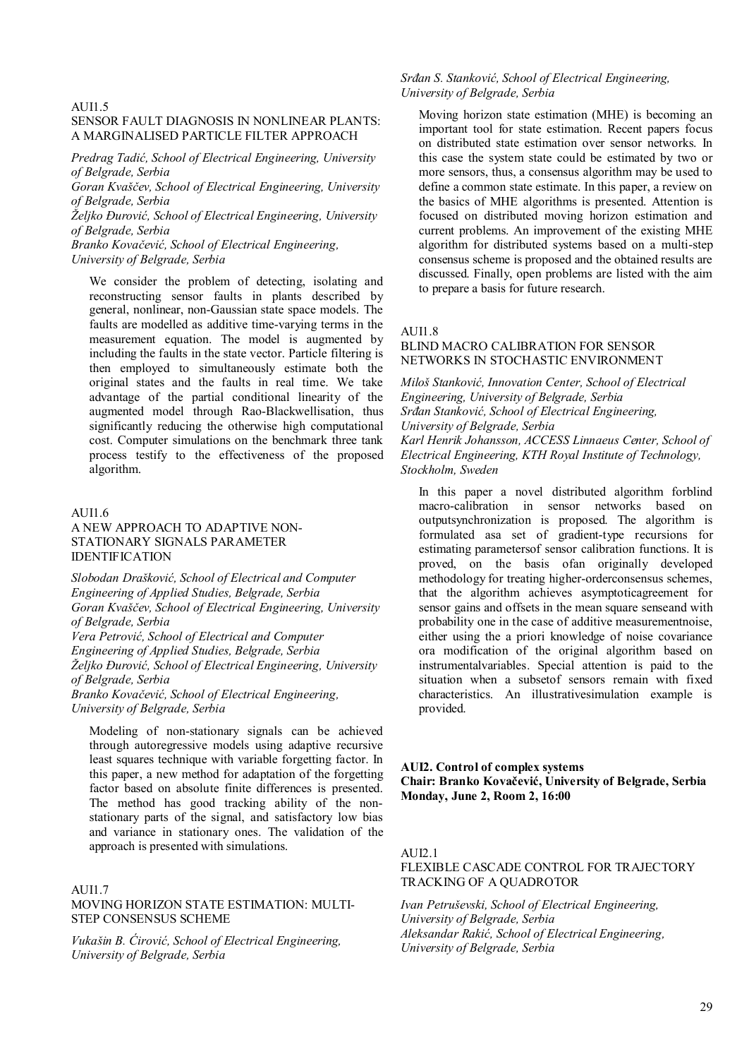AUI1.5
SENSOR FAULT DIAGNOSIS IN NONLINEAR PLANTS: A MARGINALISED PARTICLE FILTER APPROACH

*Predrag Tadić, School of Electrical Engineering, University of Belgrade, Serbia*
*Goran Kvaščev, School of Electrical Engineering, University of Belgrade, Serbia*
*Željko Đurović, School of Electrical Engineering, University of Belgrade, Serbia*
*Branko Kovačević, School of Electrical Engineering, University of Belgrade, Serbia*

We consider the problem of detecting, isolating and reconstructing sensor faults in plants described by general, nonlinear, non-Gaussian state space models. The faults are modelled as additive time-varying terms in the measurement equation. The model is augmented by including the faults in the state vector. Particle filtering is then employed to simultaneously estimate both the original states and the faults in real time. We take advantage of the partial conditional linearity of the augmented model through Rao-Blackwellisation, thus significantly reducing the otherwise high computational cost. Computer simulations on the benchmark three tank process testify to the effectiveness of the proposed algorithm.

AUI1.6
A NEW APPROACH TO ADAPTIVE NON-STATIONARY SIGNALS PARAMETER IDENTIFICATION

*Slobodan Drašković, School of Electrical and Computer Engineering of Applied Studies, Belgrade, Serbia*
*Goran Kvaščev, School of Electrical Engineering, University of Belgrade, Serbia*
*Vera Petrović, School of Electrical and Computer Engineering of Applied Studies, Belgrade, Serbia*
*Željko Đurović, School of Electrical Engineering, University of Belgrade, Serbia*
*Branko Kovačević, School of Electrical Engineering, University of Belgrade, Serbia*

Modeling of non-stationary signals can be achieved through autoregressive models using adaptive recursive least squares technique with variable forgetting factor. In this paper, a new method for adaptation of the forgetting factor based on absolute finite differences is presented. The method has good tracking ability of the non-stationary parts of the signal, and satisfactory low bias and variance in stationary ones. The validation of the approach is presented with simulations.

AUI1.7
MOVING HORIZON STATE ESTIMATION: MULTI-STEP CONSENSUS SCHEME

*Vukašin B. Ćirović, School of Electrical Engineering, University of Belgrade, Serbia*
*Srđan S. Stanković, School of Electrical Engineering, University of Belgrade, Serbia*

Moving horizon state estimation (MHE) is becoming an important tool for state estimation. Recent papers focus on distributed state estimation over sensor networks. In this case the system state could be estimated by two or more sensors, thus, a consensus algorithm may be used to define a common state estimate. In this paper, a review on the basics of MHE algorithms is presented. Attention is focused on distributed moving horizon estimation and current problems. An improvement of the existing MHE algorithm for distributed systems based on a multi-step consensus scheme is proposed and the obtained results are discussed. Finally, open problems are listed with the aim to prepare a basis for future research.

AUI1.8
BLIND MACRO CALIBRATION FOR SENSOR NETWORKS IN STOCHASTIC ENVIRONMENT

*Miloš Stanković, Innovation Center, School of Electrical Engineering, University of Belgrade, Serbia*
*Srđan Stanković, School of Electrical Engineering, University of Belgrade, Serbia*
*Karl Henrik Johansson, ACCESS Linnaeus Center, School of Electrical Engineering, KTH Royal Institute of Technology, Stockholm, Sweden*

In this paper a novel distributed algorithm forblind macro-calibration in sensor networks based on outputsynchronization is proposed. The algorithm is formulated asa set of gradient-type recursions for estimating parametersof sensor calibration functions. It is proved, on the basis ofan originally developed methodology for treating higher-orderconsensus schemes, that the algorithm achieves asymptoticagreement for sensor gains and offsets in the mean square senseand with probability one in the case of additive measurementnoise, either using the a priori knowledge of noise covariance ora modification of the original algorithm based on instrumentalvariables. Special attention is paid to the situation when a subsetof sensors remain with fixed characteristics. An illustrativesimulation example is provided.

**AUI2. Control of complex systems**
**Chair: Branko Kovačević, University of Belgrade, Serbia**
**Monday, June 2, Room 2, 16:00**

AUI2.1
FLEXIBLE CASCADE CONTROL FOR TRAJECTORY TRACKING OF A QUADROTOR

*Ivan Petruševski, School of Electrical Engineering, University of Belgrade, Serbia*
*Aleksandar Rakić, School of Electrical Engineering, University of Belgrade, Serbia*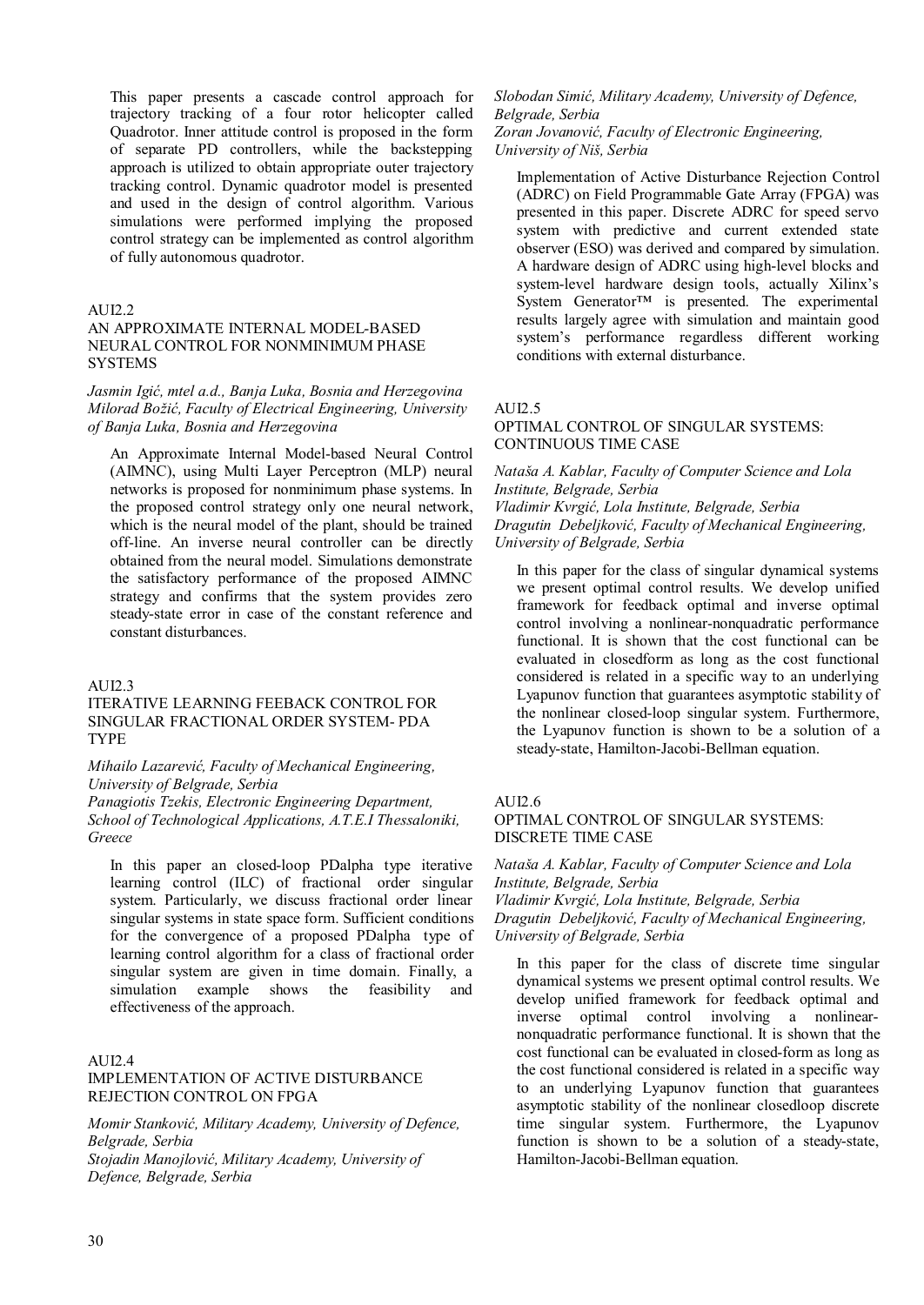This paper presents a cascade control approach for trajectory tracking of a four rotor helicopter called Quadrotor. Inner attitude control is proposed in the form of separate PD controllers, while the backstepping approach is utilized to obtain appropriate outer trajectory tracking control. Dynamic quadrotor model is presented and used in the design of control algorithm. Various simulations were performed implying the proposed control strategy can be implemented as control algorithm of fully autonomous quadrotor.

AUI2.2

AN APPROXIMATE INTERNAL MODEL-BASED NEURAL CONTROL FOR NONMINIMUM PHASE SYSTEMS

*Jasmin Igić, mtel a.d., Banja Luka, Bosnia and Herzegovina*
*Milorad Božić, Faculty of Electrical Engineering, University of Banja Luka, Bosnia and Herzegovina*

An Approximate Internal Model-based Neural Control (AIMNC), using Multi Layer Perceptron (MLP) neural networks is proposed for nonminimum phase systems. In the proposed control strategy only one neural network, which is the neural model of the plant, should be trained off-line. An inverse neural controller can be directly obtained from the neural model. Simulations demonstrate the satisfactory performance of the proposed AIMNC strategy and confirms that the system provides zero steady-state error in case of the constant reference and constant disturbances.

AUI2.3

ITERATIVE LEARNING FEEBACK CONTROL FOR SINGULAR FRACTIONAL ORDER SYSTEM- PDA TYPE

*Mihailo Lazarević, Faculty of Mechanical Engineering, University of Belgrade, Serbia*
*Panagiotis Tzekis, Electronic Engineering Department, School of Technological Applications, A.T.E.I Thessaloniki, Greece*

In this paper an closed-loop PDalpha type iterative learning control (ILC) of fractional order singular system. Particularly, we discuss fractional order linear singular systems in state space form. Sufficient conditions for the convergence of a proposed PDalpha type of learning control algorithm for a class of fractional order singular system are given in time domain. Finally, a simulation example shows the feasibility and effectiveness of the approach.

AUI2.4

IMPLEMENTATION OF ACTIVE DISTURBANCE REJECTION CONTROL ON FPGA

*Momir Stanković, Military Academy, University of Defence, Belgrade, Serbia*
*Stojadin Manojlović, Military Academy, University of Defence, Belgrade, Serbia*
*Slobodan Simić, Military Academy, University of Defence, Belgrade, Serbia*
*Zoran Jovanović, Faculty of Electronic Engineering, University of Niš, Serbia*

Implementation of Active Disturbance Rejection Control (ADRC) on Field Programmable Gate Array (FPGA) was presented in this paper. Discrete ADRC for speed servo system with predictive and current extended state observer (ESO) was derived and compared by simulation. A hardware design of ADRC using high-level blocks and system-level hardware design tools, actually Xilinx's System Generator™ is presented. The experimental results largely agree with simulation and maintain good system's performance regardless different working conditions with external disturbance.

AUI2.5

OPTIMAL CONTROL OF SINGULAR SYSTEMS: CONTINUOUS TIME CASE

*Nataša A. Kablar, Faculty of Computer Science and Lola Institute, Belgrade, Serbia*
*Vladimir Kvrgić, Lola Institute, Belgrade, Serbia*
*Dragutin Debeljković, Faculty of Mechanical Engineering, University of Belgrade, Serbia*

In this paper for the class of singular dynamical systems we present optimal control results. We develop unified framework for feedback optimal and inverse optimal control involving a nonlinear-nonquadratic performance functional. It is shown that the cost functional can be evaluated in closedform as long as the cost functional considered is related in a specific way to an underlying Lyapunov function that guarantees asymptotic stability of the nonlinear closed-loop singular system. Furthermore, the Lyapunov function is shown to be a solution of a steady-state, Hamilton-Jacobi-Bellman equation.

AUI2.6

OPTIMAL CONTROL OF SINGULAR SYSTEMS: DISCRETE TIME CASE

*Nataša A. Kablar, Faculty of Computer Science and Lola Institute, Belgrade, Serbia*
*Vladimir Kvrgić, Lola Institute, Belgrade, Serbia*
*Dragutin Debeljković, Faculty of Mechanical Engineering, University of Belgrade, Serbia*

In this paper for the class of discrete time singular dynamical systems we present optimal control results. We develop unified framework for feedback optimal and inverse optimal control involving a nonlinear-nonquadratic performance functional. It is shown that the cost functional can be evaluated in closed-form as long as the cost functional considered is related in a specific way to an underlying Lyapunov function that guarantees asymptotic stability of the nonlinear closedloop discrete time singular system. Furthermore, the Lyapunov function is shown to be a solution of a steady-state, Hamilton-Jacobi-Bellman equation.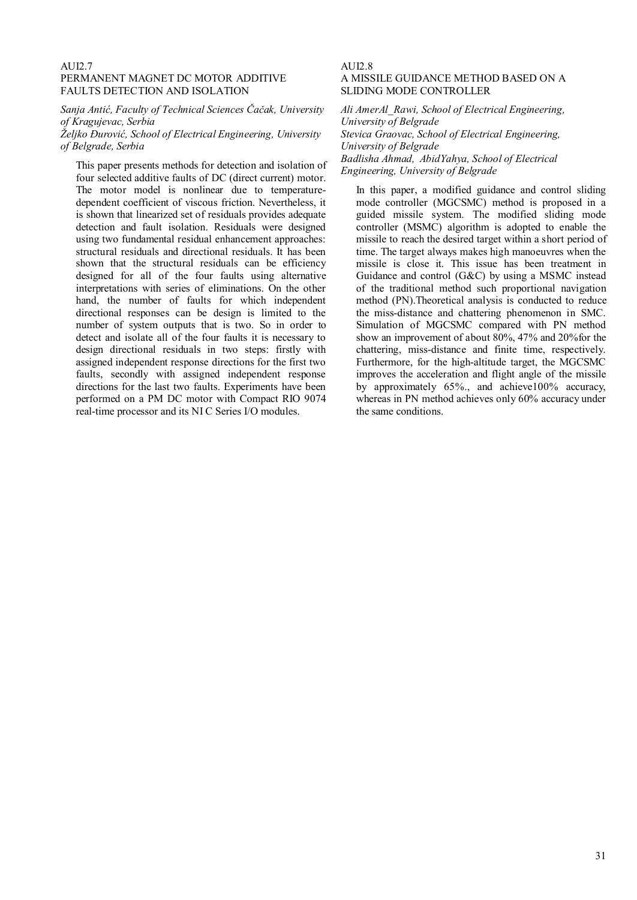AUI2.7

## PERMANENT MAGNET DC MOTOR ADDITIVE FAULTS DETECTION AND ISOLATION

*Sanja Antić, Faculty of Technical Sciences Čačak, University of Kragujevac, Serbia*
*Željko Đurović, School of Electrical Engineering, University of Belgrade, Serbia*

This paper presents methods for detection and isolation of four selected additive faults of DC (direct current) motor. The motor model is nonlinear due to temperature-dependent coefficient of viscous friction. Nevertheless, it is shown that linearized set of residuals provides adequate detection and fault isolation. Residuals were designed using two fundamental residual enhancement approaches: structural residuals and directional residuals. It has been shown that the structural residuals can be efficiency designed for all of the four faults using alternative interpretations with series of eliminations. On the other hand, the number of faults for which independent directional responses can be design is limited to the number of system outputs that is two. So in order to detect and isolate all of the four faults it is necessary to design directional residuals in two steps: firstly with assigned independent response directions for the first two faults, secondly with assigned independent response directions for the last two faults. Experiments have been performed on a PM DC motor with Compact RIO 9074 real-time processor and its NI C Series I/O modules.

AUI2.8

## A MISSILE GUIDANCE METHOD BASED ON A SLIDING MODE CONTROLLER

*Ali AmerAl_Rawi, School of Electrical Engineering, University of Belgrade*
*Stevica Graovac, School of Electrical Engineering, University of Belgrade*
*Badlisha Ahmad, AbidYahya, School of Electrical Engineering, University of Belgrade*

In this paper, a modified guidance and control sliding mode controller (MGCSMC) method is proposed in a guided missile system. The modified sliding mode controller (MSMC) algorithm is adopted to enable the missile to reach the desired target within a short period of time. The target always makes high manoeuvres when the missile is close it. This issue has been treatment in Guidance and control (G&C) by using a MSMC instead of the traditional method such proportional navigation method (PN).Theoretical analysis is conducted to reduce the miss-distance and chattering phenomenon in SMC. Simulation of MGCSMC compared with PN method show an improvement of about 80%, 47% and 20%for the chattering, miss-distance and finite time, respectively. Furthermore, for the high-altitude target, the MGCSMC improves the acceleration and flight angle of the missile by approximately 65%., and achieve100% accuracy, whereas in PN method achieves only 60% accuracy under the same conditions.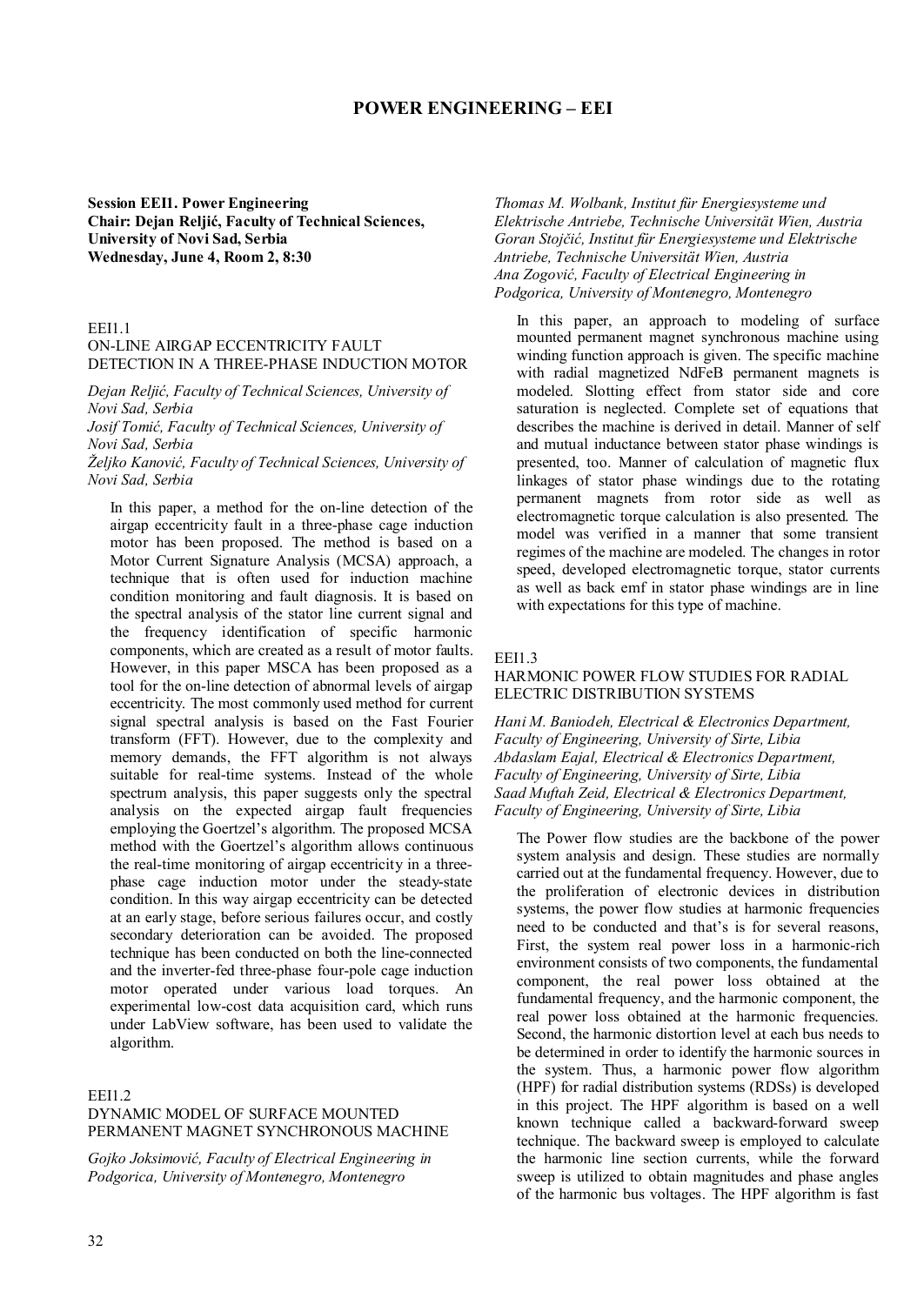# POWER ENGINEERING – EEI

**Session EEI1. Power Engineering**
**Chair: Dejan Reljić, Faculty of Technical Sciences, University of Novi Sad, Serbia**
**Wednesday, June 4, Room 2, 8:30**

EEI1.1
ON-LINE AIRGAP ECCENTRICITY FAULT DETECTION IN A THREE-PHASE INDUCTION MOTOR

*Dejan Reljić, Faculty of Technical Sciences, University of Novi Sad, Serbia*
*Josif Tomić, Faculty of Technical Sciences, University of Novi Sad, Serbia*
*Željko Kanović, Faculty of Technical Sciences, University of Novi Sad, Serbia*

In this paper, a method for the on-line detection of the airgap eccentricity fault in a three-phase cage induction motor has been proposed. The method is based on a Motor Current Signature Analysis (MCSA) approach, a technique that is often used for induction machine condition monitoring and fault diagnosis. It is based on the spectral analysis of the stator line current signal and the frequency identification of specific harmonic components, which are created as a result of motor faults. However, in this paper MSCA has been proposed as a tool for the on-line detection of abnormal levels of airgap eccentricity. The most commonly used method for current signal spectral analysis is based on the Fast Fourier transform (FFT). However, due to the complexity and memory demands, the FFT algorithm is not always suitable for real-time systems. Instead of the whole spectrum analysis, this paper suggests only the spectral analysis on the expected airgap fault frequencies employing the Goertzel's algorithm. The proposed MCSA method with the Goertzel's algorithm allows continuous the real-time monitoring of airgap eccentricity in a three-phase cage induction motor under the steady-state condition. In this way airgap eccentricity can be detected at an early stage, before serious failures occur, and costly secondary deterioration can be avoided. The proposed technique has been conducted on both the line-connected and the inverter-fed three-phase four-pole cage induction motor operated under various load torques. An experimental low-cost data acquisition card, which runs under LabView software, has been used to validate the algorithm.

EEI1.2
DYNAMIC MODEL OF SURFACE MOUNTED PERMANENT MAGNET SYNCHRONOUS MACHINE

*Gojko Joksimović, Faculty of Electrical Engineering in Podgorica, University of Montenegro, Montenegro*
*Thomas M. Wolbank, Institut für Energiesysteme und Elektrische Antriebe, Technische Universität Wien, Austria*
*Goran Stojčić, Institut für Energiesysteme und Elektrische Antriebe, Technische Universität Wien, Austria*
*Ana Zogović, Faculty of Electrical Engineering in Podgorica, University of Montenegro, Montenegro*

In this paper, an approach to modeling of surface mounted permanent magnet synchronous machine using winding function approach is given. The specific machine with radial magnetized NdFeB permanent magnets is modeled. Slotting effect from stator side and core saturation is neglected. Complete set of equations that describes the machine is derived in detail. Manner of self and mutual inductance between stator phase windings is presented, too. Manner of calculation of magnetic flux linkages of stator phase windings due to the rotating permanent magnets from rotor side as well as electromagnetic torque calculation is also presented. The model was verified in a manner that some transient regimes of the machine are modeled. The changes in rotor speed, developed electromagnetic torque, stator currents as well as back emf in stator phase windings are in line with expectations for this type of machine.

EEI1.3
HARMONIC POWER FLOW STUDIES FOR RADIAL ELECTRIC DISTRIBUTION SYSTEMS

*Hani M. Baniodeh, Electrical & Electronics Department, Faculty of Engineering, University of Sirte, Libia*
*Abdaslam Eajal, Electrical & Electronics Department, Faculty of Engineering, University of Sirte, Libia*
*Saad Muftah Zeid, Electrical & Electronics Department, Faculty of Engineering, University of Sirte, Libia*

The Power flow studies are the backbone of the power system analysis and design. These studies are normally carried out at the fundamental frequency. However, due to the proliferation of electronic devices in distribution systems, the power flow studies at harmonic frequencies need to be conducted and that's is for several reasons, First, the system real power loss in a harmonic-rich environment consists of two components, the fundamental component, the real power loss obtained at the fundamental frequency, and the harmonic component, the real power loss obtained at the harmonic frequencies. Second, the harmonic distortion level at each bus needs to be determined in order to identify the harmonic sources in the system. Thus, a harmonic power flow algorithm (HPF) for radial distribution systems (RDSs) is developed in this project. The HPF algorithm is based on a well known technique called a backward-forward sweep technique. The backward sweep is employed to calculate the harmonic line section currents, while the forward sweep is utilized to obtain magnitudes and phase angles of the harmonic bus voltages. The HPF algorithm is fast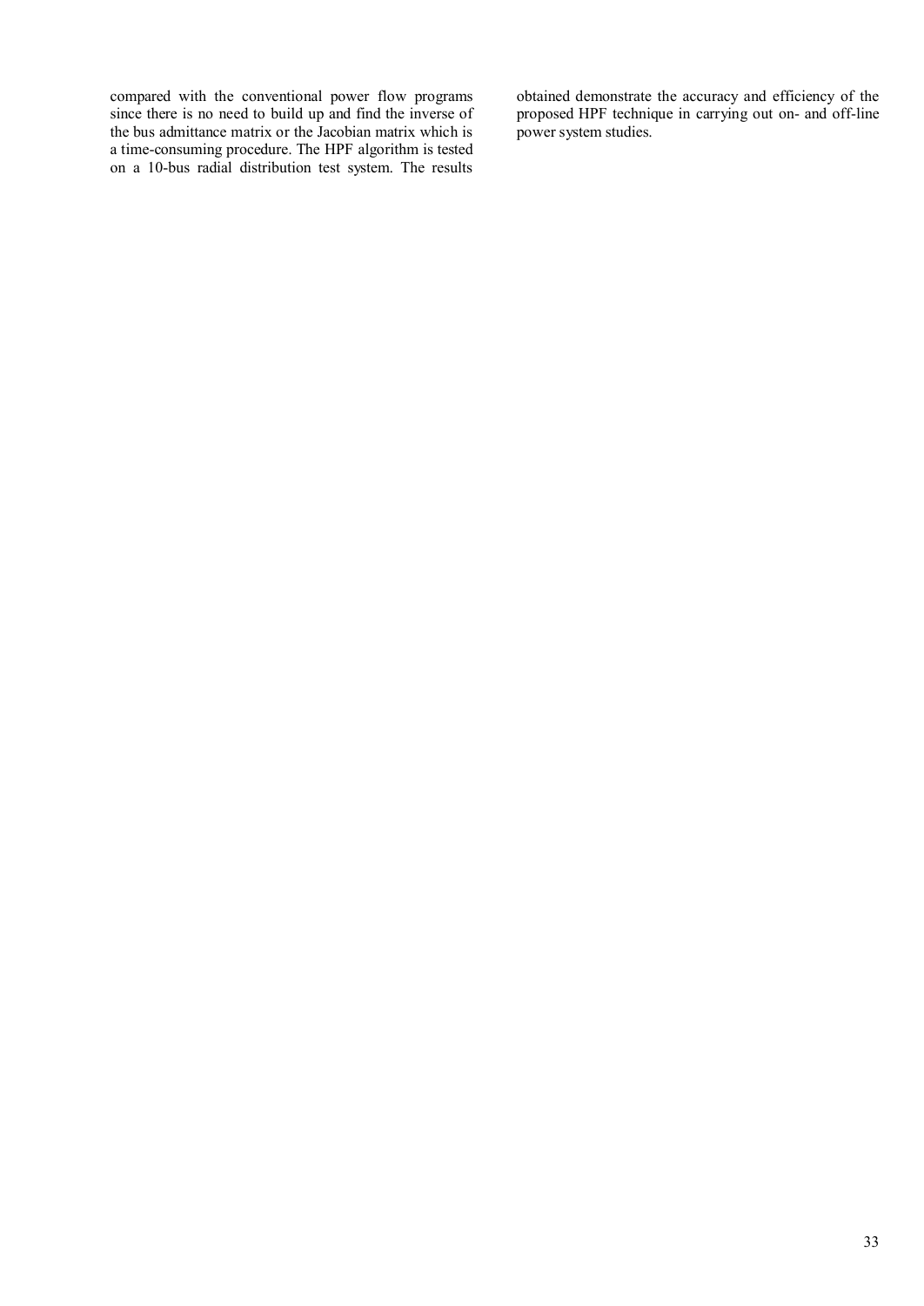compared with the conventional power flow programs since there is no need to build up and find the inverse of the bus admittance matrix or the Jacobian matrix which is a time-consuming procedure. The HPF algorithm is tested on a 10-bus radial distribution test system. The results obtained demonstrate the accuracy and efficiency of the proposed HPF technique in carrying out on- and off-line power system studies.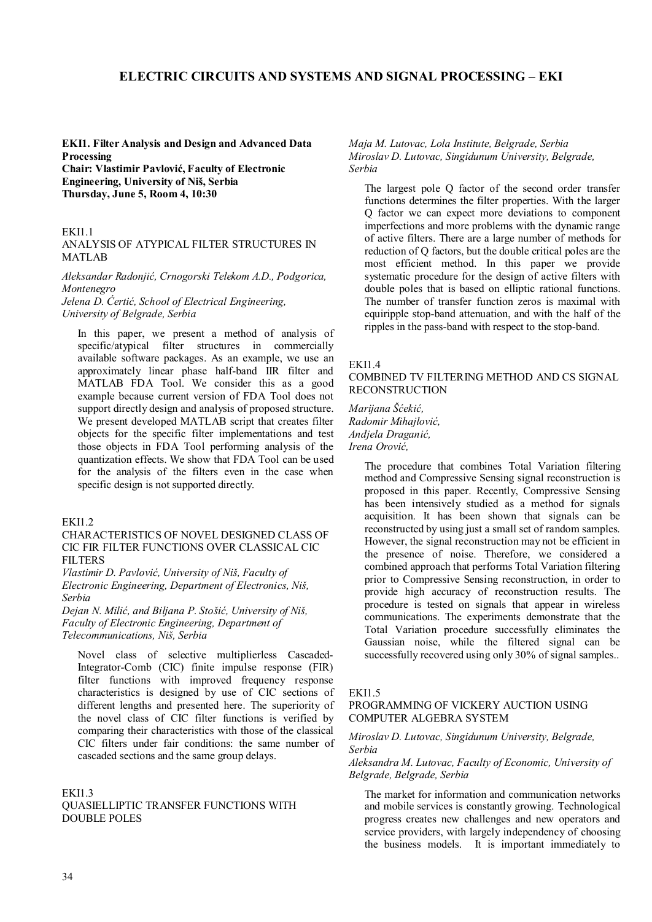# ELECTRIC CIRCUITS AND SYSTEMS AND SIGNAL PROCESSING – EKI

**EKI1. Filter Analysis and Design and Advanced Data Processing**
**Chair: Vlastimir Pavlović, Faculty of Electronic Engineering, University of Niš, Serbia**
**Thursday, June 5, Room 4, 10:30**

EKI1.1
ANALYSIS OF ATYPICAL FILTER STRUCTURES IN MATLAB

*Aleksandar Radonjić, Crnogorski Telekom A.D., Podgorica, Montenegro*
*Jelena D. Ćertić, School of Electrical Engineering, University of Belgrade, Serbia*

In this paper, we present a method of analysis of specific/atypical filter structures in commercially available software packages. As an example, we use an approximately linear phase half-band IIR filter and MATLAB FDA Tool. We consider this as a good example because current version of FDA Tool does not support directly design and analysis of proposed structure. We present developed MATLAB script that creates filter objects for the specific filter implementations and test those objects in FDA Tool performing analysis of the quantization effects. We show that FDA Tool can be used for the analysis of the filters even in the case when specific design is not supported directly.

EKI1.2
CHARACTERISTICS OF NOVEL DESIGNED CLASS OF CIC FIR FILTER FUNCTIONS OVER CLASSICAL CIC FILTERS

*Vlastimir D. Pavlović, University of Niš, Faculty of Electronic Engineering, Department of Electronics, Niš, Serbia*
*Dejan N. Milić, and Biljana P. Stošić, University of Niš, Faculty of Electronic Engineering, Department of Telecommunications, Niš, Serbia*

Novel class of selective multiplierless Cascaded-Integrator-Comb (CIC) finite impulse response (FIR) filter functions with improved frequency response characteristics is designed by use of CIC sections of different lengths and presented here. The superiority of the novel class of CIC filter functions is verified by comparing their characteristics with those of the classical CIC filters under fair conditions: the same number of cascaded sections and the same group delays.

EKI1.3
QUASIELLIPTIC TRANSFER FUNCTIONS WITH DOUBLE POLES

*Maja M. Lutovac, Lola Institute, Belgrade, Serbia*
*Miroslav D. Lutovac, Singidunum University, Belgrade, Serbia*

The largest pole Q factor of the second order transfer functions determines the filter properties. With the larger Q factor we can expect more deviations to component imperfections and more problems with the dynamic range of active filters. There are a large number of methods for reduction of Q factors, but the double critical poles are the most efficient method. In this paper we provide systematic procedure for the design of active filters with double poles that is based on elliptic rational functions. The number of transfer function zeros is maximal with equiripple stop-band attenuation, and with the half of the ripples in the pass-band with respect to the stop-band.

EKI1.4
COMBINED TV FILTERING METHOD AND CS SIGNAL RECONSTRUCTION

*Marijana Šćekić,*
*Radomir Mihajlović,*
*Andjela Draganić,*
*Irena Orović,*

The procedure that combines Total Variation filtering method and Compressive Sensing signal reconstruction is proposed in this paper. Recently, Compressive Sensing has been intensively studied as a method for signals acquisition. It has been shown that signals can be reconstructed by using just a small set of random samples. However, the signal reconstruction may not be efficient in the presence of noise. Therefore, we considered a combined approach that performs Total Variation filtering prior to Compressive Sensing reconstruction, in order to provide high accuracy of reconstruction results. The procedure is tested on signals that appear in wireless communications. The experiments demonstrate that the Total Variation procedure successfully eliminates the Gaussian noise, while the filtered signal can be successfully recovered using only 30% of signal samples..

EKI1.5
PROGRAMMING OF VICKERY AUCTION USING COMPUTER ALGEBRA SYSTEM

*Miroslav D. Lutovac, Singidunum University, Belgrade, Serbia*
*Aleksandra M. Lutovac, Faculty of Economic, University of Belgrade, Belgrade, Serbia*

The market for information and communication networks and mobile services is constantly growing. Technological progress creates new challenges and new operators and service providers, with largely independency of choosing the business models. It is important immediately to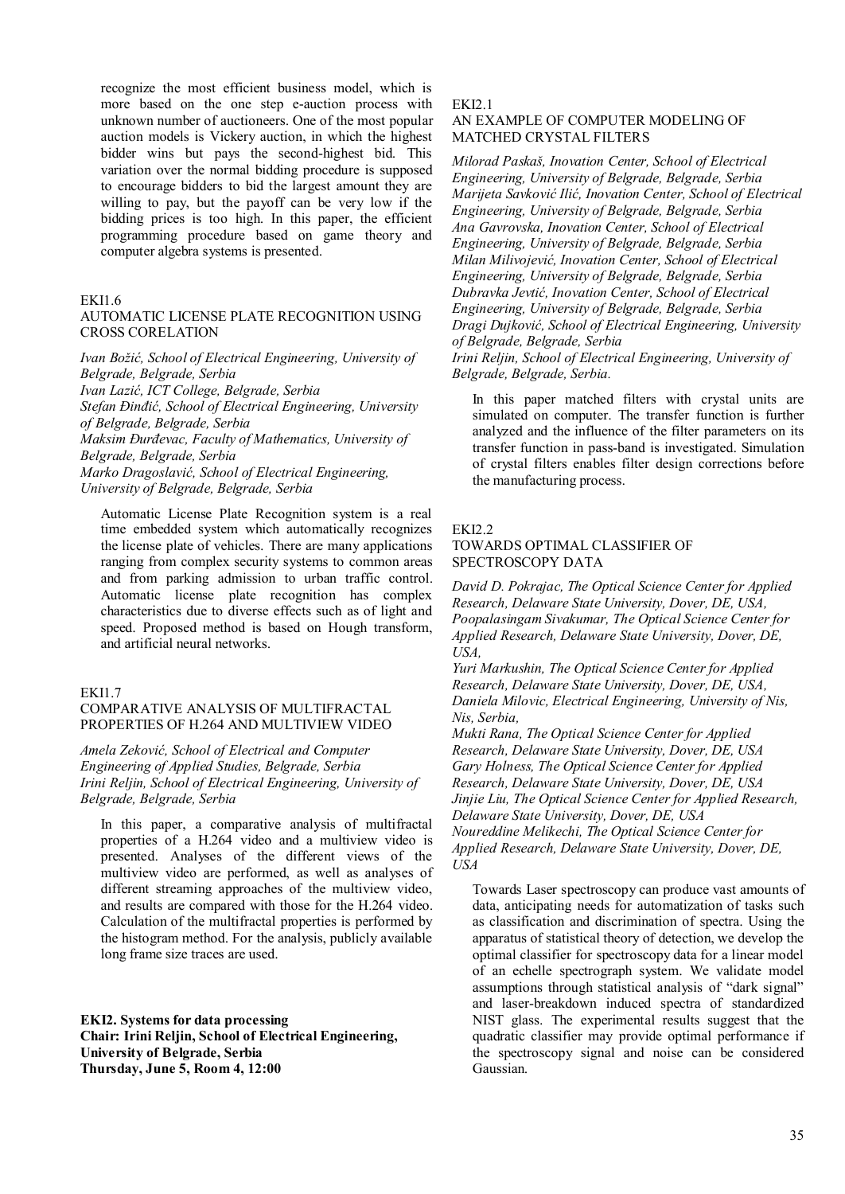recognize the most efficient business model, which is more based on the one step e-auction process with unknown number of auctioneers. One of the most popular auction models is Vickery auction, in which the highest bidder wins but pays the second-highest bid. This variation over the normal bidding procedure is supposed to encourage bidders to bid the largest amount they are willing to pay, but the payoff can be very low if the bidding prices is too high. In this paper, the efficient programming procedure based on game theory and computer algebra systems is presented.

EKI1.6

### AUTOMATIC LICENSE PLATE RECOGNITION USING CROSS CORELATION

*Ivan Božić, School of Electrical Engineering, University of Belgrade, Belgrade, Serbia*
*Ivan Lazić, ICT College, Belgrade, Serbia*
*Stefan Đinđić, School of Electrical Engineering, University of Belgrade, Belgrade, Serbia*
*Maksim Đurđevac, Faculty of Mathematics, University of Belgrade, Belgrade, Serbia*
*Marko Dragoslavić, School of Electrical Engineering, University of Belgrade, Belgrade, Serbia*

Automatic License Plate Recognition system is a real time embedded system which automatically recognizes the license plate of vehicles. There are many applications ranging from complex security systems to common areas and from parking admission to urban traffic control. Automatic license plate recognition has complex characteristics due to diverse effects such as of light and speed. Proposed method is based on Hough transform, and artificial neural networks.

EKI1.7

### COMPARATIVE ANALYSIS OF MULTIFRACTAL PROPERTIES OF H.264 AND MULTIVIEW VIDEO

*Amela Zeković, School of Electrical and Computer Engineering of Applied Studies, Belgrade, Serbia*
*Irini Reljin, School of Electrical Engineering, University of Belgrade, Belgrade, Serbia*

In this paper, a comparative analysis of multifractal properties of a H.264 video and a multiview video is presented. Analyses of the different views of the multiview video are performed, as well as analyses of different streaming approaches of the multiview video, and results are compared with those for the H.264 video. Calculation of the multifractal properties is performed by the histogram method. For the analysis, publicly available long frame size traces are used.

**EKI2. Systems for data processing**
**Chair: Irini Reljin, School of Electrical Engineering, University of Belgrade, Serbia**
**Thursday, June 5, Room 4, 12:00**

EKI2.1

### AN EXAMPLE OF COMPUTER MODELING OF MATCHED CRYSTAL FILTERS

*Milorad Paskaš, Inovation Center, School of Electrical Engineering, University of Belgrade, Belgrade, Serbia*
*Marijeta Savković Ilić, Inovation Center, School of Electrical Engineering, University of Belgrade, Belgrade, Serbia*
*Ana Gavrovska, Inovation Center, School of Electrical Engineering, University of Belgrade, Belgrade, Serbia*
*Milan Milivojević, Inovation Center, School of Electrical Engineering, University of Belgrade, Belgrade, Serbia*
*Dubravka Jevtić, Inovation Center, School of Electrical Engineering, University of Belgrade, Belgrade, Serbia*
*Dragi Dujković, School of Electrical Engineering, University of Belgrade, Belgrade, Serbia*
*Irini Reljin, School of Electrical Engineering, University of Belgrade, Belgrade, Serbia.*

In this paper matched filters with crystal units are simulated on computer. The transfer function is further analyzed and the influence of the filter parameters on its transfer function in pass-band is investigated. Simulation of crystal filters enables filter design corrections before the manufacturing process.

EKI2.2

### TOWARDS OPTIMAL CLASSIFIER OF SPECTROSCOPY DATA

*David D. Pokrajac, The Optical Science Center for Applied Research, Delaware State University, Dover, DE, USA,*
*Poopalasingam Sivakumar, The Optical Science Center for Applied Research, Delaware State University, Dover, DE, USA,*
*Yuri Markushin, The Optical Science Center for Applied Research, Delaware State University, Dover, DE, USA,*
*Daniela Milovic, Electrical Engineering, University of Nis, Nis, Serbia,*
*Mukti Rana, The Optical Science Center for Applied Research, Delaware State University, Dover, DE, USA*
*Gary Holness, The Optical Science Center for Applied Research, Delaware State University, Dover, DE, USA*
*Jinjie Liu, The Optical Science Center for Applied Research, Delaware State University, Dover, DE, USA*
*Noureddine Melikechi, The Optical Science Center for Applied Research, Delaware State University, Dover, DE, USA*

Towards Laser spectroscopy can produce vast amounts of data, anticipating needs for automatization of tasks such as classification and discrimination of spectra. Using the apparatus of statistical theory of detection, we develop the optimal classifier for spectroscopy data for a linear model of an echelle spectrograph system. We validate model assumptions through statistical analysis of "dark signal" and laser-breakdown induced spectra of standardized NIST glass. The experimental results suggest that the quadratic classifier may provide optimal performance if the spectroscopy signal and noise can be considered Gaussian.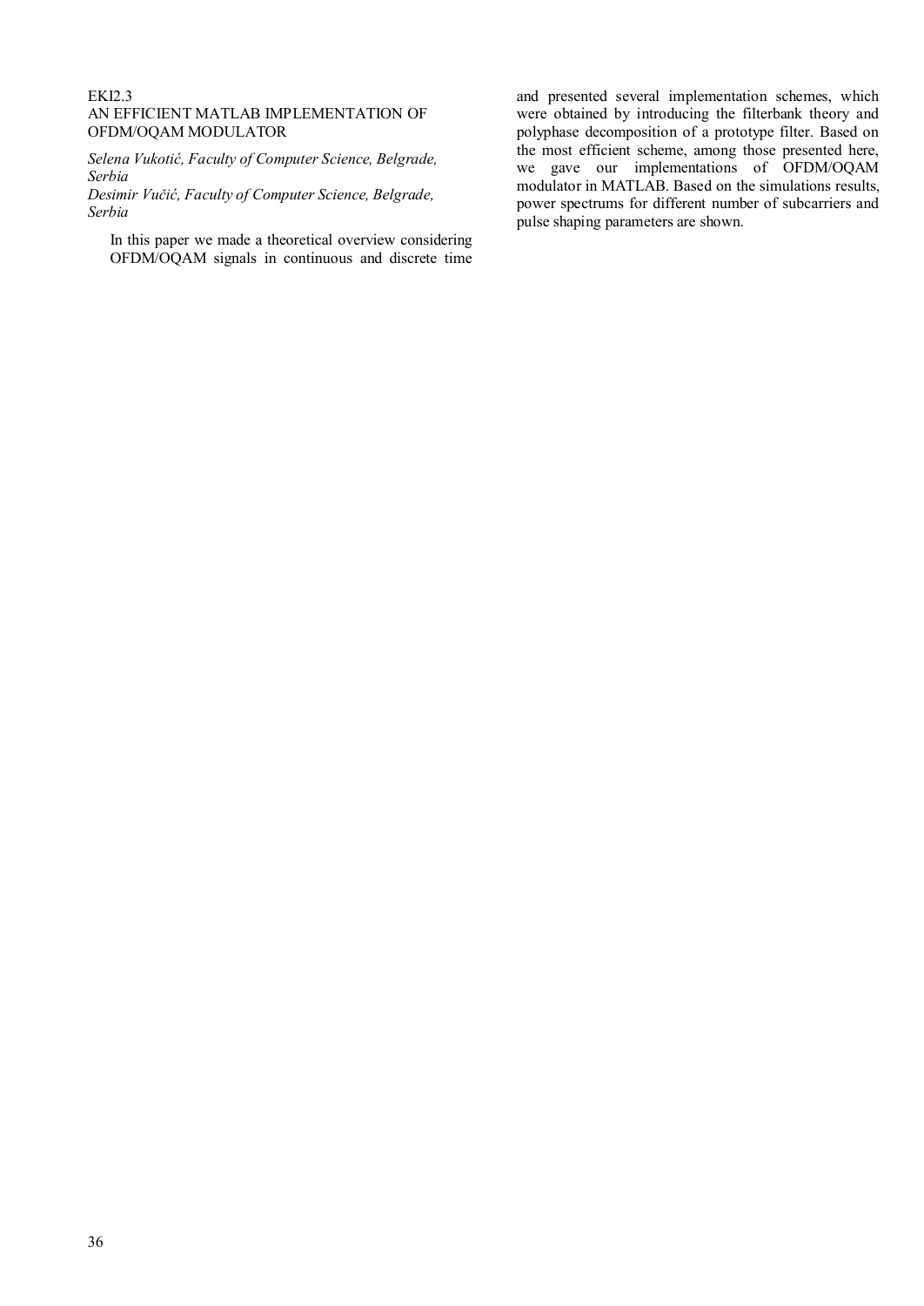EKI2.3

## AN EFFICIENT MATLAB IMPLEMENTATION OF OFDM/OQAM MODULATOR

*Selena Vukotić, Faculty of Computer Science, Belgrade, Serbia*

*Desimir Vučić, Faculty of Computer Science, Belgrade, Serbia*

In this paper we made a theoretical overview considering OFDM/OQAM signals in continuous and discrete time and presented several implementation schemes, which were obtained by introducing the filterbank theory and polyphase decomposition of a prototype filter. Based on the most efficient scheme, among those presented here, we gave our implementations of OFDM/OQAM modulator in MATLAB. Based on the simulations results, power spectrums for different number of subcarriers and pulse shaping parameters are shown.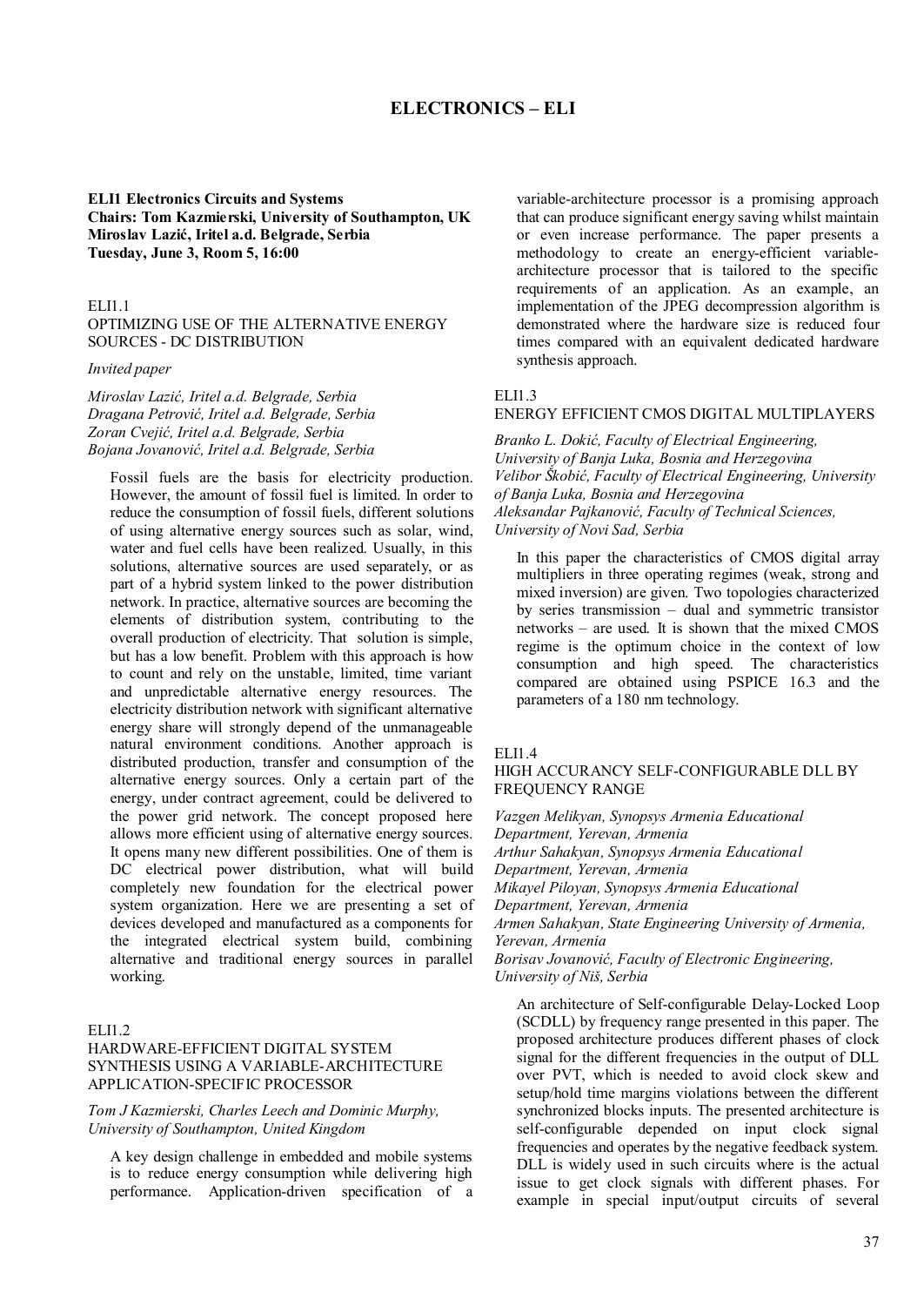# ELECTRONICS – ELI

**ELI1 Electronics Circuits and Systems**
**Chairs: Tom Kazmierski, University of Southampton, UK**
**Miroslav Lazić, Iritel a.d. Belgrade, Serbia**
**Tuesday, June 3, Room 5, 16:00**

ELI1.1
OPTIMIZING USE OF THE ALTERNATIVE ENERGY SOURCES - DC DISTRIBUTION

*Invited paper*

*Miroslav Lazić, Iritel a.d. Belgrade, Serbia*
*Dragana Petrović, Iritel a.d. Belgrade, Serbia*
*Zoran Cvejić, Iritel a.d. Belgrade, Serbia*
*Bojana Jovanović, Iritel a.d. Belgrade, Serbia*

Fossil fuels are the basis for electricity production. However, the amount of fossil fuel is limited. In order to reduce the consumption of fossil fuels, different solutions of using alternative energy sources such as solar, wind, water and fuel cells have been realized. Usually, in this solutions, alternative sources are used separately, or as part of a hybrid system linked to the power distribution network. In practice, alternative sources are becoming the elements of distribution system, contributing to the overall production of electricity. That solution is simple, but has a low benefit. Problem with this approach is how to count and rely on the unstable, limited, time variant and unpredictable alternative energy resources. The electricity distribution network with significant alternative energy share will strongly depend of the unmanageable natural environment conditions. Another approach is distributed production, transfer and consumption of the alternative energy sources. Only a certain part of the energy, under contract agreement, could be delivered to the power grid network. The concept proposed here allows more efficient using of alternative energy sources. It opens many new different possibilities. One of them is DC electrical power distribution, what will build completely new foundation for the electrical power system organization. Here we are presenting a set of devices developed and manufactured as a components for the integrated electrical system build, combining alternative and traditional energy sources in parallel working.

ELI1.2
HARDWARE-EFFICIENT DIGITAL SYSTEM SYNTHESIS USING A VARIABLE-ARCHITECTURE APPLICATION-SPECIFIC PROCESSOR

*Tom J Kazmierski, Charles Leech and Dominic Murphy, University of Southampton, United Kingdom*

A key design challenge in embedded and mobile systems is to reduce energy consumption while delivering high performance. Application-driven specification of a variable-architecture processor is a promising approach that can produce significant energy saving whilst maintain or even increase performance. The paper presents a methodology to create an energy-efficient variable-architecture processor that is tailored to the specific requirements of an application. As an example, an implementation of the JPEG decompression algorithm is demonstrated where the hardware size is reduced four times compared with an equivalent dedicated hardware synthesis approach.

ELI1.3
ENERGY EFFICIENT CMOS DIGITAL MULTIPLAYERS

*Branko L. Dokić, Faculty of Electrical Engineering, University of Banja Luka, Bosnia and Herzegovina*
*Velibor Škobić, Faculty of Electrical Engineering, University of Banja Luka, Bosnia and Herzegovina*
*Aleksandar Pajkanović, Faculty of Technical Sciences, University of Novi Sad, Serbia*

In this paper the characteristics of CMOS digital array multipliers in three operating regimes (weak, strong and mixed inversion) are given. Two topologies characterized by series transmission – dual and symmetric transistor networks – are used. It is shown that the mixed CMOS regime is the optimum choice in the context of low consumption and high speed. The characteristics compared are obtained using PSPICE 16.3 and the parameters of a 180 nm technology.

ELI1.4
HIGH ACCURANCY SELF-CONFIGURABLE DLL BY FREQUENCY RANGE

*Vazgen Melikyan, Synopsys Armenia Educational Department, Yerevan, Armenia*
*Arthur Sahakyan, Synopsys Armenia Educational Department, Yerevan, Armenia*
*Mikayel Piloyan, Synopsys Armenia Educational Department, Yerevan, Armenia*
*Armen Sahakyan, State Engineering University of Armenia, Yerevan, Armenia*
*Borisav Jovanović, Faculty of Electronic Engineering, University of Niš, Serbia*

An architecture of Self-configurable Delay-Locked Loop (SCDLL) by frequency range presented in this paper. The proposed architecture produces different phases of clock signal for the different frequencies in the output of DLL over PVT, which is needed to avoid clock skew and setup/hold time margins violations between the different synchronized blocks inputs. The presented architecture is self-configurable depended on input clock signal frequencies and operates by the negative feedback system. DLL is widely used in such circuits where is the actual issue to get clock signals with different phases. For example in special input/output circuits of several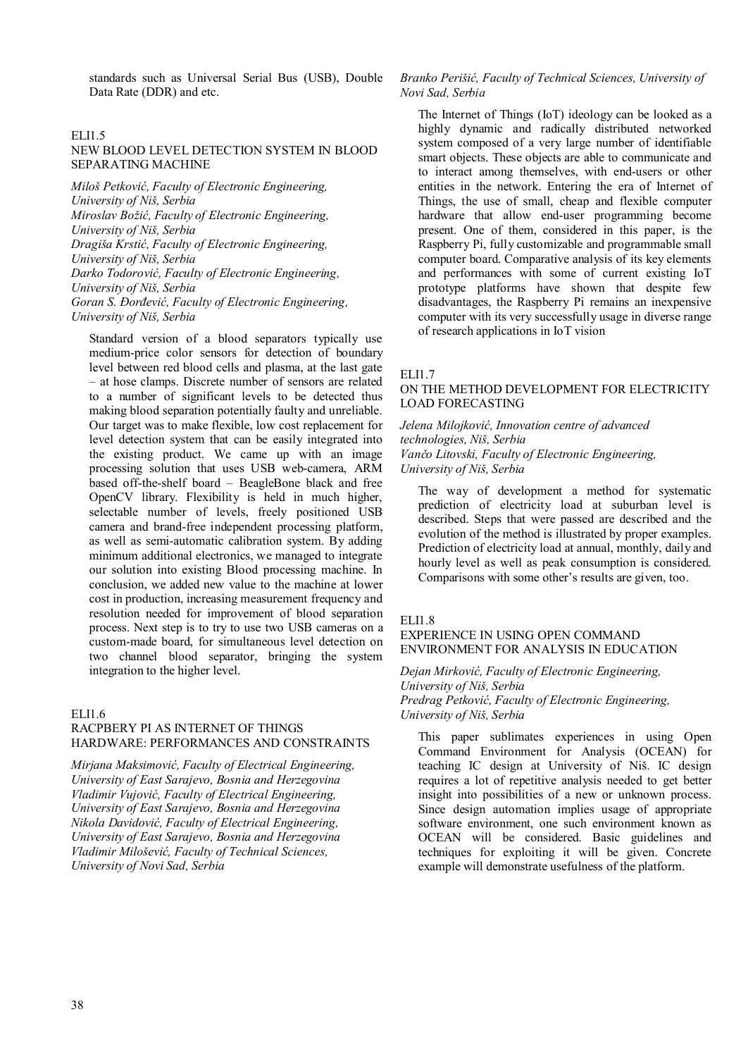standards such as Universal Serial Bus (USB), Double Data Rate (DDR) and etc.

### ELI1.5
### NEW BLOOD LEVEL DETECTION SYSTEM IN BLOOD SEPARATING MACHINE

*Miloš Petković, Faculty of Electronic Engineering, University of Niš, Serbia*
*Miroslav Božić, Faculty of Electronic Engineering, University of Niš, Serbia*
*Dragiša Krstić, Faculty of Electronic Engineering, University of Niš, Serbia*
*Darko Todorović, Faculty of Electronic Engineering, University of Niš, Serbia*
*Goran S. Đorđević, Faculty of Electronic Engineering, University of Niš, Serbia*

Standard version of a blood separators typically use medium-price color sensors for detection of boundary level between red blood cells and plasma, at the last gate – at hose clamps. Discrete number of sensors are related to a number of significant levels to be detected thus making blood separation potentially faulty and unreliable. Our target was to make flexible, low cost replacement for level detection system that can be easily integrated into the existing product. We came up with an image processing solution that uses USB web-camera, ARM based off-the-shelf board – BeagleBone black and free OpenCV library. Flexibility is held in much higher, selectable number of levels, freely positioned USB camera and brand-free independent processing platform, as well as semi-automatic calibration system. By adding minimum additional electronics, we managed to integrate our solution into existing Blood processing machine. In conclusion, we added new value to the machine at lower cost in production, increasing measurement frequency and resolution needed for improvement of blood separation process. Next step is to try to use two USB cameras on a custom-made board, for simultaneous level detection on two channel blood separator, bringing the system integration to the higher level.

### ELI1.6
### RACPBERY PI AS INTERNET OF THINGS HARDWARE: PERFORMANCES AND CONSTRAINTS

*Mirjana Maksimović, Faculty of Electrical Engineering, University of East Sarajevo, Bosnia and Herzegovina*
*Vladimir Vujović, Faculty of Electrical Engineering, University of East Sarajevo, Bosnia and Herzegovina*
*Nikola Davidović, Faculty of Electrical Engineering, University of East Sarajevo, Bosnia and Herzegovina*
*Vladimir Milošević, Faculty of Technical Sciences, University of Novi Sad, Serbia*
*Branko Perišić, Faculty of Technical Sciences, University of Novi Sad, Serbia*

The Internet of Things (IoT) ideology can be looked as a highly dynamic and radically distributed networked system composed of a very large number of identifiable smart objects. These objects are able to communicate and to interact among themselves, with end-users or other entities in the network. Entering the era of Internet of Things, the use of small, cheap and flexible computer hardware that allow end-user programming become present. One of them, considered in this paper, is the Raspberry Pi, fully customizable and programmable small computer board. Comparative analysis of its key elements and performances with some of current existing IoT prototype platforms have shown that despite few disadvantages, the Raspberry Pi remains an inexpensive computer with its very successfully usage in diverse range of research applications in IoT vision

### ELI1.7
### ON THE METHOD DEVELOPMENT FOR ELECTRICITY LOAD FORECASTING

*Jelena Milojković, Innovation centre of advanced technologies, Niš, Serbia*
*Vančo Litovski, Faculty of Electronic Engineering, University of Niš, Serbia*

The way of development a method for systematic prediction of electricity load at suburban level is described. Steps that were passed are described and the evolution of the method is illustrated by proper examples. Prediction of electricity load at annual, monthly, daily and hourly level as well as peak consumption is considered. Comparisons with some other's results are given, too.

### ELI1.8
### EXPERIENCE IN USING OPEN COMMAND ENVIRONMENT FOR ANALYSIS IN EDUCATION

*Dejan Mirković, Faculty of Electronic Engineering, University of Niš, Serbia*
*Predrag Petković, Faculty of Electronic Engineering, University of Niš, Serbia*

This paper sublimates experiences in using Open Command Environment for Analysis (OCEAN) for teaching IC design at University of Niš. IC design requires a lot of repetitive analysis needed to get better insight into possibilities of a new or unknown process. Since design automation implies usage of appropriate software environment, one such environment known as OCEAN will be considered. Basic guidelines and techniques for exploiting it will be given. Concrete example will demonstrate usefulness of the platform.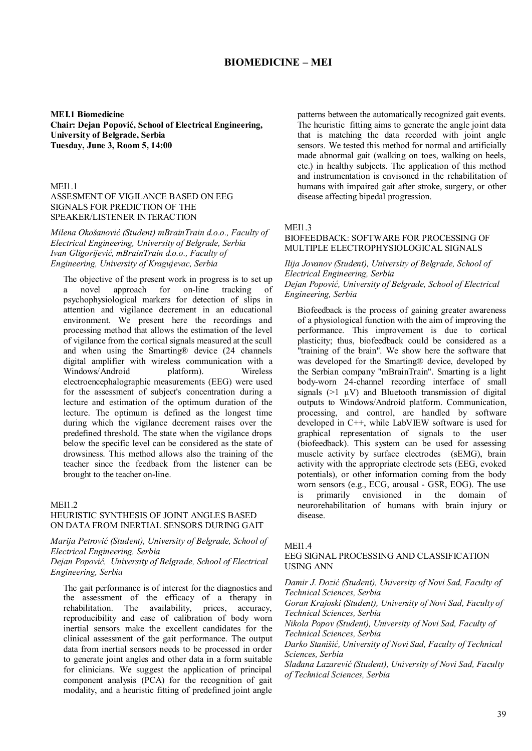# BIOMEDICINE – MEI

**MEI.1 Biomedicine**
**Chair: Dejan Popović, School of Electrical Engineering, University of Belgrade, Serbia**
**Tuesday, June 3, Room 5, 14:00**

MEI1.1
ASSESMENT OF VIGILANCE BASED ON EEG SIGNALS FOR PREDICTION OF THE SPEAKER/LISTENER INTERACTION

*Milena Okošanović (Student) mBrainTrain d.o.o., Faculty of Electrical Engineering, University of Belgrade, Serbia*
*Ivan Gligorijević, mBrainTrain d.o.o., Faculty of Engineering, University of Kragujevac, Serbia*

The objective of the present work in progress is to set up a novel approach for on-line tracking of psychophysiological markers for detection of slips in attention and vigilance decrement in an educational environment. We present here the recordings and processing method that allows the estimation of the level of vigilance from the cortical signals measured at the scull and when using the Smarting® device (24 channels digital amplifier with wireless communication with a Windows/Android platform). Wireless electroencephalographic measurements (EEG) were used for the assessment of subject's concentration during a lecture and estimation of the optimum duration of the lecture. The optimum is defined as the longest time during which the vigilance decrement raises over the predefined threshold. The state when the vigilance drops below the specific level can be considered as the state of drowsiness. This method allows also the training of the teacher since the feedback from the listener can be brought to the teacher on-line.

MEI1.2
HEURISTIC SYNTHESIS OF JOINT ANGLES BASED ON DATA FROM INERTIAL SENSORS DURING GAIT

*Marija Petrović (Student), University of Belgrade, School of Electrical Engineering, Serbia*
*Dejan Popović, University of Belgrade, School of Electrical Engineering, Serbia*

The gait performance is of interest for the diagnostics and the assessment of the efficacy of a therapy in rehabilitation. The availability, prices, accuracy, reproducibility and ease of calibration of body worn inertial sensors make the excellent candidates for the clinical assessment of the gait performance. The output data from inertial sensors needs to be processed in order to generate joint angles and other data in a form suitable for clinicians. We suggest the application of principal component analysis (PCA) for the recognition of gait modality, and a heuristic fitting of predefined joint angle patterns between the automatically recognized gait events. The heuristic fitting aims to generate the angle joint data that is matching the data recorded with joint angle sensors. We tested this method for normal and artificially made abnormal gait (walking on toes, walking on heels, etc.) in healthy subjects. The application of this method and instrumentation is envisoned in the rehabilitation of humans with impaired gait after stroke, surgery, or other disease affecting bipedal progression.

MEI1.3
BIOFEEDBACK: SOFTWARE FOR PROCESSING OF MULTIPLE ELECTROPHYSIOLOGICAL SIGNALS

*Ilija Jovanov (Student), University of Belgrade, School of Electrical Engineering, Serbia*
*Dejan Popović, University of Belgrade, School of Electrical Engineering, Serbia*

Biofeedback is the process of gaining greater awareness of a physiological function with the aim of improving the performance. This improvement is due to cortical plasticity; thus, biofeedback could be considered as a "training of the brain". We show here the software that was developed for the Smarting® device, developed by the Serbian company "mBrainTrain". Smarting is a light body-worn 24-channel recording interface of small signals (>1 μV) and Bluetooth transmission of digital outputs to Windows/Android platform. Communication, processing, and control, are handled by software developed in C++, while LabVIEW software is used for graphical representation of signals to the user (biofeedback). This system can be used for assessing muscle activity by surface electrodes (sEMG), brain activity with the appropriate electrode sets (EEG, evoked potentials), or other information coming from the body worn sensors (e.g., ECG, arousal - GSR, EOG). The use is primarily envisioned in the domain of neurorehabilitation of humans with brain injury or disease.

MEI1.4
EEG SIGNAL PROCESSING AND CLASSIFICATION USING ANN

*Damir J. Đozić (Student), University of Novi Sad, Faculty of Technical Sciences, Serbia*
*Goran Krajoski (Student), University of Novi Sad, Faculty of Technical Sciences, Serbia*
*Nikola Popov (Student), University of Novi Sad, Faculty of Technical Sciences, Serbia*
*Darko Stanišić, University of Novi Sad, Faculty of Technical Sciences, Serbia*
*Slađana Lazarević (Student), University of Novi Sad, Faculty of Technical Sciences, Serbia*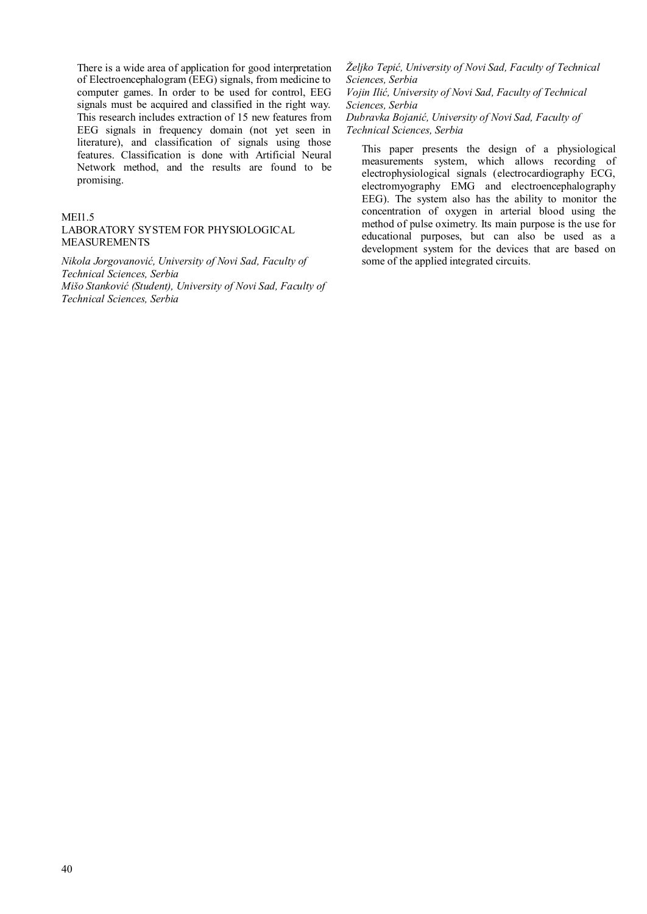There is a wide area of application for good interpretation of Electroencephalogram (EEG) signals, from medicine to computer games. In order to be used for control, EEG signals must be acquired and classified in the right way. This research includes extraction of 15 new features from EEG signals in frequency domain (not yet seen in literature), and classification of signals using those features. Classification is done with Artificial Neural Network method, and the results are found to be promising.

MEI1.5

LABORATORY SYSTEM FOR PHYSIOLOGICAL MEASUREMENTS

*Nikola Jorgovanović, University of Novi Sad, Faculty of Technical Sciences, Serbia*
*Mišo Stanković (Student), University of Novi Sad, Faculty of Technical Sciences, Serbia*
*Željko Tepić, University of Novi Sad, Faculty of Technical Sciences, Serbia*
*Vojin Ilić, University of Novi Sad, Faculty of Technical Sciences, Serbia*
*Dubravka Bojanić, University of Novi Sad, Faculty of Technical Sciences, Serbia*

This paper presents the design of a physiological measurements system, which allows recording of electrophysiological signals (electrocardiography ECG, electromyography EMG and electroencephalography EEG). The system also has the ability to monitor the concentration of oxygen in arterial blood using the method of pulse oximetry. Its main purpose is the use for educational purposes, but can also be used as a development system for the devices that are based on some of the applied integrated circuits.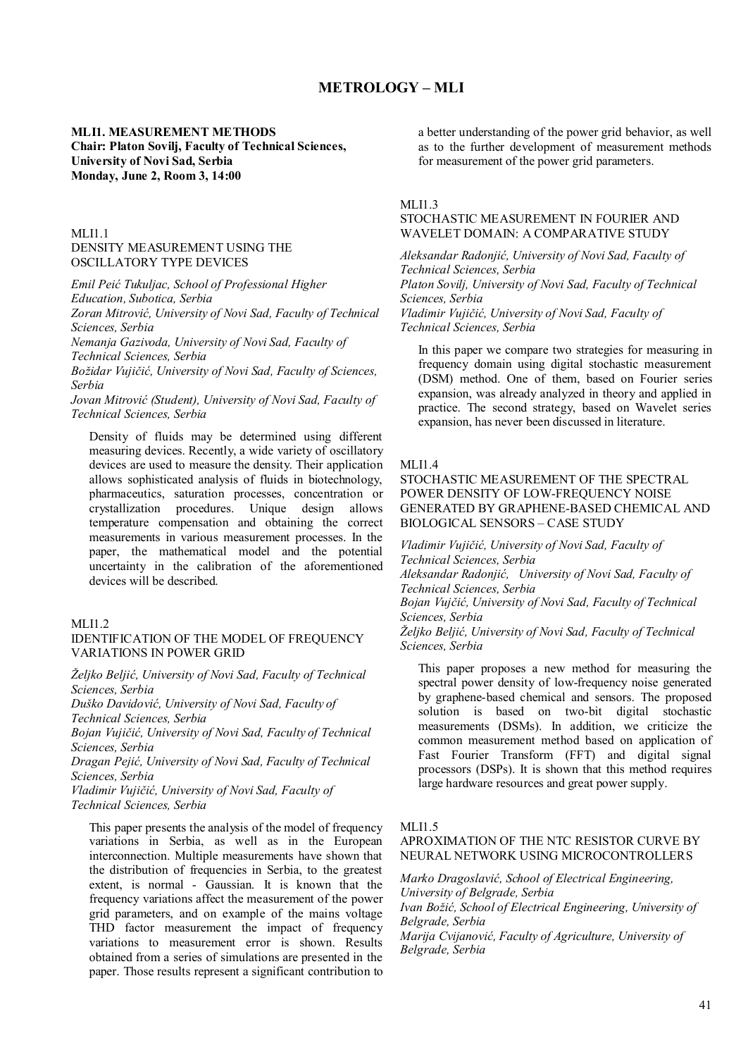# METROLOGY – MLI

## MLI1. MEASUREMENT METHODS

**Chair: Platon Sovilj, Faculty of Technical Sciences, University of Novi Sad, Serbia**
**Monday, June 2, Room 3, 14:00**

### MLI1.1
DENSITY MEASUREMENT USING THE OSCILLATORY TYPE DEVICES

*Emil Peić Tukuljac, School of Professional Higher Education, Subotica, Serbia*
*Zoran Mitrović, University of Novi Sad, Faculty of Technical Sciences, Serbia*
*Nemanja Gazivoda, University of Novi Sad, Faculty of Technical Sciences, Serbia*
*Božidar Vujičić, University of Novi Sad, Faculty of Sciences, Serbia*
*Jovan Mitrović (Student), University of Novi Sad, Faculty of Technical Sciences, Serbia*

Density of fluids may be determined using different measuring devices. Recently, a wide variety of oscillatory devices are used to measure the density. Their application allows sophisticated analysis of fluids in biotechnology, pharmaceutics, saturation processes, concentration or crystallization procedures. Unique design allows temperature compensation and obtaining the correct measurements in various measurement processes. In the paper, the mathematical model and the potential uncertainty in the calibration of the aforementioned devices will be described.

### MLI1.2
IDENTIFICATION OF THE MODEL OF FREQUENCY VARIATIONS IN POWER GRID

*Željko Beljić, University of Novi Sad, Faculty of Technical Sciences, Serbia*
*Duško Davidović, University of Novi Sad, Faculty of Technical Sciences, Serbia*
*Bojan Vujičić, University of Novi Sad, Faculty of Technical Sciences, Serbia*
*Dragan Pejić, University of Novi Sad, Faculty of Technical Sciences, Serbia*
*Vladimir Vujičić, University of Novi Sad, Faculty of Technical Sciences, Serbia*

This paper presents the analysis of the model of frequency variations in Serbia, as well as in the European interconnection. Multiple measurements have shown that the distribution of frequencies in Serbia, to the greatest extent, is normal - Gaussian. It is known that the frequency variations affect the measurement of the power grid parameters, and on example of the mains voltage THD factor measurement the impact of frequency variations to measurement error is shown. Results obtained from a series of simulations are presented in the paper. Those results represent a significant contribution to a better understanding of the power grid behavior, as well as to the further development of measurement methods for measurement of the power grid parameters.

### MLI1.3
STOCHASTIC MEASUREMENT IN FOURIER AND WAVELET DOMAIN: A COMPARATIVE STUDY

*Aleksandar Radonjić, University of Novi Sad, Faculty of Technical Sciences, Serbia*
*Platon Sovilj, University of Novi Sad, Faculty of Technical Sciences, Serbia*
*Vladimir Vujičić, University of Novi Sad, Faculty of Technical Sciences, Serbia*

In this paper we compare two strategies for measuring in frequency domain using digital stochastic measurement (DSM) method. One of them, based on Fourier series expansion, was already analyzed in theory and applied in practice. The second strategy, based on Wavelet series expansion, has never been discussed in literature.

### MLI1.4
STOCHASTIC MEASUREMENT OF THE SPECTRAL POWER DENSITY OF LOW-FREQUENCY NOISE GENERATED BY GRAPHENE-BASED CHEMICAL AND BIOLOGICAL SENSORS – CASE STUDY

*Vladimir Vujičić, University of Novi Sad, Faculty of Technical Sciences, Serbia*
*Aleksandar Radonjić, University of Novi Sad, Faculty of Technical Sciences, Serbia*
*Bojan Vujčić, University of Novi Sad, Faculty of Technical Sciences, Serbia*
*Željko Beljić, University of Novi Sad, Faculty of Technical Sciences, Serbia*

This paper proposes a new method for measuring the spectral power density of low-frequency noise generated by graphene-based chemical and sensors. The proposed solution is based on two-bit digital stochastic measurements (DSMs). In addition, we criticize the common measurement method based on application of Fast Fourier Transform (FFT) and digital signal processors (DSPs). It is shown that this method requires large hardware resources and great power supply.

### MLI1.5
APROXIMATION OF THE NTC RESISTOR CURVE BY NEURAL NETWORK USING MICROCONTROLLERS

*Marko Dragoslavić, School of Electrical Engineering, University of Belgrade, Serbia*
*Ivan Božić, School of Electrical Engineering, University of Belgrade, Serbia*
*Marija Cvijanović, Faculty of Agriculture, University of Belgrade, Serbia*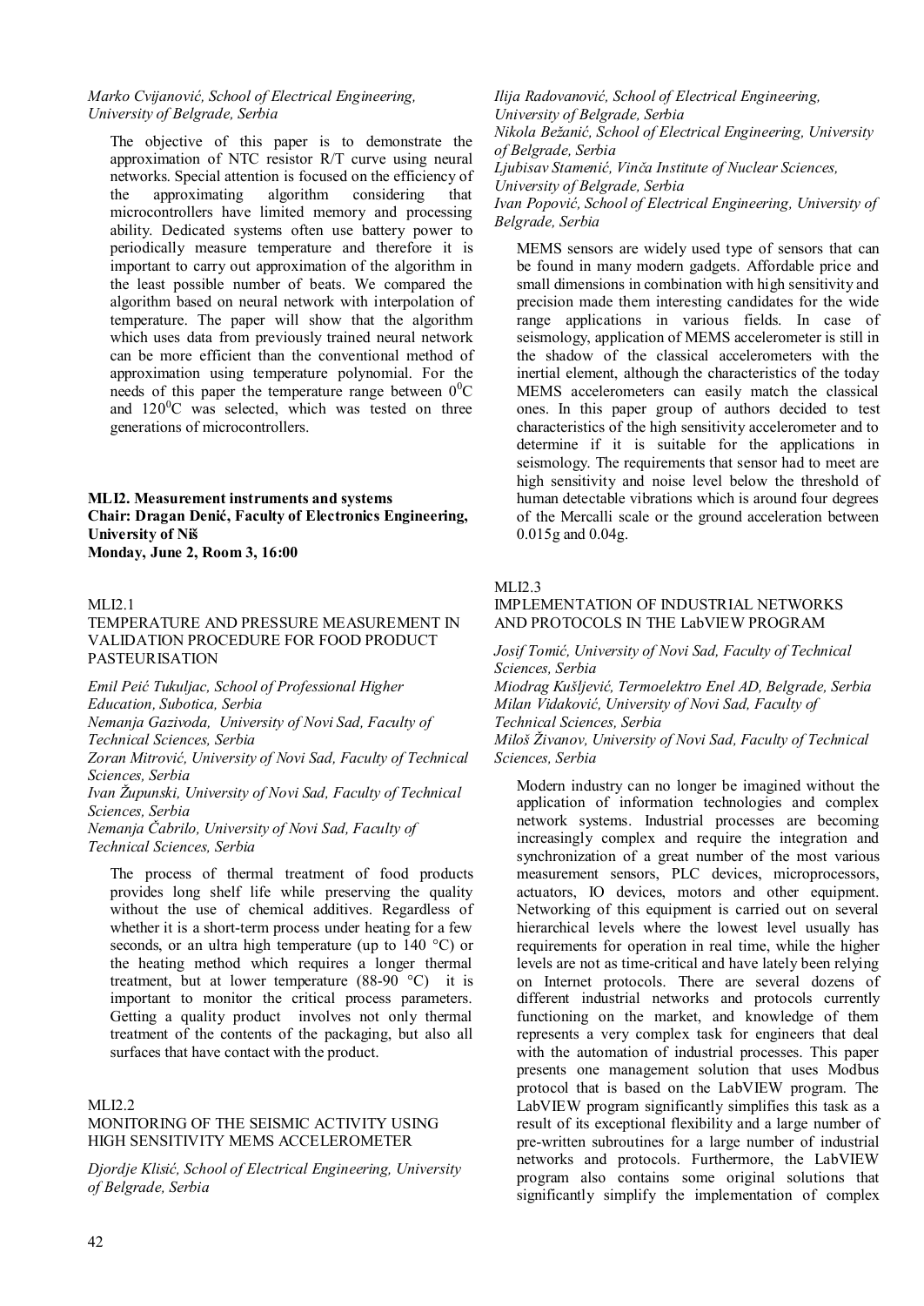*Marko Cvijanović, School of Electrical Engineering, University of Belgrade, Serbia*

The objective of this paper is to demonstrate the approximation of NTC resistor R/T curve using neural networks. Special attention is focused on the efficiency of the approximating algorithm considering that microcontrollers have limited memory and processing ability. Dedicated systems often use battery power to periodically measure temperature and therefore it is important to carry out approximation of the algorithm in the least possible number of beats. We compared the algorithm based on neural network with interpolation of temperature. The paper will show that the algorithm which uses data from previously trained neural network can be more efficient than the conventional method of approximation using temperature polynomial. For the needs of this paper the temperature range between $0^0$C and $120^0$C was selected, which was tested on three generations of microcontrollers.

**MLI2. Measurement instruments and systems**
**Chair: Dragan Denić, Faculty of Electronics Engineering, University of Niš**
**Monday, June 2, Room 3, 16:00**

MLI2.1
TEMPERATURE AND PRESSURE MEASUREMENT IN VALIDATION PROCEDURE FOR FOOD PRODUCT PASTEURISATION

*Emil Peić Tukuljac, School of Professional Higher Education, Subotica, Serbia*
*Nemanja Gazivoda, University of Novi Sad, Faculty of Technical Sciences, Serbia*
*Zoran Mitrović, University of Novi Sad, Faculty of Technical Sciences, Serbia*
*Ivan Župunski, University of Novi Sad, Faculty of Technical Sciences, Serbia*
*Nemanja Čabrilo, University of Novi Sad, Faculty of Technical Sciences, Serbia*

The process of thermal treatment of food products provides long shelf life while preserving the quality without the use of chemical additives. Regardless of whether it is a short-term process under heating for a few seconds, or an ultra high temperature (up to 140 °C) or the heating method which requires a longer thermal treatment, but at lower temperature (88-90 °C) it is important to monitor the critical process parameters. Getting a quality product involves not only thermal treatment of the contents of the packaging, but also all surfaces that have contact with the product.

MLI2.2
MONITORING OF THE SEISMIC ACTIVITY USING HIGH SENSITIVITY MEMS ACCELEROMETER

*Djordje Klisić, School of Electrical Engineering, University of Belgrade, Serbia*
*Ilija Radovanović, School of Electrical Engineering, University of Belgrade, Serbia*
*Nikola Bežanić, School of Electrical Engineering, University of Belgrade, Serbia*
*Ljubisav Stamenić, Vinča Institute of Nuclear Sciences, University of Belgrade, Serbia*
*Ivan Popović, School of Electrical Engineering, University of Belgrade, Serbia*

MEMS sensors are widely used type of sensors that can be found in many modern gadgets. Affordable price and small dimensions in combination with high sensitivity and precision made them interesting candidates for the wide range applications in various fields. In case of seismology, application of MEMS accelerometer is still in the shadow of the classical accelerometers with the inertial element, although the characteristics of the today MEMS accelerometers can easily match the classical ones. In this paper group of authors decided to test characteristics of the high sensitivity accelerometer and to determine if it is suitable for the applications in seismology. The requirements that sensor had to meet are high sensitivity and noise level below the threshold of human detectable vibrations which is around four degrees of the Mercalli scale or the ground acceleration between 0.015g and 0.04g.

MLI2.3
IMPLEMENTATION OF INDUSTRIAL NETWORKS AND PROTOCOLS IN THE LabVIEW PROGRAM

*Josif Tomić, University of Novi Sad, Faculty of Technical Sciences, Serbia*
*Miodrag Kušljević, Termoelektro Enel AD, Belgrade, Serbia*
*Milan Vidaković, University of Novi Sad, Faculty of Technical Sciences, Serbia*
*Miloš Živanov, University of Novi Sad, Faculty of Technical Sciences, Serbia*

Modern industry can no longer be imagined without the application of information technologies and complex network systems. Industrial processes are becoming increasingly complex and require the integration and synchronization of a great number of the most various measurement sensors, PLC devices, microprocessors, actuators, IO devices, motors and other equipment. Networking of this equipment is carried out on several hierarchical levels where the lowest level usually has requirements for operation in real time, while the higher levels are not as time-critical and have lately been relying on Internet protocols. There are several dozens of different industrial networks and protocols currently functioning on the market, and knowledge of them represents a very complex task for engineers that deal with the automation of industrial processes. This paper presents one management solution that uses Modbus protocol that is based on the LabVIEW program. The LabVIEW program significantly simplifies this task as a result of its exceptional flexibility and a large number of pre-written subroutines for a large number of industrial networks and protocols. Furthermore, the LabVIEW program also contains some original solutions that significantly simplify the implementation of complex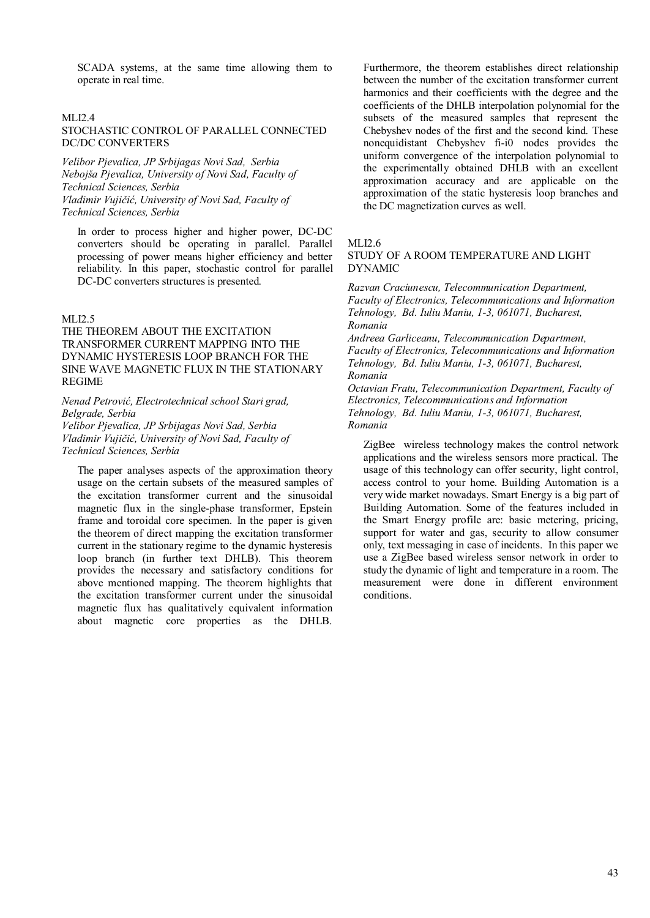SCADA systems, at the same time allowing them to operate in real time.

MLI2.4

### STOCHASTIC CONTROL OF PARALLEL CONNECTED DC/DC CONVERTERS

*Velibor Pjevalica, JP Srbijagas Novi Sad, Serbia*
*Nebojša Pjevalica, University of Novi Sad, Faculty of Technical Sciences, Serbia*
*Vladimir Vujičić, University of Novi Sad, Faculty of Technical Sciences, Serbia*

In order to process higher and higher power, DC-DC converters should be operating in parallel. Parallel processing of power means higher efficiency and better reliability. In this paper, stochastic control for parallel DC-DC converters structures is presented.

MLI2.5

### THE THEOREM ABOUT THE EXCITATION TRANSFORMER CURRENT MAPPING INTO THE DYNAMIC HYSTERESIS LOOP BRANCH FOR THE SINE WAVE MAGNETIC FLUX IN THE STATIONARY REGIME

*Nenad Petrović, Electrotechnical school Stari grad, Belgrade, Serbia*
*Velibor Pjevalica, JP Srbijagas Novi Sad, Serbia*
*Vladimir Vujičić, University of Novi Sad, Faculty of Technical Sciences, Serbia*

The paper analyses aspects of the approximation theory usage on the certain subsets of the measured samples of the excitation transformer current and the sinusoidal magnetic flux in the single-phase transformer, Epstein frame and toroidal core specimen. In the paper is given the theorem of direct mapping the excitation transformer current in the stationary regime to the dynamic hysteresis loop branch (in further text DHLB). This theorem provides the necessary and satisfactory conditions for above mentioned mapping. The theorem highlights that the excitation transformer current under the sinusoidal magnetic flux has qualitatively equivalent information about magnetic core properties as the DHLB. Furthermore, the theorem establishes direct relationship between the number of the excitation transformer current harmonics and their coefficients with the degree and the coefficients of the DHLB interpolation polynomial for the subsets of the measured samples that represent the Chebyshev nodes of the first and the second kind. These nonequidistant Chebyshev fi-i0 nodes provides the uniform convergence of the interpolation polynomial to the experimentally obtained DHLB with an excellent approximation accuracy and are applicable on the approximation of the static hysteresis loop branches and the DC magnetization curves as well.

MLI2.6

### STUDY OF A ROOM TEMPERATURE AND LIGHT DYNAMIC

*Razvan Craciunescu, Telecommunication Department, Faculty of Electronics, Telecommunications and Information Tehnology, Bd. Iuliu Maniu, 1-3, 061071, Bucharest, Romania*
*Andreea Garliceanu, Telecommunication Department, Faculty of Electronics, Telecommunications and Information Tehnology, Bd. Iuliu Maniu, 1-3, 061071, Bucharest, Romania*
*Octavian Fratu, Telecommunication Department, Faculty of Electronics, Telecommunications and Information Tehnology, Bd. Iuliu Maniu, 1-3, 061071, Bucharest, Romania*

ZigBee wireless technology makes the control network applications and the wireless sensors more practical. The usage of this technology can offer security, light control, access control to your home. Building Automation is a very wide market nowadays. Smart Energy is a big part of Building Automation. Some of the features included in the Smart Energy profile are: basic metering, pricing, support for water and gas, security to allow consumer only, text messaging in case of incidents. In this paper we use a ZigBee based wireless sensor network in order to study the dynamic of light and temperature in a room. The measurement were done in different environment conditions.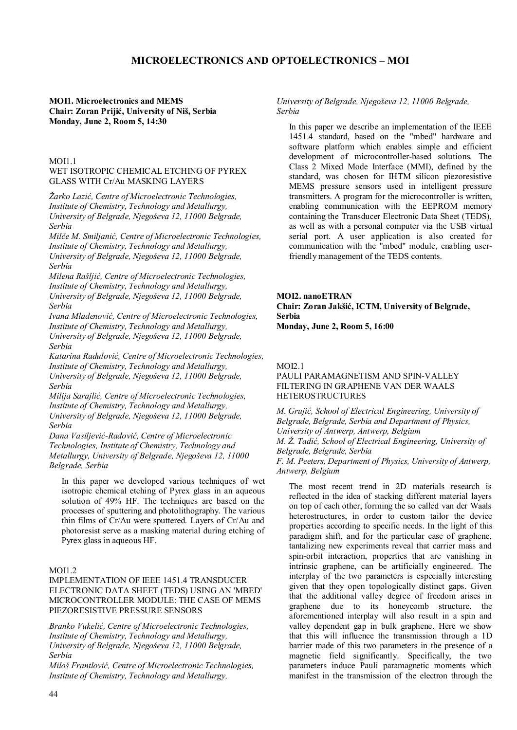# MICROELECTRONICS AND OPTOELECTRONICS – MOI

**MOI1. Microelectronics and MEMS**
**Chair: Zoran Prijić, University of Niš, Serbia**
**Monday, June 2, Room 5, 14:30**

MOI1.1
WET ISOTROPIC CHEMICAL ETCHING OF PYREX GLASS WITH Cr/Au MASKING LAYERS

*Žarko Lazić, Centre of Microelectronic Technologies, Institute of Chemistry, Technology and Metallurgy, University of Belgrade, Njegoševa 12, 11000 Belgrade, Serbia*
*Milče M. Smiljanić, Centre of Microelectronic Technologies, Institute of Chemistry, Technology and Metallurgy, University of Belgrade, Njegoševa 12, 11000 Belgrade, Serbia*
*Milena Rašljić, Centre of Microelectronic Technologies, Institute of Chemistry, Technology and Metallurgy, University of Belgrade, Njegoševa 12, 11000 Belgrade, Serbia*
*Ivana Mladenović, Centre of Microelectronic Technologies, Institute of Chemistry, Technology and Metallurgy, University of Belgrade, Njegoševa 12, 11000 Belgrade, Serbia*
*Katarina Radulović, Centre of Microelectronic Technologies, Institute of Chemistry, Technology and Metallurgy, University of Belgrade, Njegoševa 12, 11000 Belgrade, Serbia*
*Milija Sarajlić, Centre of Microelectronic Technologies, Institute of Chemistry, Technology and Metallurgy, University of Belgrade, Njegoševa 12, 11000 Belgrade, Serbia*
*Dana Vasiljević-Radović, Centre of Microelectronic Technologies, Institute of Chemistry, Technology and Metallurgy, University of Belgrade, Njegoševa 12, 11000 Belgrade, Serbia*

In this paper we developed various techniques of wet isotropic chemical etching of Pyrex glass in an aqueous solution of 49% HF. The techniques are based on the processes of sputtering and photolithography. The various thin films of Cr/Au were sputtered. Layers of Cr/Au and photoresist serve as a masking material during etching of Pyrex glass in aqueous HF.

MOI1.2
IMPLEMENTATION OF IEEE 1451.4 TRANSDUCER ELECTRONIC DATA SHEET (TEDS) USING AN 'MBED' MICROCONTROLLER MODULE: THE CASE OF MEMS PIEZORESISTIVE PRESSURE SENSORS

*Branko Vukelić, Centre of Microelectronic Technologies, Institute of Chemistry, Technology and Metallurgy, University of Belgrade, Njegoševa 12, 11000 Belgrade, Serbia*
*Miloš Frantlović, Centre of Microelectronic Technologies, Institute of Chemistry, Technology and Metallurgy, University of Belgrade, Njegoševa 12, 11000 Belgrade, Serbia*

In this paper we describe an implementation of the IEEE 1451.4 standard, based on the "mbed" hardware and software platform which enables simple and efficient development of microcontroller-based solutions. The Class 2 Mixed Mode Interface (MMI), defined by the standard, was chosen for IHTM silicon piezoresistive MEMS pressure sensors used in intelligent pressure transmitters. A program for the microcontroller is written, enabling communication with the EEPROM memory containing the Transducer Electronic Data Sheet (TEDS), as well as with a personal computer via the USB virtual serial port. A user application is also created for communication with the "mbed" module, enabling user-friendly management of the TEDS contents.

**MOI2. nanoETRAN**
**Chair: Zoran Jakšić, ICTM, University of Belgrade, Serbia**
**Monday, June 2, Room 5, 16:00**

MOI2.1
PAULI PARAMAGNETISM AND SPIN-VALLEY FILTERING IN GRAPHENE VAN DER WAALS HETEROSTRUCTURES

*M. Grujić, School of Electrical Engineering, University of Belgrade, Belgrade, Serbia and Department of Physics, University of Antwerp, Antwerp, Belgium*
*M. Ž. Tadić, School of Electrical Engineering, University of Belgrade, Belgrade, Serbia*
*F. M. Peeters, Department of Physics, University of Antwerp, Antwerp, Belgium*

The most recent trend in 2D materials research is reflected in the idea of stacking different material layers on top of each other, forming the so called van der Waals heterostructures, in order to custom tailor the device properties according to specific needs. In the light of this paradigm shift, and for the particular case of graphene, tantalizing new experiments reveal that carrier mass and spin-orbit interaction, properties that are vanishing in intrinsic graphene, can be artificially engineered. The interplay of the two parameters is especially interesting given that they open topologically distinct gaps. Given that the additional valley degree of freedom arises in graphene due to its honeycomb structure, the aforementioned interplay will also result in a spin and valley dependent gap in bulk graphene. Here we show that this will influence the transmission through a 1D barrier made of this two parameters in the presence of a magnetic field significantly. Specifically, the two parameters induce Pauli paramagnetic moments which manifest in the transmission of the electron through the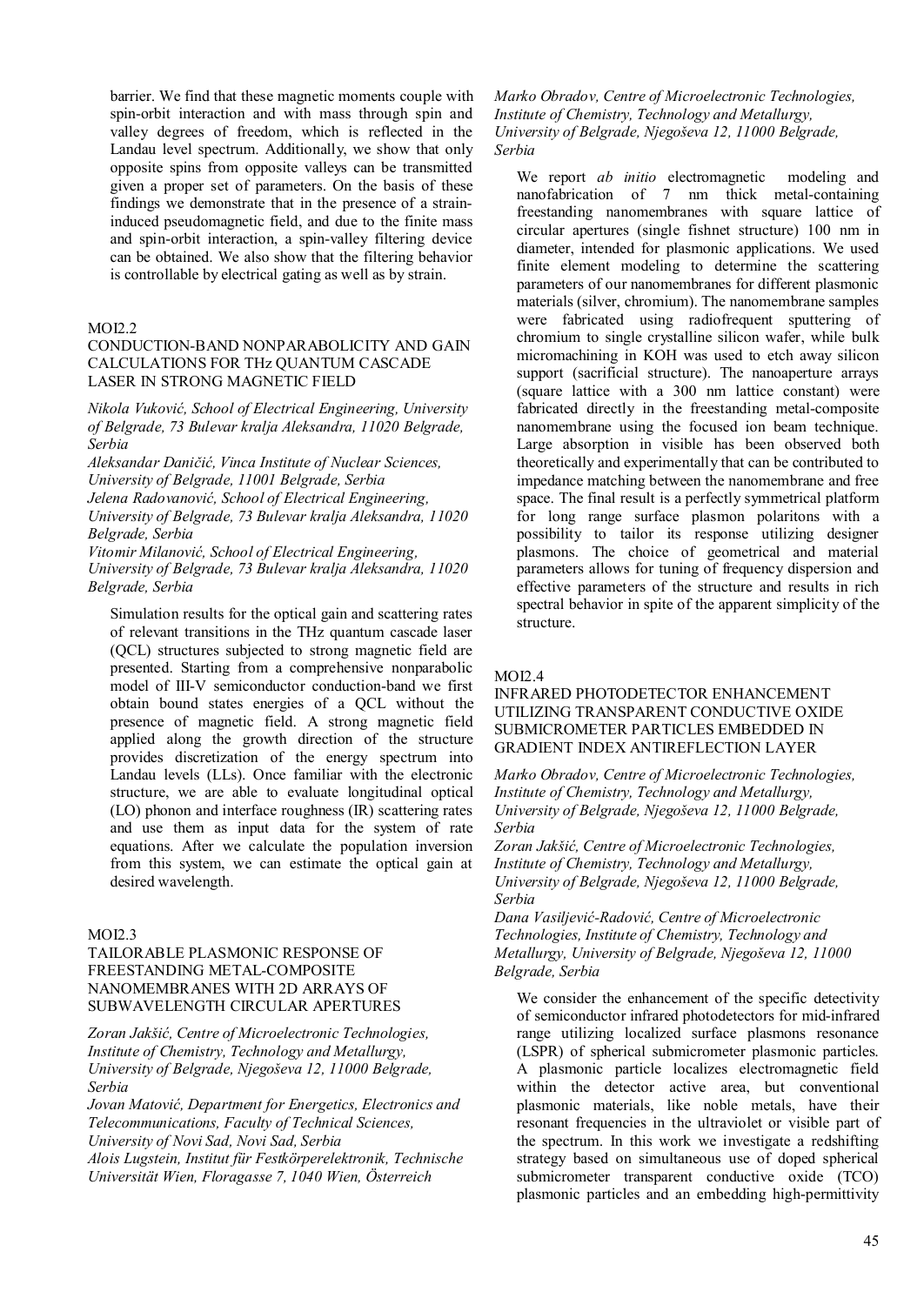barrier. We find that these magnetic moments couple with spin-orbit interaction and with mass through spin and valley degrees of freedom, which is reflected in the Landau level spectrum. Additionally, we show that only opposite spins from opposite valleys can be transmitted given a proper set of parameters. On the basis of these findings we demonstrate that in the presence of a strain-induced pseudomagnetic field, and due to the finite mass and spin-orbit interaction, a spin-valley filtering device can be obtained. We also show that the filtering behavior is controllable by electrical gating as well as by strain.

MOI2.2

### CONDUCTION-BAND NONPARABOLICITY AND GAIN CALCULATIONS FOR THz QUANTUM CASCADE LASER IN STRONG MAGNETIC FIELD

*Nikola Vuković, School of Electrical Engineering, University of Belgrade, 73 Bulevar kralja Aleksandra, 11020 Belgrade, Serbia*
*Aleksandar Daničić, Vinca Institute of Nuclear Sciences, University of Belgrade, 11001 Belgrade, Serbia*
*Jelena Radovanović, School of Electrical Engineering, University of Belgrade, 73 Bulevar kralja Aleksandra, 11020 Belgrade, Serbia*
*Vitomir Milanović, School of Electrical Engineering, University of Belgrade, 73 Bulevar kralja Aleksandra, 11020 Belgrade, Serbia*

Simulation results for the optical gain and scattering rates of relevant transitions in the THz quantum cascade laser (QCL) structures subjected to strong magnetic field are presented. Starting from a comprehensive nonparabolic model of III-V semiconductor conduction-band we first obtain bound states energies of a QCL without the presence of magnetic field. A strong magnetic field applied along the growth direction of the structure provides discretization of the energy spectrum into Landau levels (LLs). Once familiar with the electronic structure, we are able to evaluate longitudinal optical (LO) phonon and interface roughness (IR) scattering rates and use them as input data for the system of rate equations. After we calculate the population inversion from this system, we can estimate the optical gain at desired wavelength.

MOI2.3

### TAILORABLE PLASMONIC RESPONSE OF FREESTANDING METAL-COMPOSITE NANOMEMBRANES WITH 2D ARRAYS OF SUBWAVELENGTH CIRCULAR APERTURES

*Zoran Jakšić, Centre of Microelectronic Technologies, Institute of Chemistry, Technology and Metallurgy, University of Belgrade, Njegoševa 12, 11000 Belgrade, Serbia*
*Jovan Matović, Department for Energetics, Electronics and Telecommunications, Faculty of Technical Sciences, University of Novi Sad, Novi Sad, Serbia*
*Alois Lugstein, Institut für Festkörperelektronik, Technische Universität Wien, Floragasse 7, 1040 Wien, Österreich*
*Marko Obradov, Centre of Microelectronic Technologies, Institute of Chemistry, Technology and Metallurgy, University of Belgrade, Njegoševa 12, 11000 Belgrade, Serbia*

We report *ab initio* electromagnetic modeling and nanofabrication of 7 nm thick metal-containing freestanding nanomembranes with square lattice of circular apertures (single fishnet structure) 100 nm in diameter, intended for plasmonic applications. We used finite element modeling to determine the scattering parameters of our nanomembranes for different plasmonic materials (silver, chromium). The nanomembrane samples were fabricated using radiofrequent sputtering of chromium to single crystalline silicon wafer, while bulk micromachining in KOH was used to etch away silicon support (sacrificial structure). The nanoaperture arrays (square lattice with a 300 nm lattice constant) were fabricated directly in the freestanding metal-composite nanomembrane using the focused ion beam technique. Large absorption in visible has been observed both theoretically and experimentally that can be contributed to impedance matching between the nanomembrane and free space. The final result is a perfectly symmetrical platform for long range surface plasmon polaritons with a possibility to tailor its response utilizing designer plasmons. The choice of geometrical and material parameters allows for tuning of frequency dispersion and effective parameters of the structure and results in rich spectral behavior in spite of the apparent simplicity of the structure.

MOI2.4

### INFRARED PHOTODETECTOR ENHANCEMENT UTILIZING TRANSPARENT CONDUCTIVE OXIDE SUBMICROMETER PARTICLES EMBEDDED IN GRADIENT INDEX ANTIREFLECTION LAYER

*Marko Obradov, Centre of Microelectronic Technologies, Institute of Chemistry, Technology and Metallurgy, University of Belgrade, Njegoševa 12, 11000 Belgrade, Serbia*
*Zoran Jakšić, Centre of Microelectronic Technologies, Institute of Chemistry, Technology and Metallurgy, University of Belgrade, Njegoševa 12, 11000 Belgrade, Serbia*
*Dana Vasiljević-Radović, Centre of Microelectronic Technologies, Institute of Chemistry, Technology and Metallurgy, University of Belgrade, Njegoševa 12, 11000 Belgrade, Serbia*

We consider the enhancement of the specific detectivity of semiconductor infrared photodetectors for mid-infrared range utilizing localized surface plasmons resonance (LSPR) of spherical submicrometer plasmonic particles. A plasmonic particle localizes electromagnetic field within the detector active area, but conventional plasmonic materials, like noble metals, have their resonant frequencies in the ultraviolet or visible part of the spectrum. In this work we investigate a redshifting strategy based on simultaneous use of doped spherical submicrometer transparent conductive oxide (TCO) plasmonic particles and an embedding high-permittivity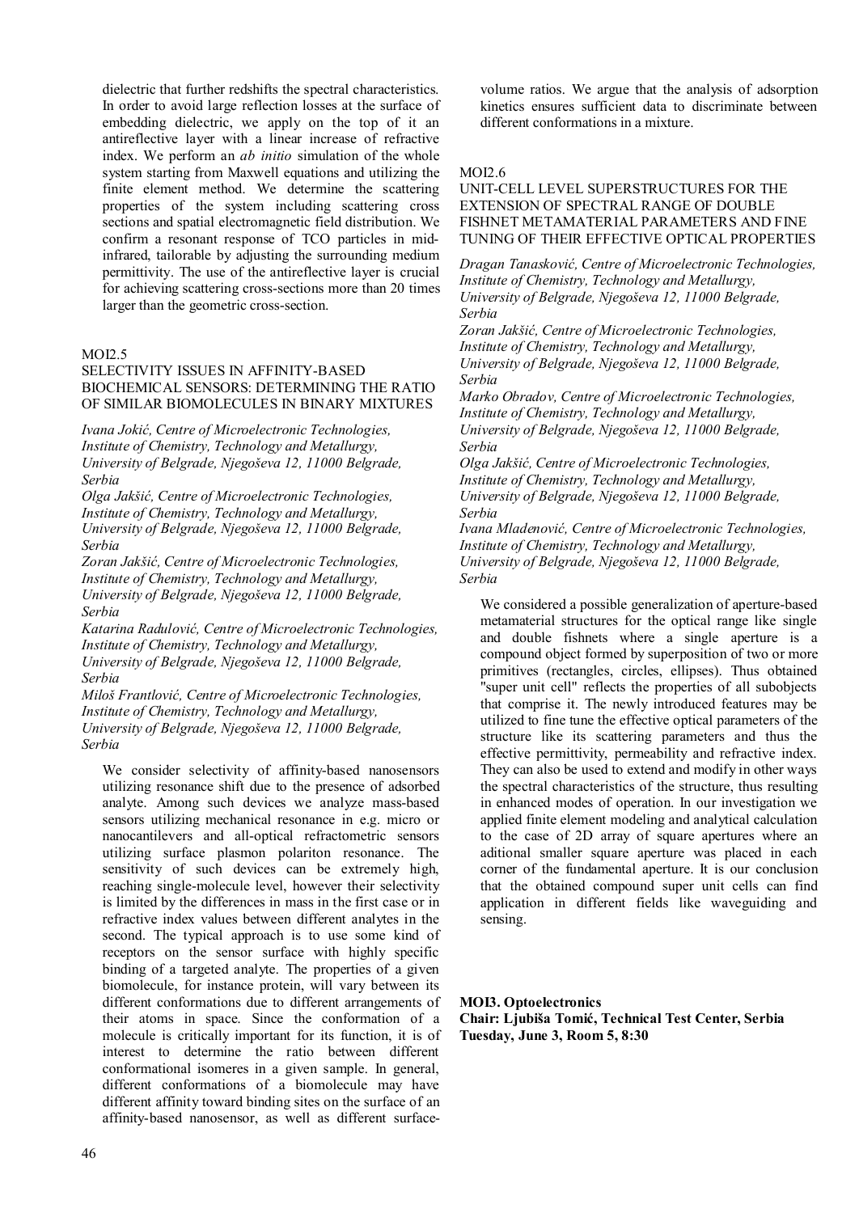dielectric that further redshifts the spectral characteristics. In order to avoid large reflection losses at the surface of embedding dielectric, we apply on the top of it an antireflective layer with a linear increase of refractive index. We perform an *ab initio* simulation of the whole system starting from Maxwell equations and utilizing the finite element method. We determine the scattering properties of the system including scattering cross sections and spatial electromagnetic field distribution. We confirm a resonant response of TCO particles in mid-infrared, tailorable by adjusting the surrounding medium permittivity. The use of the antireflective layer is crucial for achieving scattering cross-sections more than 20 times larger than the geometric cross-section.

MOI2.5

## SELECTIVITY ISSUES IN AFFINITY-BASED BIOCHEMICAL SENSORS: DETERMINING THE RATIO OF SIMILAR BIOMOLECULES IN BINARY MIXTURES

*Ivana Jokić, Centre of Microelectronic Technologies, Institute of Chemistry, Technology and Metallurgy, University of Belgrade, Njegoševa 12, 11000 Belgrade, Serbia*
*Olga Jakšić, Centre of Microelectronic Technologies, Institute of Chemistry, Technology and Metallurgy, University of Belgrade, Njegoševa 12, 11000 Belgrade, Serbia*
*Zoran Jakšić, Centre of Microelectronic Technologies, Institute of Chemistry, Technology and Metallurgy, University of Belgrade, Njegoševa 12, 11000 Belgrade, Serbia*
*Katarina Radulović, Centre of Microelectronic Technologies, Institute of Chemistry, Technology and Metallurgy, University of Belgrade, Njegoševa 12, 11000 Belgrade, Serbia*
*Miloš Frantlović, Centre of Microelectronic Technologies, Institute of Chemistry, Technology and Metallurgy, University of Belgrade, Njegoševa 12, 11000 Belgrade, Serbia*

We consider selectivity of affinity-based nanosensors utilizing resonance shift due to the presence of adsorbed analyte. Among such devices we analyze mass-based sensors utilizing mechanical resonance in e.g. micro or nanocantilevers and all-optical refractometric sensors utilizing surface plasmon polariton resonance. The sensitivity of such devices can be extremely high, reaching single-molecule level, however their selectivity is limited by the differences in mass in the first case or in refractive index values between different analytes in the second. The typical approach is to use some kind of receptors on the sensor surface with highly specific binding of a targeted analyte. The properties of a given biomolecule, for instance protein, will vary between its different conformations due to different arrangements of their atoms in space. Since the conformation of a molecule is critically important for its function, it is of interest to determine the ratio between different conformational isomeres in a given sample. In general, different conformations of a biomolecule may have different affinity toward binding sites on the surface of an affinity-based nanosensor, as well as different surface-volume ratios. We argue that the analysis of adsorption kinetics ensures sufficient data to discriminate between different conformations in a mixture.

MOI2.6

## UNIT-CELL LEVEL SUPERSTRUCTURES FOR THE EXTENSION OF SPECTRAL RANGE OF DOUBLE FISHNET METAMATERIAL PARAMETERS AND FINE TUNING OF THEIR EFFECTIVE OPTICAL PROPERTIES

*Dragan Tanasković, Centre of Microelectronic Technologies, Institute of Chemistry, Technology and Metallurgy, University of Belgrade, Njegoševa 12, 11000 Belgrade, Serbia*
*Zoran Jakšić, Centre of Microelectronic Technologies, Institute of Chemistry, Technology and Metallurgy, University of Belgrade, Njegoševa 12, 11000 Belgrade, Serbia*
*Marko Obradov, Centre of Microelectronic Technologies, Institute of Chemistry, Technology and Metallurgy, University of Belgrade, Njegoševa 12, 11000 Belgrade, Serbia*
*Olga Jakšić, Centre of Microelectronic Technologies, Institute of Chemistry, Technology and Metallurgy, University of Belgrade, Njegoševa 12, 11000 Belgrade, Serbia*
*Ivana Mladenović, Centre of Microelectronic Technologies, Institute of Chemistry, Technology and Metallurgy, University of Belgrade, Njegoševa 12, 11000 Belgrade, Serbia*

We considered a possible generalization of aperture-based metamaterial structures for the optical range like single and double fishnets where a single aperture is a compound object formed by superposition of two or more primitives (rectangles, circles, ellipses). Thus obtained "super unit cell" reflects the properties of all subobjects that comprise it. The newly introduced features may be utilized to fine tune the effective optical parameters of the structure like its scattering parameters and thus the effective permittivity, permeability and refractive index. They can also be used to extend and modify in other ways the spectral characteristics of the structure, thus resulting in enhanced modes of operation. In our investigation we applied finite element modeling and analytical calculation to the case of 2D array of square apertures where an aditional smaller square aperture was placed in each corner of the fundamental aperture. It is our conclusion that the obtained compound super unit cells can find application in different fields like waveguiding and sensing.

**MOI3. Optoelectronics**
**Chair: Ljubiša Tomić, Technical Test Center, Serbia**
**Tuesday, June 3, Room 5, 8:30**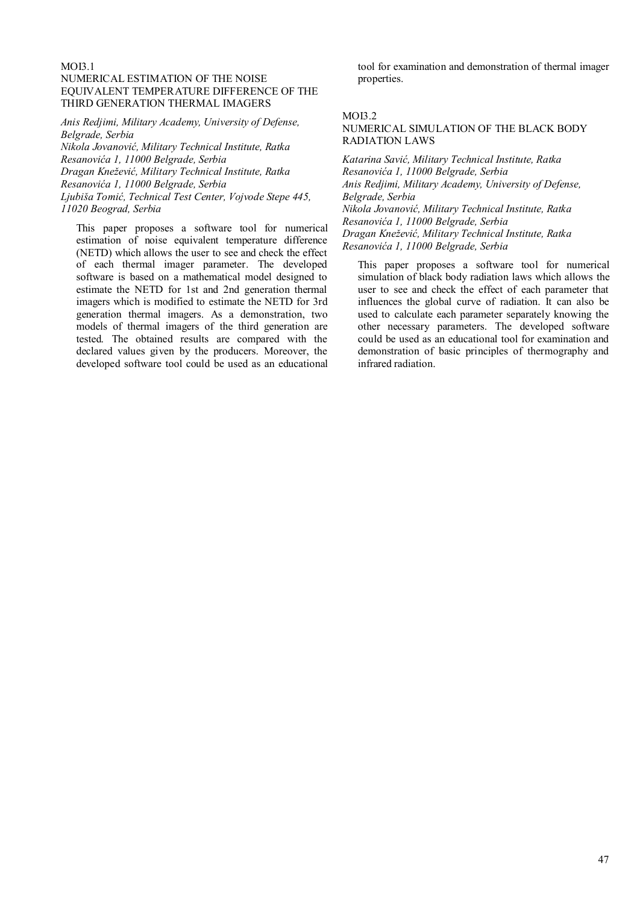## MOI3.1
## NUMERICAL ESTIMATION OF THE NOISE EQUIVALENT TEMPERATURE DIFFERENCE OF THE THIRD GENERATION THERMAL IMAGERS

*Anis Redjimi, Military Academy, University of Defense, Belgrade, Serbia*
*Nikola Jovanović, Military Technical Institute, Ratka Resanovića 1, 11000 Belgrade, Serbia*
*Dragan Knežević, Military Technical Institute, Ratka Resanovića 1, 11000 Belgrade, Serbia*
*Ljubiša Tomić, Technical Test Center, Vojvode Stepe 445, 11020 Beograd, Serbia*

This paper proposes a software tool for numerical estimation of noise equivalent temperature difference (NETD) which allows the user to see and check the effect of each thermal imager parameter. The developed software is based on a mathematical model designed to estimate the NETD for 1st and 2nd generation thermal imagers which is modified to estimate the NETD for 3rd generation thermal imagers. As a demonstration, two models of thermal imagers of the third generation are tested. The obtained results are compared with the declared values given by the producers. Moreover, the developed software tool could be used as an educational tool for examination and demonstration of thermal imager properties.

## MOI3.2
## NUMERICAL SIMULATION OF THE BLACK BODY RADIATION LAWS

*Katarina Savić, Military Technical Institute, Ratka Resanovića 1, 11000 Belgrade, Serbia*
*Anis Redjimi, Military Academy, University of Defense, Belgrade, Serbia*
*Nikola Jovanović, Military Technical Institute, Ratka Resanovića 1, 11000 Belgrade, Serbia*
*Dragan Knežević, Military Technical Institute, Ratka Resanovića 1, 11000 Belgrade, Serbia*

This paper proposes a software tool for numerical simulation of black body radiation laws which allows the user to see and check the effect of each parameter that influences the global curve of radiation. It can also be used to calculate each parameter separately knowing the other necessary parameters. The developed software could be used as an educational tool for examination and demonstration of basic principles of thermography and infrared radiation.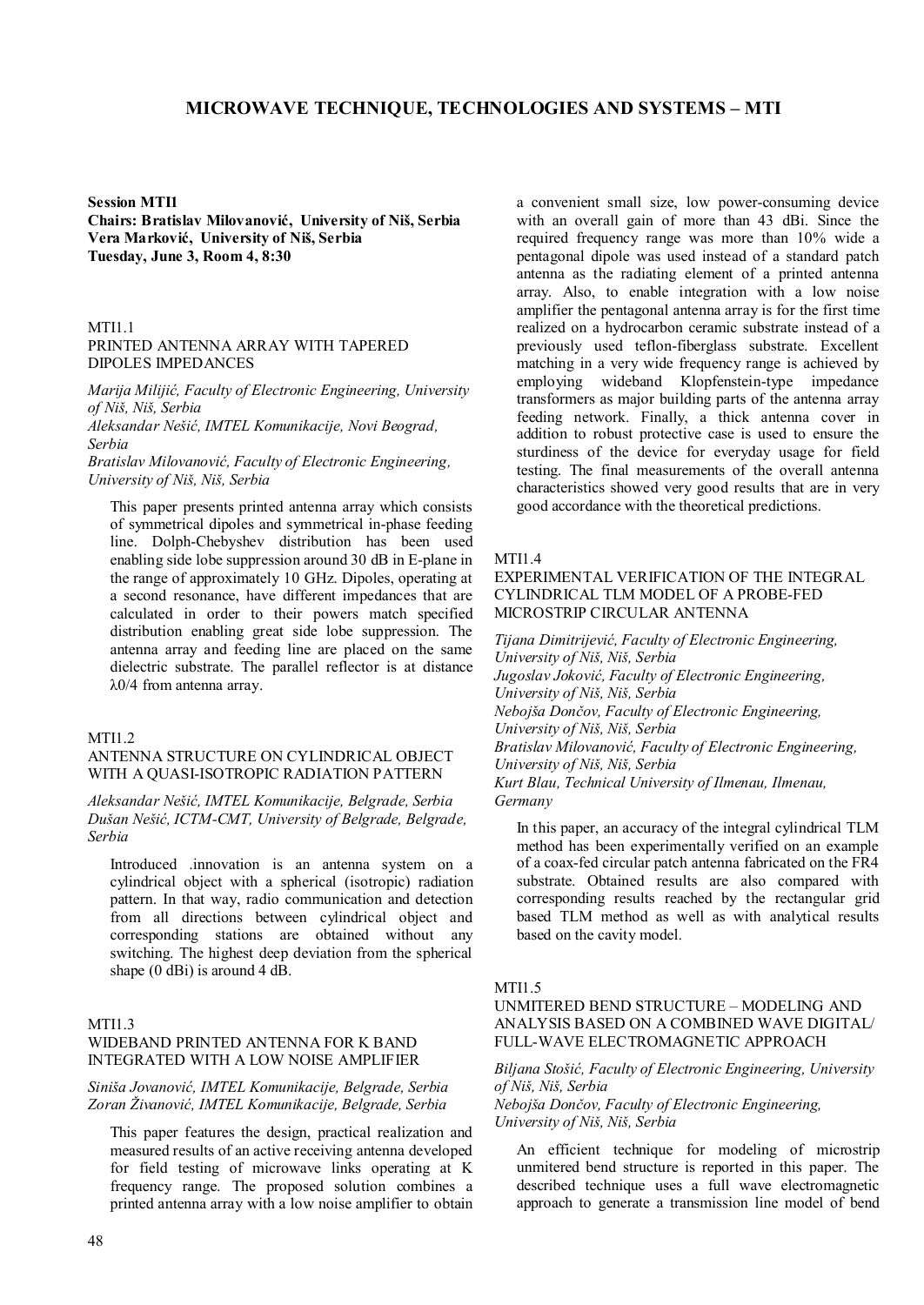# MICROWAVE TECHNIQUE, TECHNOLOGIES AND SYSTEMS – MTI

**Session MTI1**
**Chairs: Bratislav Milovanović, University of Niš, Serbia**
**Vera Marković, University of Niš, Serbia**
**Tuesday, June 3, Room 4, 8:30**

MTI1.1
PRINTED ANTENNA ARRAY WITH TAPERED DIPOLES IMPEDANCES

*Marija Milijić, Faculty of Electronic Engineering, University of Niš, Niš, Serbia*
*Aleksandar Nešić, IMTEL Komunikacije, Novi Beograd, Serbia*
*Bratislav Milovanović, Faculty of Electronic Engineering, University of Niš, Niš, Serbia*

This paper presents printed antenna array which consists of symmetrical dipoles and symmetrical in-phase feeding line. Dolph-Chebyshev distribution has been used enabling side lobe suppression around 30 dB in E-plane in the range of approximately 10 GHz. Dipoles, operating at a second resonance, have different impedances that are calculated in order to their powers match specified distribution enabling great side lobe suppression. The antenna array and feeding line are placed on the same dielectric substrate. The parallel reflector is at distance $\lambda 0/4$ from antenna array.

MTI1.2
ANTENNA STRUCTURE ON CYLINDRICAL OBJECT WITH A QUASI-ISOTROPIC RADIATION PATTERN

*Aleksandar Nešić, IMTEL Komunikacije, Belgrade, Serbia*
*Dušan Nešić, ICTM-CMT, University of Belgrade, Belgrade, Serbia*

Introduced .innovation is an antenna system on a cylindrical object with a spherical (isotropic) radiation pattern. In that way, radio communication and detection from all directions between cylindrical object and corresponding stations are obtained without any switching. The highest deep deviation from the spherical shape (0 dBi) is around 4 dB.

MTI1.3
WIDEBAND PRINTED ANTENNA FOR K BAND INTEGRATED WITH A LOW NOISE AMPLIFIER

*Siniša Jovanović, IMTEL Komunikacije, Belgrade, Serbia*
*Zoran Živanović, IMTEL Komunikacije, Belgrade, Serbia*

This paper features the design, practical realization and measured results of an active receiving antenna developed for field testing of microwave links operating at K frequency range. The proposed solution combines a printed antenna array with a low noise amplifier to obtain a convenient small size, low power-consuming device with an overall gain of more than 43 dBi. Since the required frequency range was more than 10% wide a pentagonal dipole was used instead of a standard patch antenna as the radiating element of a printed antenna array. Also, to enable integration with a low noise amplifier the pentagonal antenna array is for the first time realized on a hydrocarbon ceramic substrate instead of a previously used teflon-fiberglass substrate. Excellent matching in a very wide frequency range is achieved by employing wideband Klopfenstein-type impedance transformers as major building parts of the antenna array feeding network. Finally, a thick antenna cover in addition to robust protective case is used to ensure the sturdiness of the device for everyday usage for field testing. The final measurements of the overall antenna characteristics showed very good results that are in very good accordance with the theoretical predictions.

MTI1.4
EXPERIMENTAL VERIFICATION OF THE INTEGRAL CYLINDRICAL TLM MODEL OF A PROBE-FED MICROSTRIP CIRCULAR ANTENNA

*Tijana Dimitrijević, Faculty of Electronic Engineering, University of Niš, Niš, Serbia*
*Jugoslav Joković, Faculty of Electronic Engineering, University of Niš, Niš, Serbia*
*Nebojša Dončov, Faculty of Electronic Engineering, University of Niš, Niš, Serbia*
*Bratislav Milovanović, Faculty of Electronic Engineering, University of Niš, Niš, Serbia*
*Kurt Blau, Technical University of Ilmenau, Ilmenau, Germany*

In this paper, an accuracy of the integral cylindrical TLM method has been experimentally verified on an example of a coax-fed circular patch antenna fabricated on the FR4 substrate. Obtained results are also compared with corresponding results reached by the rectangular grid based TLM method as well as with analytical results based on the cavity model.

MTI1.5
UNMITERED BEND STRUCTURE – MODELING AND ANALYSIS BASED ON A COMBINED WAVE DIGITAL/ FULL-WAVE ELECTROMAGNETIC APPROACH

*Biljana Stošić, Faculty of Electronic Engineering, University of Niš, Niš, Serbia*
*Nebojša Dončov, Faculty of Electronic Engineering, University of Niš, Niš, Serbia*

An efficient technique for modeling of microstrip unmitered bend structure is reported in this paper. The described technique uses a full wave electromagnetic approach to generate a transmission line model of bend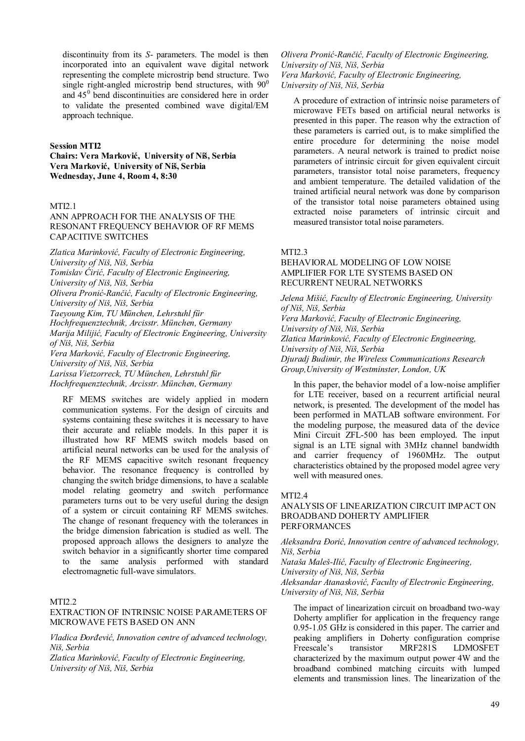discontinuity from its *S*- parameters. The model is then incorporated into an equivalent wave digital network representing the complete microstrip bend structure. Two single right-angled microstrip bend structures, with $90^0$ and $45^0$ bend discontinuities are considered here in order to validate the presented combined wave digital/EM approach technique.

**Session MTI2**
**Chairs: Vera Marković, University of Niš, Serbia**
**Vera Marković, University of Niš, Serbia**
**Wednesday, June 4, Room 4, 8:30**

MTI2.1
ANN APPROACH FOR THE ANALYSIS OF THE RESONANT FREQUENCY BEHAVIOR OF RF MEMS CAPACITIVE SWITCHES

*Zlatica Marinković, Faculty of Electronic Engineering, University of Niš, Niš, Serbia*
*Tomislav Ćirić, Faculty of Electronic Engineering, University of Niš, Niš, Serbia*
*Olivera Pronić-Rančić, Faculty of Electronic Engineering, University of Niš, Niš, Serbia*
*Taeyoung Kim, TU München, Lehrstuhl für Hochfrequenztechnik, Arcisstr. München, Germany*
*Marija Milijić, Faculty of Electronic Engineering, University of Niš, Niš, Serbia*
*Vera Marković, Faculty of Electronic Engineering, University of Niš, Niš, Serbia*
*Larissa Vietzorreck, TU München, Lehrstuhl für Hochfrequenztechnik, Arcisstr. München, Germany*

RF MEMS switches are widely applied in modern communication systems. For the design of circuits and systems containing these switches it is necessary to have their accurate and reliable models. In this paper it is illustrated how RF MEMS switch models based on artificial neural networks can be used for the analysis of the RF MEMS capacitive switch resonant frequency behavior. The resonance frequency is controlled by changing the switch bridge dimensions, to have a scalable model relating geometry and switch performance parameters turns out to be very useful during the design of a system or circuit containing RF MEMS switches. The change of resonant frequency with the tolerances in the bridge dimension fabrication is studied as well. The proposed approach allows the designers to analyze the switch behavior in a significantly shorter time compared to the same analysis performed with standard electromagnetic full-wave simulators.

MTI2.2
EXTRACTION OF INTRINSIC NOISE PARAMETERS OF MICROWAVE FETS BASED ON ANN

*Vladica Đorđević, Innovation centre of advanced technology, Niš, Serbia*
*Zlatica Marinković, Faculty of Electronic Engineering, University of Niš, Niš, Serbia*
*Olivera Pronić-Rančić, Faculty of Electronic Engineering, University of Niš, Niš, Serbia*
*Vera Marković, Faculty of Electronic Engineering, University of Niš, Niš, Serbia*

A procedure of extraction of intrinsic noise parameters of microwave FETs based on artificial neural networks is presented in this paper. The reason why the extraction of these parameters is carried out, is to make simplified the entire procedure for determining the noise model parameters. A neural network is trained to predict noise parameters of intrinsic circuit for given equivalent circuit parameters, transistor total noise parameters, frequency and ambient temperature. The detailed validation of the trained artificial neural network was done by comparison of the transistor total noise parameters obtained using extracted noise parameters of intrinsic circuit and measured transistor total noise parameters.

MTI2.3
BEHAVIORAL MODELING OF LOW NOISE AMPLIFIER FOR LTE SYSTEMS BASED ON RECURRENT NEURAL NETWORKS

*Jelena Mišić, Faculty of Electronic Engineering, University of Niš, Niš, Serbia*
*Vera Marković, Faculty of Electronic Engineering, University of Niš, Niš, Serbia*
*Zlatica Marinković, Faculty of Electronic Engineering, University of Niš, Niš, Serbia*
*Djuradj Budimir, the Wireless Communications Research Group,University of Westminster, London, UK*

In this paper, the behavior model of a low-noise amplifier for LTE receiver, based on a recurrent artificial neural network, is presented. The development of the model has been performed in MATLAB software environment. For the modeling purpose, the measured data of the device Mini Circuit ZFL-500 has been employed. The input signal is an LTE signal with 3MHz channel bandwidth and carrier frequency of 1960MHz. The output characteristics obtained by the proposed model agree very well with measured ones.

MTI2.4
ANALYSIS OF LINEARIZATION CIRCUIT IMPACT ON BROADBAND DOHERTY AMPLIFIER PERFORMANCES

*Aleksandra Đorić, Innovation centre of advanced technology, Niš, Serbia*
*Nataša Maleš-Ilić, Faculty of Electronic Engineering, University of Niš, Niš, Serbia*
*Aleksandar Atanasković, Faculty of Electronic Engineering, University of Niš, Niš, Serbia*

The impact of linearization circuit on broadband two-way Doherty amplifier for application in the frequency range 0.95-1.05 GHz is considered in this paper. The carrier and peaking amplifiers in Doherty configuration comprise Freescale's transistor MRF281S LDMOSFET characterized by the maximum output power 4W and the broadband combined matching circuits with lumped elements and transmission lines. The linearization of the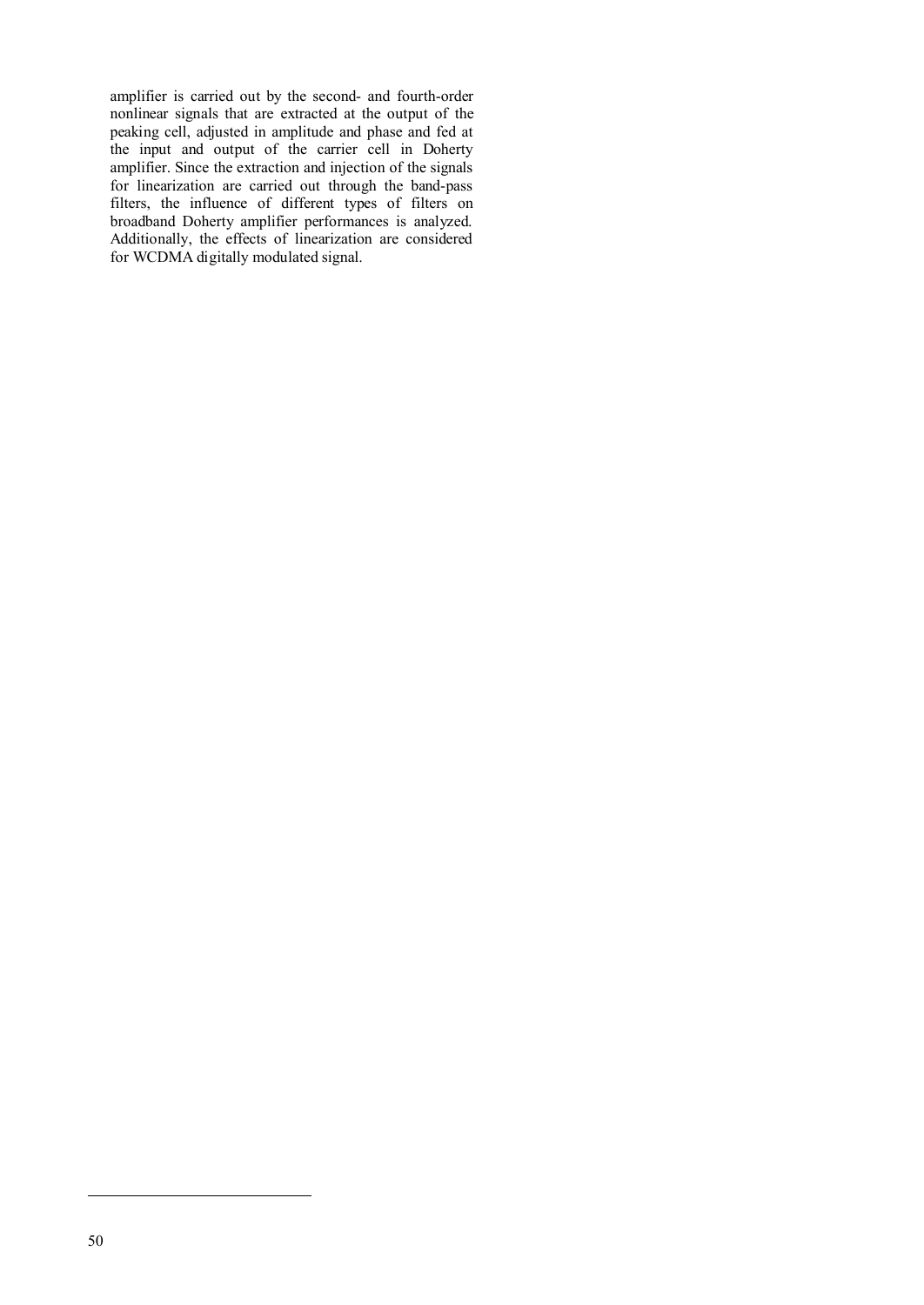amplifier is carried out by the second- and fourth-order nonlinear signals that are extracted at the output of the peaking cell, adjusted in amplitude and phase and fed at the input and output of the carrier cell in Doherty amplifier. Since the extraction and injection of the signals for linearization are carried out through the band-pass filters, the influence of different types of filters on broadband Doherty amplifier performances is analyzed. Additionally, the effects of linearization are considered for WCDMA digitally modulated signal.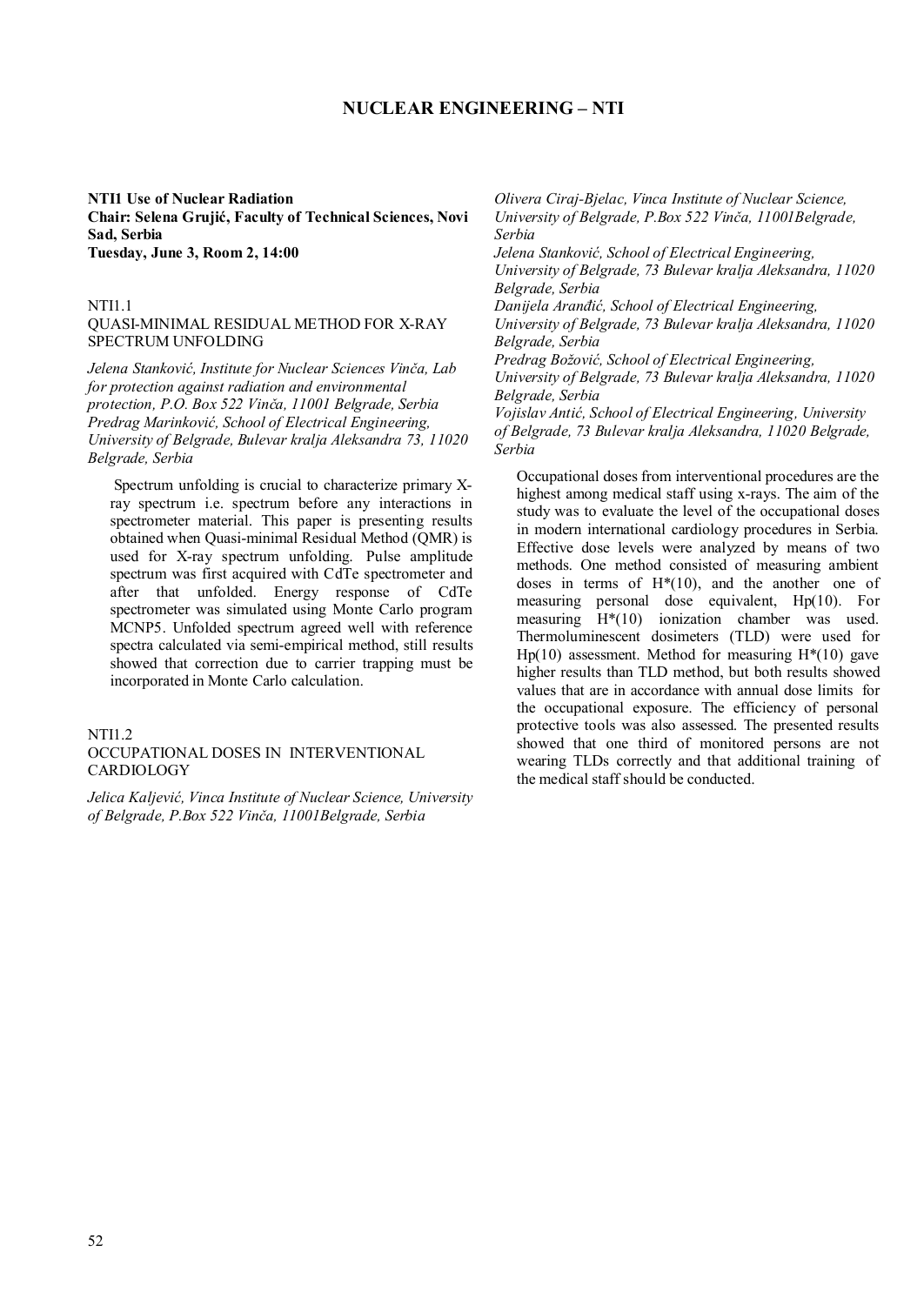# NUCLEAR ENGINEERING – NTI

**NTI1 Use of Nuclear Radiation**
**Chair: Selena Grujić, Faculty of Technical Sciences, Novi Sad, Serbia**
**Tuesday, June 3, Room 2, 14:00**

NTI1.1
QUASI-MINIMAL RESIDUAL METHOD FOR X-RAY SPECTRUM UNFOLDING

*Jelena Stanković, Institute for Nuclear Sciences Vinča, Lab for protection against radiation and environmental protection, P.O. Box 522 Vinča, 11001 Belgrade, Serbia*
*Predrag Marinković, School of Electrical Engineering, University of Belgrade, Bulevar kralja Aleksandra 73, 11020 Belgrade, Serbia*

Spectrum unfolding is crucial to characterize primary X-ray spectrum i.e. spectrum before any interactions in spectrometer material. This paper is presenting results obtained when Quasi-minimal Residual Method (QMR) is used for X-ray spectrum unfolding. Pulse amplitude spectrum was first acquired with CdTe spectrometer and after that unfolded. Energy response of CdTe spectrometer was simulated using Monte Carlo program MCNP5. Unfolded spectrum agreed well with reference spectra calculated via semi-empirical method, still results showed that correction due to carrier trapping must be incorporated in Monte Carlo calculation.

NTI1.2
OCCUPATIONAL DOSES IN INTERVENTIONAL CARDIOLOGY

*Jelica Kaljević, Vinca Institute of Nuclear Science, University of Belgrade, P.Box 522 Vinča, 11001Belgrade, Serbia*
*Olivera Ciraj-Bjelac, Vinca Institute of Nuclear Science, University of Belgrade, P.Box 522 Vinča, 11001Belgrade, Serbia*
*Jelena Stanković, School of Electrical Engineering, University of Belgrade, 73 Bulevar kralja Aleksandra, 11020 Belgrade, Serbia*
*Danijela Aranđić, School of Electrical Engineering, University of Belgrade, 73 Bulevar kralja Aleksandra, 11020 Belgrade, Serbia*
*Predrag Božović, School of Electrical Engineering, University of Belgrade, 73 Bulevar kralja Aleksandra, 11020 Belgrade, Serbia*
*Vojislav Antić, School of Electrical Engineering, University of Belgrade, 73 Bulevar kralja Aleksandra, 11020 Belgrade, Serbia*

Occupational doses from interventional procedures are the highest among medical staff using x-rays. The aim of the study was to evaluate the level of the occupational doses in modern international cardiology procedures in Serbia. Effective dose levels were analyzed by means of two methods. One method consisted of measuring ambient doses in terms of H*(10), and the another one of measuring personal dose equivalent, Hp(10). For measuring H*(10) ionization chamber was used. Thermoluminescent dosimeters (TLD) were used for Hp(10) assessment. Method for measuring H*(10) gave higher results than TLD method, but both results showed values that are in accordance with annual dose limits for the occupational exposure. The efficiency of personal protective tools was also assessed. The presented results showed that one third of monitored persons are not wearing TLDs correctly and that additional training of the medical staff should be conducted.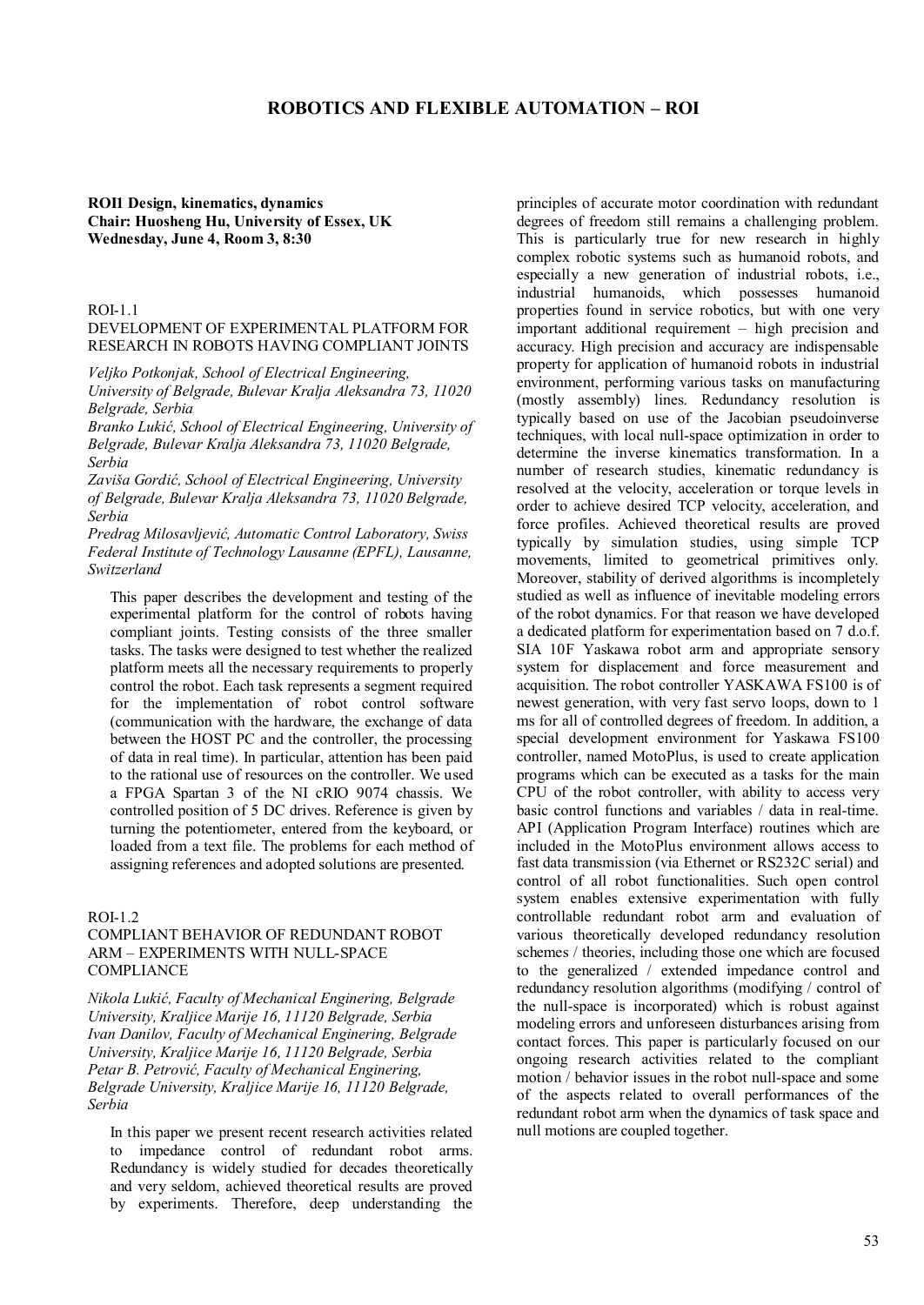# ROBOTICS AND FLEXIBLE AUTOMATION – ROI

**ROI1 Design, kinematics, dynamics**
**Chair: Huosheng Hu, University of Essex, UK**
**Wednesday, June 4, Room 3, 8:30**

ROI-1.1
DEVELOPMENT OF EXPERIMENTAL PLATFORM FOR RESEARCH IN ROBOTS HAVING COMPLIANT JOINTS

*Veljko Potkonjak, School of Electrical Engineering, University of Belgrade, Bulevar Kralja Aleksandra 73, 11020 Belgrade, Serbia*
*Branko Lukić, School of Electrical Engineering, University of Belgrade, Bulevar Kralja Aleksandra 73, 11020 Belgrade, Serbia*
*Zaviša Gordić, School of Electrical Engineering, University of Belgrade, Bulevar Kralja Aleksandra 73, 11020 Belgrade, Serbia*
*Predrag Milosavljević, Automatic Control Laboratory, Swiss Federal Institute of Technology Lausanne (EPFL), Lausanne, Switzerland*

This paper describes the development and testing of the experimental platform for the control of robots having compliant joints. Testing consists of the three smaller tasks. The tasks were designed to test whether the realized platform meets all the necessary requirements to properly control the robot. Each task represents a segment required for the implementation of robot control software (communication with the hardware, the exchange of data between the HOST PC and the controller, the processing of data in real time). In particular, attention has been paid to the rational use of resources on the controller. We used a FPGA Spartan 3 of the NI cRIO 9074 chassis. We controlled position of 5 DC drives. Reference is given by turning the potentiometer, entered from the keyboard, or loaded from a text file. The problems for each method of assigning references and adopted solutions are presented.

ROI-1.2
COMPLIANT BEHAVIOR OF REDUNDANT ROBOT ARM – EXPERIMENTS WITH NULL-SPACE COMPLIANCE

*Nikola Lukić, Faculty of Mechanical Enginering, Belgrade University, Kraljice Marije 16, 11120 Belgrade, Serbia*
*Ivan Danilov, Faculty of Mechanical Enginering, Belgrade University, Kraljice Marije 16, 11120 Belgrade, Serbia*
*Petar B. Petrović, Faculty of Mechanical Enginering, Belgrade University, Kraljice Marije 16, 11120 Belgrade, Serbia*

In this paper we present recent research activities related to impedance control of redundant robot arms. Redundancy is widely studied for decades theoretically and very seldom, achieved theoretical results are proved by experiments. Therefore, deep understanding the principles of accurate motor coordination with redundant degrees of freedom still remains a challenging problem. This is particularly true for new research in highly complex robotic systems such as humanoid robots, and especially a new generation of industrial robots, i.e., industrial humanoids, which possesses humanoid properties found in service robotics, but with one very important additional requirement – high precision and accuracy. High precision and accuracy are indispensable property for application of humanoid robots in industrial environment, performing various tasks on manufacturing (mostly assembly) lines. Redundancy resolution is typically based on use of the Jacobian pseudoinverse techniques, with local null-space optimization in order to determine the inverse kinematics transformation. In a number of research studies, kinematic redundancy is resolved at the velocity, acceleration or torque levels in order to achieve desired TCP velocity, acceleration, and force profiles. Achieved theoretical results are proved typically by simulation studies, using simple TCP movements, limited to geometrical primitives only. Moreover, stability of derived algorithms is incompletely studied as well as influence of inevitable modeling errors of the robot dynamics. For that reason we have developed a dedicated platform for experimentation based on 7 d.o.f. SIA 10F Yaskawa robot arm and appropriate sensory system for displacement and force measurement and acquisition. The robot controller YASKAWA FS100 is of newest generation, with very fast servo loops, down to 1 ms for all of controlled degrees of freedom. In addition, a special development environment for Yaskawa FS100 controller, named MotoPlus, is used to create application programs which can be executed as a tasks for the main CPU of the robot controller, with ability to access very basic control functions and variables / data in real-time. API (Application Program Interface) routines which are included in the MotoPlus environment allows access to fast data transmission (via Ethernet or RS232C serial) and control of all robot functionalities. Such open control system enables extensive experimentation with fully controllable redundant robot arm and evaluation of various theoretically developed redundancy resolution schemes / theories, including those one which are focused to the generalized / extended impedance control and redundancy resolution algorithms (modifying / control of the null-space is incorporated) which is robust against modeling errors and unforeseen disturbances arising from contact forces. This paper is particularly focused on our ongoing research activities related to the compliant motion / behavior issues in the robot null-space and some of the aspects related to overall performances of the redundant robot arm when the dynamics of task space and null motions are coupled together.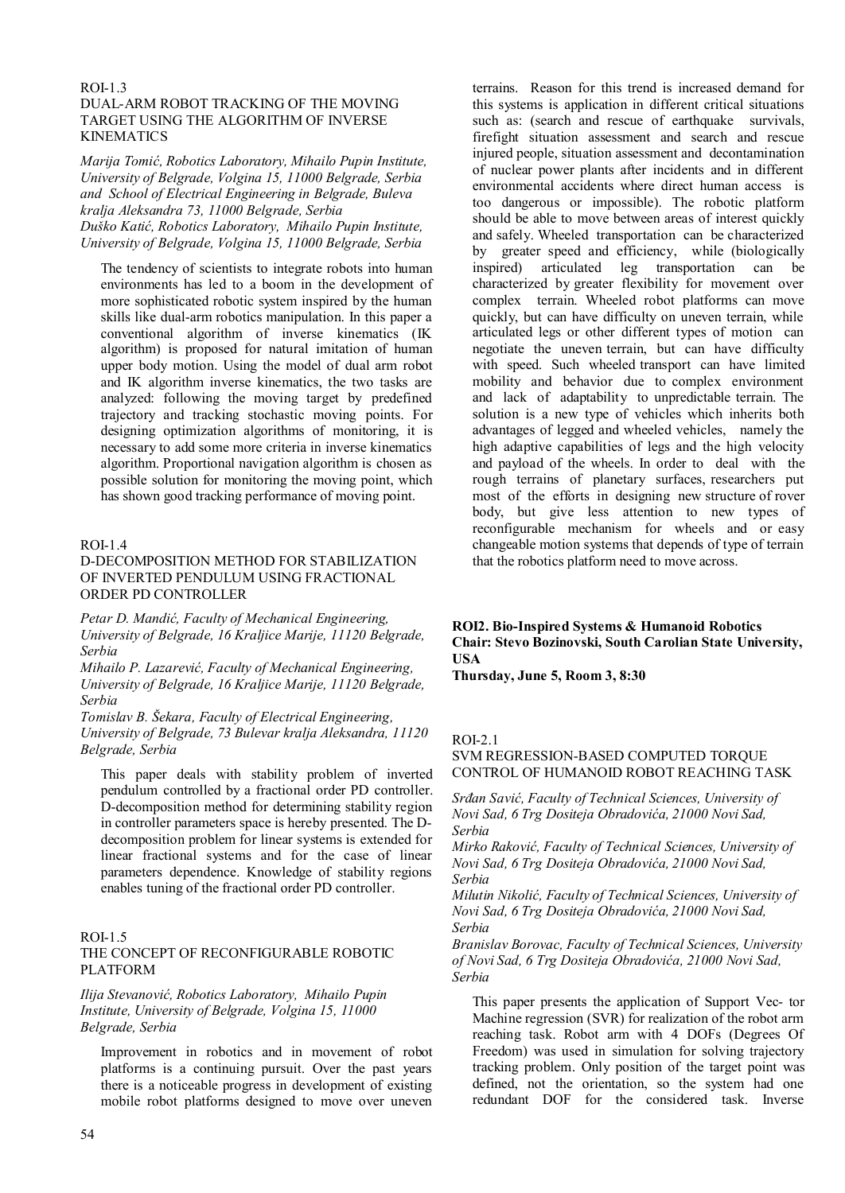ROI-1.3

DUAL-ARM ROBOT TRACKING OF THE MOVING TARGET USING THE ALGORITHM OF INVERSE KINEMATICS

*Marija Tomić, Robotics Laboratory, Mihailo Pupin Institute, University of Belgrade, Volgina 15, 11000 Belgrade, Serbia and School of Electrical Engineering in Belgrade, Buleva kralja Aleksandra 73, 11000 Belgrade, Serbia*
*Duško Katić, Robotics Laboratory, Mihailo Pupin Institute, University of Belgrade, Volgina 15, 11000 Belgrade, Serbia*

The tendency of scientists to integrate robots into human environments has led to a boom in the development of more sophisticated robotic system inspired by the human skills like dual-arm robotics manipulation. In this paper a conventional algorithm of inverse kinematics (IK algorithm) is proposed for natural imitation of human upper body motion. Using the model of dual arm robot and IK algorithm inverse kinematics, the two tasks are analyzed: following the moving target by predefined trajectory and tracking stochastic moving points. For designing optimization algorithms of monitoring, it is necessary to add some more criteria in inverse kinematics algorithm. Proportional navigation algorithm is chosen as possible solution for monitoring the moving point, which has shown good tracking performance of moving point.

ROI-1.4

D-DECOMPOSITION METHOD FOR STABILIZATION OF INVERTED PENDULUM USING FRACTIONAL ORDER PD CONTROLLER

*Petar D. Mandić, Faculty of Mechanical Engineering, University of Belgrade, 16 Kraljice Marije, 11120 Belgrade, Serbia*
*Mihailo P. Lazarević, Faculty of Mechanical Engineering, University of Belgrade, 16 Kraljice Marije, 11120 Belgrade, Serbia*
*Tomislav B. Šekara, Faculty of Electrical Engineering, University of Belgrade, 73 Bulevar kralja Aleksandra, 11120 Belgrade, Serbia*

This paper deals with stability problem of inverted pendulum controlled by a fractional order PD controller. D-decomposition method for determining stability region in controller parameters space is hereby presented. The D-decomposition problem for linear systems is extended for linear fractional systems and for the case of linear parameters dependence. Knowledge of stability regions enables tuning of the fractional order PD controller.

ROI-1.5

THE CONCEPT OF RECONFIGURABLE ROBOTIC PLATFORM

*Ilija Stevanović, Robotics Laboratory, Mihailo Pupin Institute, University of Belgrade, Volgina 15, 11000 Belgrade, Serbia*

Improvement in robotics and in movement of robot platforms is a continuing pursuit. Over the past years there is a noticeable progress in development of existing mobile robot platforms designed to move over uneven terrains. Reason for this trend is increased demand for this systems is application in different critical situations such as: (search and rescue of earthquake survivals, firefight situation assessment and search and rescue injured people, situation assessment and decontamination of nuclear power plants after incidents and in different environmental accidents where direct human access is too dangerous or impossible). The robotic platform should be able to move between areas of interest quickly and safely. Wheeled transportation can be characterized by greater speed and efficiency, while (biologically inspired) articulated leg transportation can be characterized by greater flexibility for movement over complex terrain. Wheeled robot platforms can move quickly, but can have difficulty on uneven terrain, while articulated legs or other different types of motion can negotiate the uneven terrain, but can have difficulty with speed. Such wheeled transport can have limited mobility and behavior due to complex environment and lack of adaptability to unpredictable terrain. The solution is a new type of vehicles which inherits both advantages of legged and wheeled vehicles, namely the high adaptive capabilities of legs and the high velocity and payload of the wheels. In order to deal with the rough terrains of planetary surfaces, researchers put most of the efforts in designing new structure of rover body, but give less attention to new types of reconfigurable mechanism for wheels and or easy changeable motion systems that depends of type of terrain that the robotics platform need to move across.

**ROI2. Bio-Inspired Systems & Humanoid Robotics**
**Chair: Stevo Bozinovski, South Carolian State University, USA**
**Thursday, June 5, Room 3, 8:30**

ROI-2.1

SVM REGRESSION-BASED COMPUTED TORQUE CONTROL OF HUMANOID ROBOT REACHING TASK

*Srđan Savić, Faculty of Technical Sciences, University of Novi Sad, 6 Trg Dositeja Obradovića, 21000 Novi Sad, Serbia*
*Mirko Raković, Faculty of Technical Sciences, University of Novi Sad, 6 Trg Dositeja Obradovića, 21000 Novi Sad, Serbia*
*Milutin Nikolić, Faculty of Technical Sciences, University of Novi Sad, 6 Trg Dositeja Obradovića, 21000 Novi Sad, Serbia*
*Branislav Borovac, Faculty of Technical Sciences, University of Novi Sad, 6 Trg Dositeja Obradovića, 21000 Novi Sad, Serbia*

This paper presents the application of Support Vec- tor Machine regression (SVR) for realization of the robot arm reaching task. Robot arm with 4 DOFs (Degrees Of Freedom) was used in simulation for solving trajectory tracking problem. Only position of the target point was defined, not the orientation, so the system had one redundant DOF for the considered task. Inverse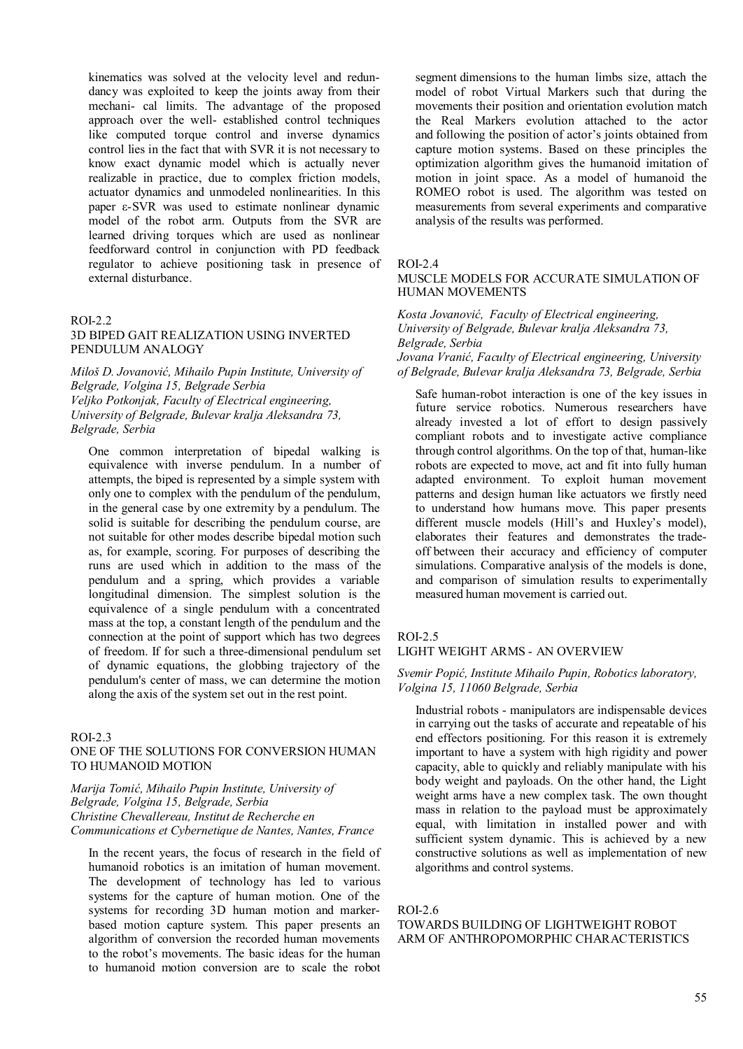kinematics was solved at the velocity level and redundancy was exploited to keep the joints away from their mechani- cal limits. The advantage of the proposed approach over the well- established control techniques like computed torque control and inverse dynamics control lies in the fact that with SVR it is not necessary to know exact dynamic model which is actually never realizable in practice, due to complex friction models, actuator dynamics and unmodeled nonlinearities. In this paper ε-SVR was used to estimate nonlinear dynamic model of the robot arm. Outputs from the SVR are learned driving torques which are used as nonlinear feedforward control in conjunction with PD feedback regulator to achieve positioning task in presence of external disturbance.

ROI-2.2

### 3D BIPED GAIT REALIZATION USING INVERTED PENDULUM ANALOGY

*Miloš D. Jovanović, Mihailo Pupin Institute, University of Belgrade, Volgina 15, Belgrade Serbia*
*Veljko Potkonjak, Faculty of Electrical engineering, University of Belgrade, Bulevar kralja Aleksandra 73, Belgrade, Serbia*

One common interpretation of bipedal walking is equivalence with inverse pendulum. In a number of attempts, the biped is represented by a simple system with only one to complex with the pendulum of the pendulum, in the general case by one extremity by a pendulum. The solid is suitable for describing the pendulum course, are not suitable for other modes describe bipedal motion such as, for example, scoring. For purposes of describing the runs are used which in addition to the mass of the pendulum and a spring, which provides a variable longitudinal dimension. The simplest solution is the equivalence of a single pendulum with a concentrated mass at the top, a constant length of the pendulum and the connection at the point of support which has two degrees of freedom. If for such a three-dimensional pendulum set of dynamic equations, the globbing trajectory of the pendulum's center of mass, we can determine the motion along the axis of the system set out in the rest point.

ROI-2.3

### ONE OF THE SOLUTIONS FOR CONVERSION HUMAN TO HUMANOID MOTION

*Marija Tomić, Mihailo Pupin Institute, University of Belgrade, Volgina 15, Belgrade, Serbia*
*Christine Chevallereau, Institut de Recherche en Communications et Cybernetique de Nantes, Nantes, France*

In the recent years, the focus of research in the field of humanoid robotics is an imitation of human movement. The development of technology has led to various systems for the capture of human motion. One of the systems for recording 3D human motion and marker-based motion capture system. This paper presents an algorithm of conversion the recorded human movements to the robot's movements. The basic ideas for the human to humanoid motion conversion are to scale the robot segment dimensions to the human limbs size, attach the model of robot Virtual Markers such that during the movements their position and orientation evolution match the Real Markers evolution attached to the actor and following the position of actor's joints obtained from capture motion systems. Based on these principles the optimization algorithm gives the humanoid imitation of motion in joint space. As a model of humanoid the ROMEO robot is used. The algorithm was tested on measurements from several experiments and comparative analysis of the results was performed.

ROI-2.4

### MUSCLE MODELS FOR ACCURATE SIMULATION OF HUMAN MOVEMENTS

*Kosta Jovanović, Faculty of Electrical engineering, University of Belgrade, Bulevar kralja Aleksandra 73, Belgrade, Serbia*
*Jovana Vranić, Faculty of Electrical engineering, University of Belgrade, Bulevar kralja Aleksandra 73, Belgrade, Serbia*

Safe human-robot interaction is one of the key issues in future service robotics. Numerous researchers have already invested a lot of effort to design passively compliant robots and to investigate active compliance through control algorithms. On the top of that, human-like robots are expected to move, act and fit into fully human adapted environment. To exploit human movement patterns and design human like actuators we firstly need to understand how humans move. This paper presents different muscle models (Hill's and Huxley's model), elaborates their features and demonstrates the trade-off between their accuracy and efficiency of computer simulations. Comparative analysis of the models is done, and comparison of simulation results to experimentally measured human movement is carried out.

ROI-2.5

### LIGHT WEIGHT ARMS - AN OVERVIEW

*Svemir Popić, Institute Mihailo Pupin, Robotics laboratory, Volgina 15, 11060 Belgrade, Serbia*

Industrial robots - manipulators are indispensable devices in carrying out the tasks of accurate and repeatable of his end effectors positioning. For this reason it is extremely important to have a system with high rigidity and power capacity, able to quickly and reliably manipulate with his body weight and payloads. On the other hand, the Light weight arms have a new complex task. The own thought mass in relation to the payload must be approximately equal, with limitation in installed power and with sufficient system dynamic. This is achieved by a new constructive solutions as well as implementation of new algorithms and control systems.

ROI-2.6

### TOWARDS BUILDING OF LIGHTWEIGHT ROBOT ARM OF ANTHROPOMORPHIC CHARACTERISTICS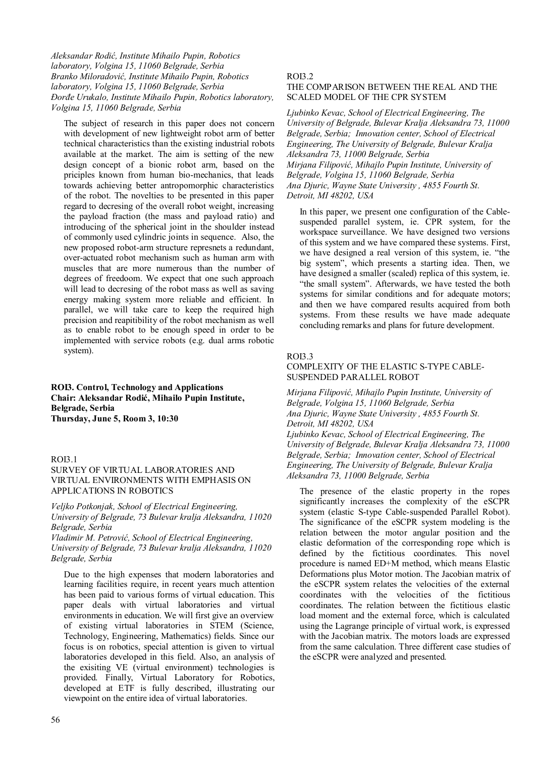*Aleksandar Rodić, Institute Mihailo Pupin, Robotics laboratory, Volgina 15, 11060 Belgrade, Serbia*
*Branko Miloradović, Institute Mihailo Pupin, Robotics laboratory, Volgina 15, 11060 Belgrade, Serbia*
*Đorđe Urukalo, Institute Mihailo Pupin, Robotics laboratory, Volgina 15, 11060 Belgrade, Serbia*

The subject of research in this paper does not concern with development of new lightweight robot arm of better technical characteristics than the existing industrial robots available at the market. The aim is setting of the new design concept of a bionic robot arm, based on the priciples known from human bio-mechanics, that leads towards achieving better antropomorphic characteristics of the robot. The novelties to be presented in this paper regard to decresing of the overall robot weight, increasing the payload fraction (the mass and payload ratio) and introducing of the spherical joint in the shoulder instead of commonly used cylindric joints in sequence. Also, the new proposed robot-arm structure represnets a redundant, over-actuated robot mechanism such as human arm with muscles that are more numerous than the number of degrees of freedoom. We expect that one such approach will lead to decresing of the robot mass as well as saving energy making system more reliable and efficient. In parallel, we will take care to keep the required high precision and reapitibility of the robot mechanism as well as to enable robot to be enough speed in order to be implemented with service robots (e.g. dual arms robotic system).

**ROI3. Control, Technology and Applications**
**Chair: Aleksandar Rodić, Mihailo Pupin Institute, Belgrade, Serbia**
**Thursday, June 5, Room 3, 10:30**

ROI3.1
SURVEY OF VIRTUAL LABORATORIES AND VIRTUAL ENVIRONMENTS WITH EMPHASIS ON APPLICATIONS IN ROBOTICS

*Veljko Potkonjak, School of Electrical Engineering, University of Belgrade, 73 Bulevar kralja Aleksandra, 11020 Belgrade, Serbia*
*Vladimir M. Petrović, School of Electrical Engineering, University of Belgrade, 73 Bulevar kralja Aleksandra, 11020 Belgrade, Serbia*

Due to the high expenses that modern laboratories and learning facilities require, in recent years much attention has been paid to various forms of virtual education. This paper deals with virtual laboratories and virtual environments in education. We will first give an overview of existing virtual laboratories in STEM (Science, Technology, Engineering, Mathematics) fields. Since our focus is on robotics, special attention is given to virtual laboratories developed in this field. Also, an analysis of the exisiting VE (virtual environment) technologies is provided. Finally, Virtual Laboratory for Robotics, developed at ETF is fully described, illustrating our viewpoint on the entire idea of virtual laboratories.

ROI3.2
THE COMPARISON BETWEEN THE REAL AND THE SCALED MODEL OF THE CPR SYSTEM

*Ljubinko Kevac, School of Electrical Engineering, The University of Belgrade, Bulevar Kralja Aleksandra 73, 11000 Belgrade, Serbia; Innovation center, School of Electrical Engineering, The University of Belgrade, Bulevar Kralja Aleksandra 73, 11000 Belgrade, Serbia*
*Mirjana Filipović, Mihajlo Pupin Institute, University of Belgrade, Volgina 15, 11060 Belgrade, Serbia*
*Ana Djuric, Wayne State University , 4855 Fourth St. Detroit, MI 48202, USA*

In this paper, we present one configuration of the Cable-suspended parallel system, ie. CPR system, for the workspace surveillance. We have designed two versions of this system and we have compared these systems. First, we have designed a real version of this system, ie. "the big system", which presents a starting idea. Then, we have designed a smaller (scaled) replica of this system, ie. "the small system". Afterwards, we have tested the both systems for similar conditions and for adequate motors; and then we have compared results acquired from both systems. From these results we have made adequate concluding remarks and plans for future development.

ROI3.3
COMPLEXITY OF THE ELASTIC S-TYPE CABLE-SUSPENDED PARALLEL ROBOT

*Mirjana Filipović, Mihajlo Pupin Institute, University of Belgrade, Volgina 15, 11060 Belgrade, Serbia*
*Ana Djuric, Wayne State University , 4855 Fourth St. Detroit, MI 48202, USA*
*Ljubinko Kevac, School of Electrical Engineering, The University of Belgrade, Bulevar Kralja Aleksandra 73, 11000 Belgrade, Serbia; Innovation center, School of Electrical Engineering, The University of Belgrade, Bulevar Kralja Aleksandra 73, 11000 Belgrade, Serbia*

The presence of the elastic property in the ropes significantly increases the complexity of the eSCPR system (elastic S-type Cable-suspended Parallel Robot). The significance of the eSCPR system modeling is the relation between the motor angular position and the elastic deformation of the corresponding rope which is defined by the fictitious coordinates. This novel procedure is named ED+M method, which means Elastic Deformations plus Motor motion. The Jacobian matrix of the eSCPR system relates the velocities of the external coordinates with the velocities of the fictitious coordinates. The relation between the fictitious elastic load moment and the external force, which is calculated using the Lagrange principle of virtual work, is expressed with the Jacobian matrix. The motors loads are expressed from the same calculation. Three different case studies of the eSCPR were analyzed and presented.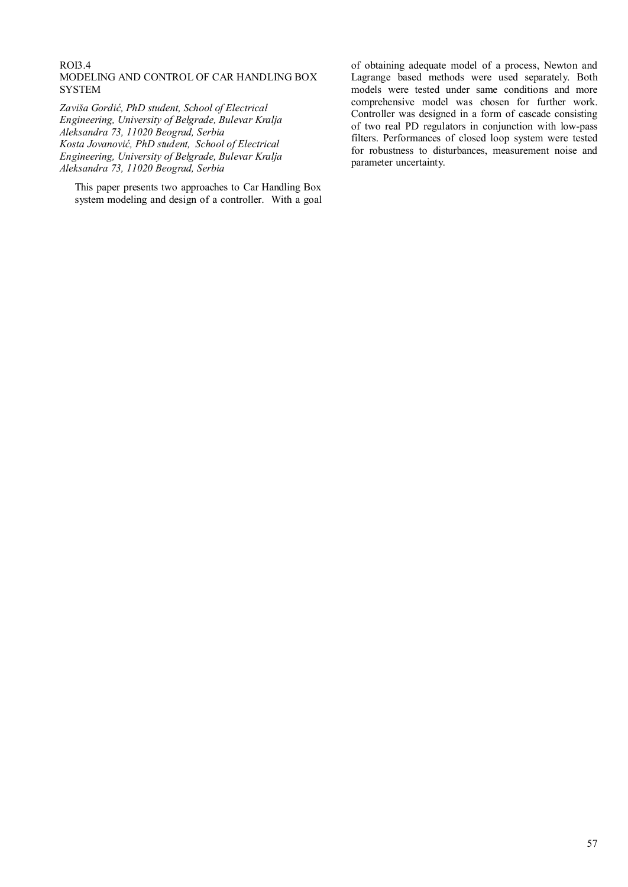ROI3.4

# MODELING AND CONTROL OF CAR HANDLING BOX SYSTEM

*Zaviša Gordić, PhD student, School of Electrical Engineering, University of Belgrade, Bulevar Kralja Aleksandra 73, 11020 Beograd, Serbia*
*Kosta Jovanović, PhD student, School of Electrical Engineering, University of Belgrade, Bulevar Kralja Aleksandra 73, 11020 Beograd, Serbia*

This paper presents two approaches to Car Handling Box system modeling and design of a controller. With a goal of obtaining adequate model of a process, Newton and Lagrange based methods were used separately. Both models were tested under same conditions and more comprehensive model was chosen for further work. Controller was designed in a form of cascade consisting of two real PD regulators in conjunction with low-pass filters. Performances of closed loop system were tested for robustness to disturbances, measurement noise and parameter uncertainty.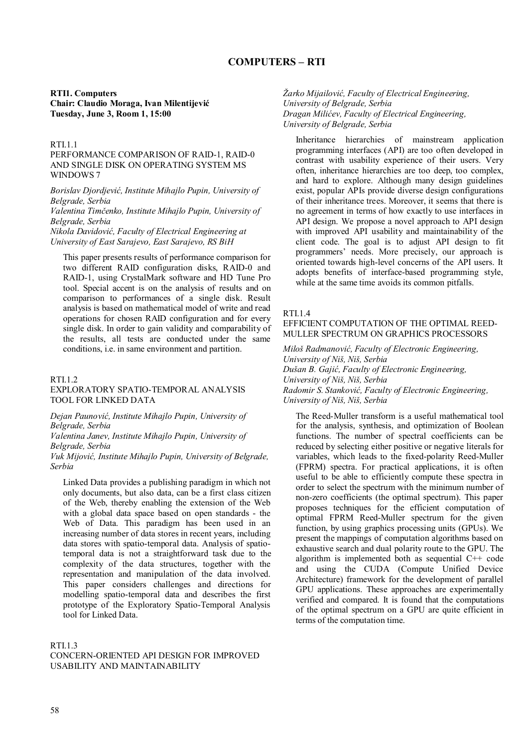# COMPUTERS – RTI

**RTI1. Computers**
**Chair: Claudio Moraga, Ivan Milentijević**
**Tuesday, June 3, Room 1, 15:00**

RTI.1.1
PERFORMANCE COMPARISON OF RAID-1, RAID-0 AND SINGLE DISK ON OPERATING SYSTEM MS WINDOWS 7

*Borislav Djordjević, Institute Mihajlo Pupin, University of Belgrade, Serbia*
*Valentina Timčenko, Institute Mihajlo Pupin, University of Belgrade, Serbia*
*Nikola Davidović, Faculty of Electrical Engineering at University of East Sarajevo, East Sarajevo, RS BiH*

This paper presents results of performance comparison for two different RAID configuration disks, RAID-0 and RAID-1, using CrystalMark software and HD Tune Pro tool. Special accent is on the analysis of results and on comparison to performances of a single disk. Result analysis is based on mathematical model of write and read operations for chosen RAID configuration and for every single disk. In order to gain validity and comparability of the results, all tests are conducted under the same conditions, i.e. in same environment and partition.

RTI.1.2
EXPLORATORY SPATIO-TEMPORAL ANALYSIS TOOL FOR LINKED DATA

*Dejan Paunović, Institute Mihajlo Pupin, University of Belgrade, Serbia*
*Valentina Janev, Institute Mihajlo Pupin, University of Belgrade, Serbia*
*Vuk Mijović, Institute Mihajlo Pupin, University of Belgrade, Serbia*

Linked Data provides a publishing paradigm in which not only documents, but also data, can be a first class citizen of the Web, thereby enabling the extension of the Web with a global data space based on open standards - the Web of Data. This paradigm has been used in an increasing number of data stores in recent years, including data stores with spatio-temporal data. Analysis of spatio-temporal data is not a straightforward task due to the complexity of the data structures, together with the representation and manipulation of the data involved. This paper considers challenges and directions for modelling spatio-temporal data and describes the first prototype of the Exploratory Spatio-Temporal Analysis tool for Linked Data.

RTI.1.3
CONCERN-ORIENTED API DESIGN FOR IMPROVED USABILITY AND MAINTAINABILITY

*Žarko Mijailović, Faculty of Electrical Engineering, University of Belgrade, Serbia*
*Dragan Milićev, Faculty of Electrical Engineering, University of Belgrade, Serbia*

Inheritance hierarchies of mainstream application programming interfaces (API) are too often developed in contrast with usability experience of their users. Very often, inheritance hierarchies are too deep, too complex, and hard to explore. Although many design guidelines exist, popular APIs provide diverse design configurations of their inheritance trees. Moreover, it seems that there is no agreement in terms of how exactly to use interfaces in API design. We propose a novel approach to API design with improved API usability and maintainability of the client code. The goal is to adjust API design to fit programmers' needs. More precisely, our approach is oriented towards high-level concerns of the API users. It adopts benefits of interface-based programming style, while at the same time avoids its common pitfalls.

RTI.1.4
EFFICIENT COMPUTATION OF THE OPTIMAL REED-MULLER SPECTRUM ON GRAPHICS PROCESSORS

*Miloš Radmanović, Faculty of Electronic Engineering, University of Niš, Niš, Serbia*
*Dušan B. Gajić, Faculty of Electronic Engineering, University of Niš, Niš, Serbia*
*Radomir S. Stanković, Faculty of Electronic Engineering, University of Niš, Niš, Serbia*

The Reed-Muller transform is a useful mathematical tool for the analysis, synthesis, and optimization of Boolean functions. The number of spectral coefficients can be reduced by selecting either positive or negative literals for variables, which leads to the fixed-polarity Reed-Muller (FPRM) spectra. For practical applications, it is often useful to be able to efficiently compute these spectra in order to select the spectrum with the minimum number of non-zero coefficients (the optimal spectrum). This paper proposes techniques for the efficient computation of optimal FPRM Reed-Muller spectrum for the given function, by using graphics processing units (GPUs). We present the mappings of computation algorithms based on exhaustive search and dual polarity route to the GPU. The algorithm is implemented both as sequential C++ code and using the CUDA (Compute Unified Device Architecture) framework for the development of parallel GPU applications. These approaches are experimentally verified and compared. It is found that the computations of the optimal spectrum on a GPU are quite efficient in terms of the computation time.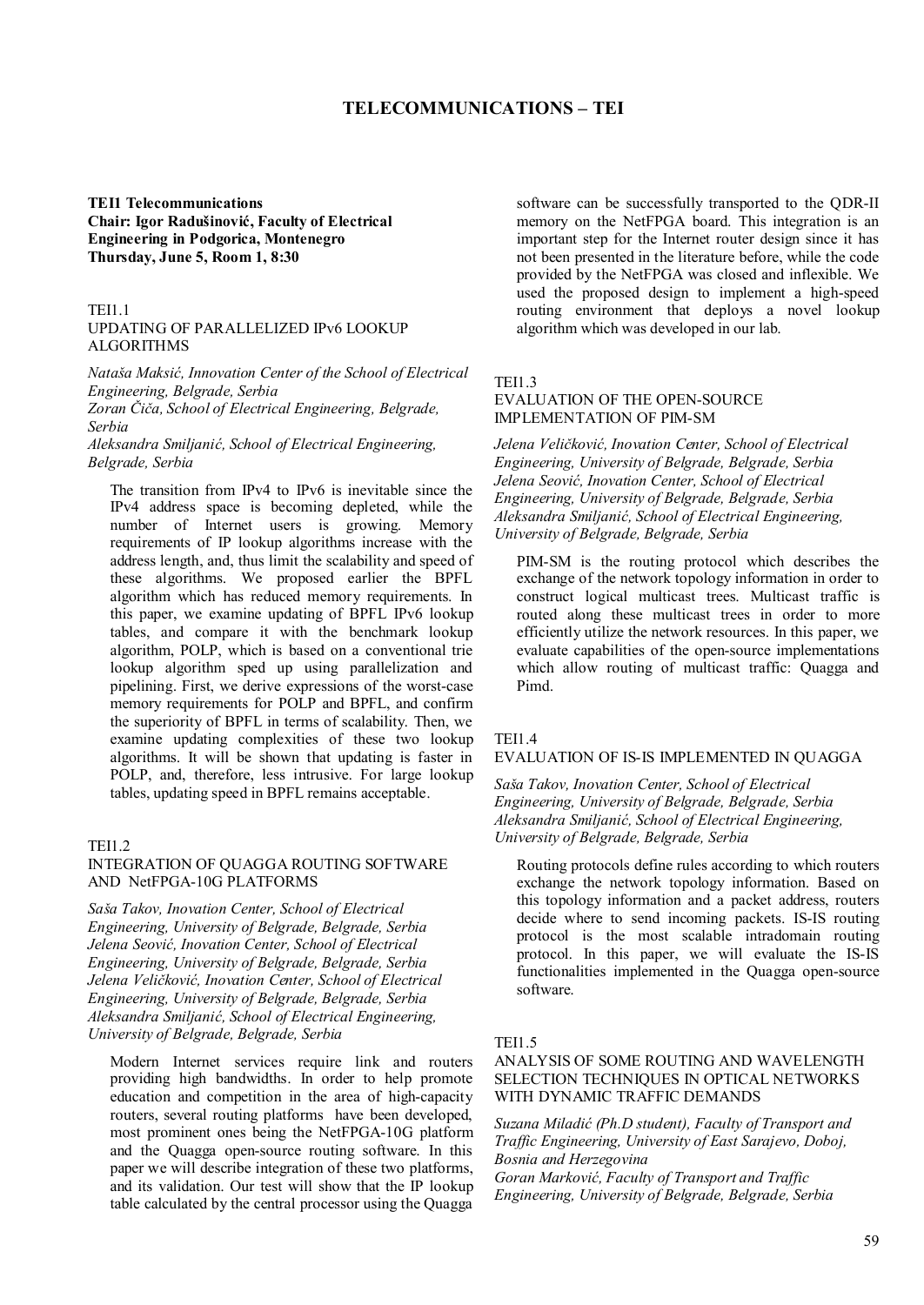# TELECOMMUNICATIONS – TEI

**TEI1 Telecommunications**
**Chair: Igor Radušinović, Faculty of Electrical Engineering in Podgorica, Montenegro**
**Thursday, June 5, Room 1, 8:30**

TEI1.1
UPDATING OF PARALLELIZED IPv6 LOOKUP ALGORITHMS

*Nataša Maksić, Innovation Center of the School of Electrical Engineering, Belgrade, Serbia*
*Zoran Čiča, School of Electrical Engineering, Belgrade, Serbia*
*Aleksandra Smiljanić, School of Electrical Engineering, Belgrade, Serbia*

The transition from IPv4 to IPv6 is inevitable since the IPv4 address space is becoming depleted, while the number of Internet users is growing. Memory requirements of IP lookup algorithms increase with the address length, and, thus limit the scalability and speed of these algorithms. We proposed earlier the BPFL algorithm which has reduced memory requirements. In this paper, we examine updating of BPFL IPv6 lookup tables, and compare it with the benchmark lookup algorithm, POLP, which is based on a conventional trie lookup algorithm sped up using parallelization and pipelining. First, we derive expressions of the worst-case memory requirements for POLP and BPFL, and confirm the superiority of BPFL in terms of scalability. Then, we examine updating complexities of these two lookup algorithms. It will be shown that updating is faster in POLP, and, therefore, less intrusive. For large lookup tables, updating speed in BPFL remains acceptable.

TEI1.2
INTEGRATION OF QUAGGA ROUTING SOFTWARE AND NetFPGA-10G PLATFORMS

*Saša Takov, Inovation Center, School of Electrical Engineering, University of Belgrade, Belgrade, Serbia*
*Jelena Seović, Inovation Center, School of Electrical Engineering, University of Belgrade, Belgrade, Serbia*
*Jelena Veličković, Inovation Center, School of Electrical Engineering, University of Belgrade, Belgrade, Serbia*
*Aleksandra Smiljanić, School of Electrical Engineering, University of Belgrade, Belgrade, Serbia*

Modern Internet services require link and routers providing high bandwidths. In order to help promote education and competition in the area of high-capacity routers, several routing platforms have been developed, most prominent ones being the NetFPGA-10G platform and the Quagga open-source routing software. In this paper we will describe integration of these two platforms, and its validation. Our test will show that the IP lookup table calculated by the central processor using the Quagga software can be successfully transported to the QDR-II memory on the NetFPGA board. This integration is an important step for the Internet router design since it has not been presented in the literature before, while the code provided by the NetFPGA was closed and inflexible. We used the proposed design to implement a high-speed routing environment that deploys a novel lookup algorithm which was developed in our lab.

TEI1.3
EVALUATION OF THE OPEN-SOURCE IMPLEMENTATION OF PIM-SM

*Jelena Veličković, Inovation Center, School of Electrical Engineering, University of Belgrade, Belgrade, Serbia*
*Jelena Seović, Inovation Center, School of Electrical Engineering, University of Belgrade, Belgrade, Serbia*
*Aleksandra Smiljanić, School of Electrical Engineering, University of Belgrade, Belgrade, Serbia*

PIM-SM is the routing protocol which describes the exchange of the network topology information in order to construct logical multicast trees. Multicast traffic is routed along these multicast trees in order to more efficiently utilize the network resources. In this paper, we evaluate capabilities of the open-source implementations which allow routing of multicast traffic: Quagga and Pimd.

TEI1.4
EVALUATION OF IS-IS IMPLEMENTED IN QUAGGA

*Saša Takov, Inovation Center, School of Electrical Engineering, University of Belgrade, Belgrade, Serbia*
*Aleksandra Smiljanić, School of Electrical Engineering, University of Belgrade, Belgrade, Serbia*

Routing protocols define rules according to which routers exchange the network topology information. Based on this topology information and a packet address, routers decide where to send incoming packets. IS-IS routing protocol is the most scalable intradomain routing protocol. In this paper, we will evaluate the IS-IS functionalities implemented in the Quagga open-source software.

TEI1.5
ANALYSIS OF SOME ROUTING AND WAVELENGTH SELECTION TECHNIQUES IN OPTICAL NETWORKS WITH DYNAMIC TRAFFIC DEMANDS

*Suzana Miladić (Ph.D student), Faculty of Transport and Traffic Engineering, University of East Sarajevo, Doboj, Bosnia and Herzegovina*
*Goran Marković, Faculty of Transport and Traffic Engineering, University of Belgrade, Belgrade, Serbia*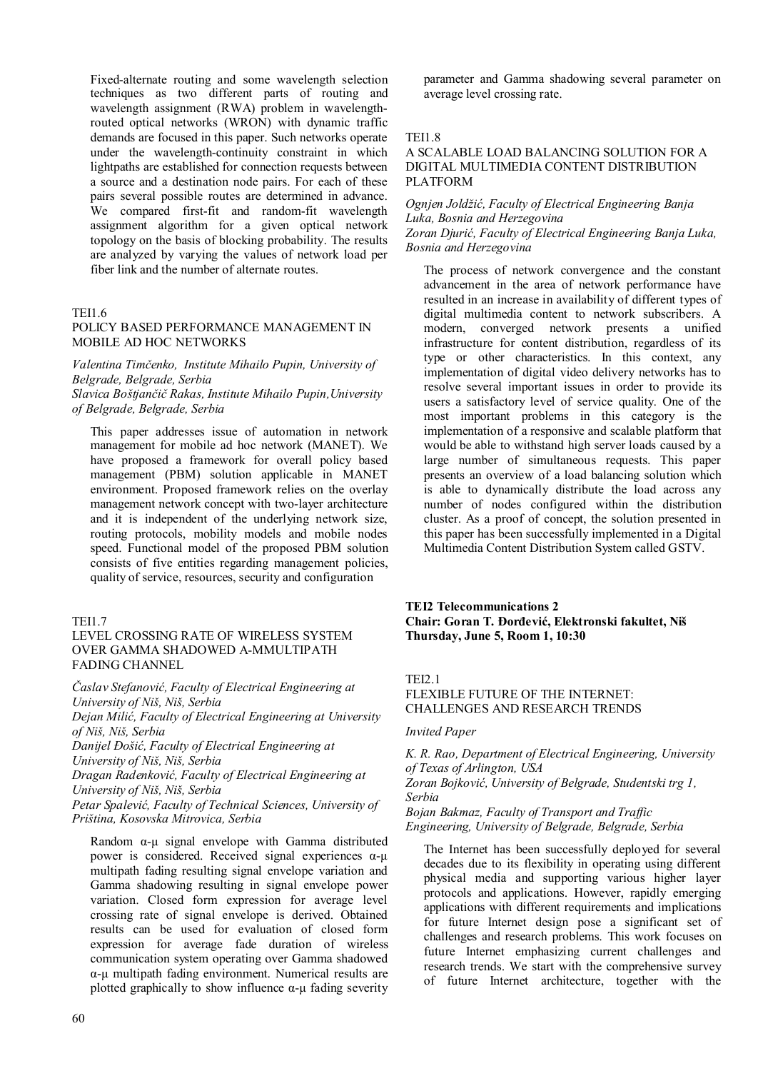Fixed-alternate routing and some wavelength selection techniques as two different parts of routing and wavelength assignment (RWA) problem in wavelength-routed optical networks (WRON) with dynamic traffic demands are focused in this paper. Such networks operate under the wavelength-continuity constraint in which lightpaths are established for connection requests between a source and a destination node pairs. For each of these pairs several possible routes are determined in advance. We compared first-fit and random-fit wavelength assignment algorithm for a given optical network topology on the basis of blocking probability. The results are analyzed by varying the values of network load per fiber link and the number of alternate routes.

TEI1.6

POLICY BASED PERFORMANCE MANAGEMENT IN MOBILE AD HOC NETWORKS

*Valentina Timčenko, Institute Mihailo Pupin, University of Belgrade, Belgrade, Serbia*
*Slavica Boštjančič Rakas, Institute Mihailo Pupin,University of Belgrade, Belgrade, Serbia*

This paper addresses issue of automation in network management for mobile ad hoc network (MANET). We have proposed a framework for overall policy based management (PBM) solution applicable in MANET environment. Proposed framework relies on the overlay management network concept with two-layer architecture and it is independent of the underlying network size, routing protocols, mobility models and mobile nodes speed. Functional model of the proposed PBM solution consists of five entities regarding management policies, quality of service, resources, security and configuration

TEI1.7

LEVEL CROSSING RATE OF WIRELESS SYSTEM OVER GAMMA SHADOWED A-MMULTIPATH FADING CHANNEL

*Časlav Stefanović, Faculty of Electrical Engineering at University of Niš, Niš, Serbia*
*Dejan Milić, Faculty of Electrical Engineering at University of Niš, Niš, Serbia*
*Danijel Đošić, Faculty of Electrical Engineering at University of Niš, Niš, Serbia*
*Dragan Radenković, Faculty of Electrical Engineering at University of Niš, Niš, Serbia*
*Petar Spalević, Faculty of Technical Sciences, University of Priština, Kosovska Mitrovica, Serbia*

Random α-μ signal envelope with Gamma distributed power is considered. Received signal experiences α-μ multipath fading resulting signal envelope variation and Gamma shadowing resulting in signal envelope power variation. Closed form expression for average level crossing rate of signal envelope is derived. Obtained results can be used for evaluation of closed form expression for average fade duration of wireless communication system operating over Gamma shadowed α-μ multipath fading environment. Numerical results are plotted graphically to show influence α-μ fading severity parameter and Gamma shadowing several parameter on average level crossing rate.

TEI1.8

A SCALABLE LOAD BALANCING SOLUTION FOR A DIGITAL MULTIMEDIA CONTENT DISTRIBUTION PLATFORM

*Ognjen Joldžić, Faculty of Electrical Engineering Banja Luka, Bosnia and Herzegovina*
*Zoran Djurić, Faculty of Electrical Engineering Banja Luka, Bosnia and Herzegovina*

The process of network convergence and the constant advancement in the area of network performance have resulted in an increase in availability of different types of digital multimedia content to network subscribers. A modern, converged network presents a unified infrastructure for content distribution, regardless of its type or other characteristics. In this context, any implementation of digital video delivery networks has to resolve several important issues in order to provide its users a satisfactory level of service quality. One of the most important problems in this category is the implementation of a responsive and scalable platform that would be able to withstand high server loads caused by a large number of simultaneous requests. This paper presents an overview of a load balancing solution which is able to dynamically distribute the load across any number of nodes configured within the distribution cluster. As a proof of concept, the solution presented in this paper has been successfully implemented in a Digital Multimedia Content Distribution System called GSTV.

**TEI2 Telecommunications 2**
**Chair: Goran T. Đorđević, Elektronski fakultet, Niš**
**Thursday, June 5, Room 1, 10:30**

TEI2.1

FLEXIBLE FUTURE OF THE INTERNET: CHALLENGES AND RESEARCH TRENDS

*Invited Paper*

*K. R. Rao, Department of Electrical Engineering, University of Texas of Arlington, USA*
*Zoran Bojković, University of Belgrade, Studentski trg 1, Serbia*
*Bojan Bakmaz, Faculty of Transport and Traffic Engineering, University of Belgrade, Belgrade, Serbia*

The Internet has been successfully deployed for several decades due to its flexibility in operating using different physical media and supporting various higher layer protocols and applications. However, rapidly emerging applications with different requirements and implications for future Internet design pose a significant set of challenges and research problems. This work focuses on future Internet emphasizing current challenges and research trends. We start with the comprehensive survey of future Internet architecture, together with the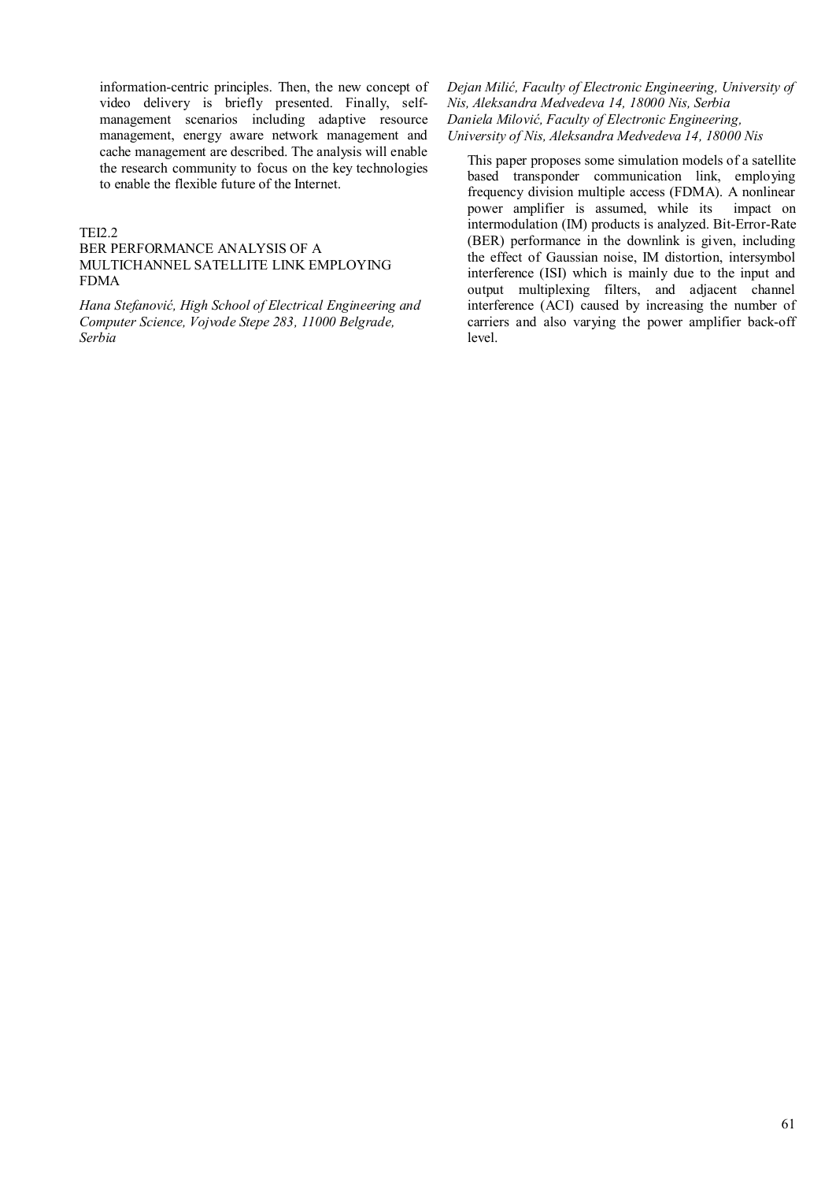information-centric principles. Then, the new concept of video delivery is briefly presented. Finally, self-management scenarios including adaptive resource management, energy aware network management and cache management are described. The analysis will enable the research community to focus on the key technologies to enable the flexible future of the Internet.

TEI2.2

## BER PERFORMANCE ANALYSIS OF A MULTICHANNEL SATELLITE LINK EMPLOYING FDMA

*Hana Stefanović, High School of Electrical Engineering and Computer Science, Vojvode Stepe 283, 11000 Belgrade, Serbia*

*Dejan Milić, Faculty of Electronic Engineering, University of Nis, Aleksandra Medvedeva 14, 18000 Nis, Serbia*

*Daniela Milović, Faculty of Electronic Engineering, University of Nis, Aleksandra Medvedeva 14, 18000 Nis*

This paper proposes some simulation models of a satellite based transponder communication link, employing frequency division multiple access (FDMA). A nonlinear power amplifier is assumed, while its impact on intermodulation (IM) products is analyzed. Bit-Error-Rate (BER) performance in the downlink is given, including the effect of Gaussian noise, IM distortion, intersymbol interference (ISI) which is mainly due to the input and output multiplexing filters, and adjacent channel interference (ACI) caused by increasing the number of carriers and also varying the power amplifier back-off level.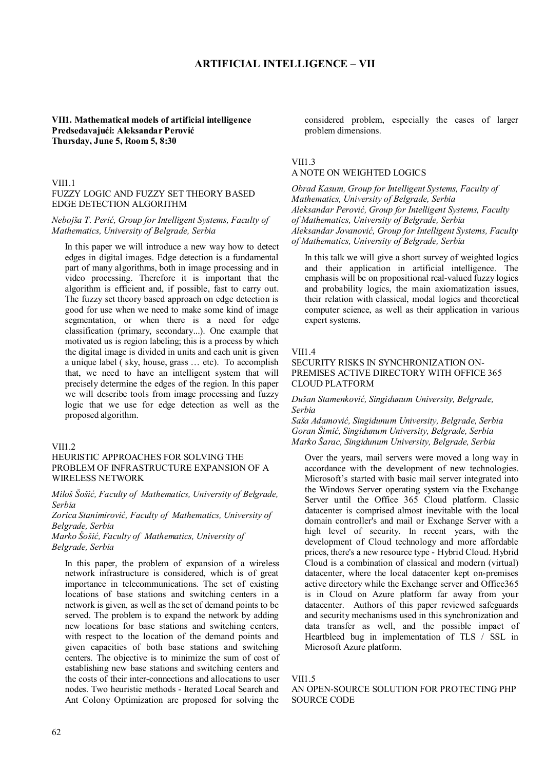# ARTIFICIAL INTELLIGENCE – VII

**VII1. Mathematical models of artificial intelligence**
**Predsedavajući: Aleksandar Perović**
**Thursday, June 5, Room 5, 8:30**

VII1.1
FUZZY LOGIC AND FUZZY SET THEORY BASED EDGE DETECTION ALGORITHM

*Nebojša T. Perić, Group for Intelligent Systems, Faculty of Mathematics, University of Belgrade, Serbia*

In this paper we will introduce a new way how to detect edges in digital images. Edge detection is a fundamental part of many algorithms, both in image processing and in video processing. Therefore it is important that the algorithm is efficient and, if possible, fast to carry out. The fuzzy set theory based approach on edge detection is good for use when we need to make some kind of image segmentation, or when there is a need for edge classification (primary, secondary...). One example that motivated us is region labeling; this is a process by which the digital image is divided in units and each unit is given a unique label ( sky, house, grass … etc). To accomplish that, we need to have an intelligent system that will precisely determine the edges of the region. In this paper we will describe tools from image processing and fuzzy logic that we use for edge detection as well as the proposed algorithm.

VII1.2
HEURISTIC APPROACHES FOR SOLVING THE PROBLEM OF INFRASTRUCTURE EXPANSION OF A WIRELESS NETWORK

*Miloš Šošić, Faculty of Mathematics, University of Belgrade, Serbia*
*Zorica Stanimirović, Faculty of Mathematics, University of Belgrade, Serbia*
*Marko Šošić, Faculty of Mathematics, University of Belgrade, Serbia*

In this paper, the problem of expansion of a wireless network infrastructure is considered, which is of great importance in telecommunications. The set of existing locations of base stations and switching centers in a network is given, as well as the set of demand points to be served. The problem is to expand the network by adding new locations for base stations and switching centers, with respect to the location of the demand points and given capacities of both base stations and switching centers. The objective is to minimize the sum of cost of establishing new base stations and switching centers and the costs of their inter-connections and allocations to user nodes. Two heuristic methods - Iterated Local Search and Ant Colony Optimization are proposed for solving the considered problem, especially the cases of larger problem dimensions.

VII1.3
A NOTE ON WEIGHTED LOGICS

*Obrad Kasum, Group for Intelligent Systems, Faculty of Mathematics, University of Belgrade, Serbia*
*Aleksandar Perović, Group for Intelligent Systems, Faculty of Mathematics, University of Belgrade, Serbia*
*Aleksandar Jovanović, Group for Intelligent Systems, Faculty of Mathematics, University of Belgrade, Serbia*

In this talk we will give a short survey of weighted logics and their application in artificial intelligence. The emphasis will be on propositional real-valued fuzzy logics and probability logics, the main axiomatization issues, their relation with classical, modal logics and theoretical computer science, as well as their application in various expert systems.

VII1.4
SECURITY RISKS IN SYNCHRONIZATION ON-PREMISES ACTIVE DIRECTORY WITH OFFICE 365 CLOUD PLATFORM

*Dušan Stamenković, Singidunum University, Belgrade, Serbia*
*Saša Adamović, Singidunum University, Belgrade, Serbia*
*Goran Šimić, Singidunum University, Belgrade, Serbia*
*Marko Šarac, Singidunum University, Belgrade, Serbia*

Over the years, mail servers were moved a long way in accordance with the development of new technologies. Microsoft's started with basic mail server integrated into the Windows Server operating system via the Exchange Server until the Office 365 Cloud platform. Classic datacenter is comprised almost inevitable with the local domain controller's and mail or Exchange Server with a high level of security. In recent years, with the development of Cloud technology and more affordable prices, there's a new resource type - Hybrid Cloud. Hybrid Cloud is a combination of classical and modern (virtual) datacenter, where the local datacenter kept on-premises active directory while the Exchange server and Office365 is in Cloud on Azure platform far away from your datacenter. Authors of this paper reviewed safeguards and security mechanisms used in this synchronization and data transfer as well, and the possible impact of Heartbleed bug in implementation of TLS / SSL in Microsoft Azure platform.

VII1.5
AN OPEN-SOURCE SOLUTION FOR PROTECTING PHP SOURCE CODE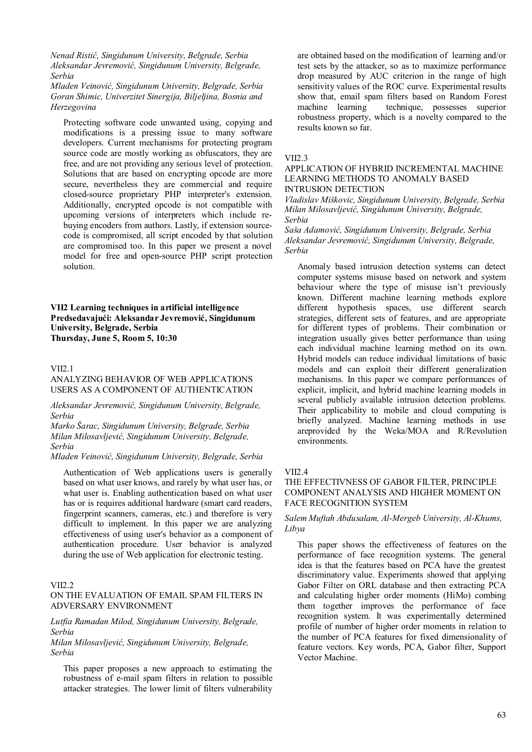*Nenad Ristić, Singidunum University, Belgrade, Serbia*
*Aleksandar Jevremović, Singidunum University, Belgrade, Serbia*
*Mladen Veinović, Singidunum University, Belgrade, Serbia*
*Goran Shimic, Univerzitet Sinergija, Biljeljina, Bosnia and Herzegovina*

Protecting software code unwanted using, copying and modifications is a pressing issue to many software developers. Current mechanisms for protecting program source code are mostly working as obfuscators, they are free, and are not providing any serious level of protection. Solutions that are based on encrypting opcode are more secure, nevertheless they are commercial and require closed-source proprietary PHP interpreter's extension. Additionally, encrypted opcode is not compatible with upcoming versions of interpreters which include re-buying encoders from authors. Lastly, if extension source-code is compromised, all script encoded by that solution are compromised too. In this paper we present a novel model for free and open-source PHP script protection solution.

**VII2 Learning techniques in artificial intelligence**
**Predsedavajući: Aleksandar Jevremović, Singidunum University, Belgrade, Serbia**
**Thursday, June 5, Room 5, 10:30**

VII2.1
ANALYZING BEHAVIOR OF WEB APPLICATIONS USERS AS A COMPONENT OF AUTHENTICATION

*Aleksandar Jevremović, Singidunum University, Belgrade, Serbia*
*Marko Šarac, Singidunum University, Belgrade, Serbia*
*Milan Milosavljević, Singidunum University, Belgrade, Serbia*
*Mladen Veinović, Singidunum University, Belgrade, Serbia*

Authentication of Web applications users is generally based on what user knows, and rarely by what user has, or what user is. Enabling authentication based on what user has or is requires additional hardware (smart card readers, fingerprint scanners, cameras, etc.) and therefore is very difficult to implement. In this paper we are analyzing effectiveness of using user's behavior as a component of authentication procedure. User behavior is analyzed during the use of Web application for electronic testing.

VII2.2
ON THE EVALUATION OF EMAIL SPAM FILTERS IN ADVERSARY ENVIRONMENT

*Lutfia Ramadan Milod, Singidunum University, Belgrade, Serbia*
*Milan Milosavljević, Singidunum University, Belgrade, Serbia*

This paper proposes a new approach to estimating the robustness of e-mail spam filters in relation to possible attacker strategies. The lower limit of filters vulnerability are obtained based on the modification of learning and/or test sets by the attacker, so as to maximize performance drop measured by AUC criterion in the range of high sensitivity values of the ROC curve. Experimental results show that, email spam filters based on Random Forest machine learning technique, possesses superior robustness property, which is a novelty compared to the results known so far.

VII2.3
APPLICATION OF HYBRID INCREMENTAL MACHINE LEARNING METHODS TO ANOMALY BASED INTRUSION DETECTION

*Vladislav Miškovic, Singidunum University, Belgrade, Serbia*
*Milan Milosavljević, Singidunum University, Belgrade, Serbia*
*Saša Adamović, Singidunum University, Belgrade, Serbia*
*Aleksandar Jevremović, Singidunum University, Belgrade, Serbia*

Anomaly based intrusion detection systems can detect computer systems misuse based on network and system behaviour where the type of misuse isn't previously known. Different machine learning methods explore different hypothesis spaces, use different search strategies, different sets of features, and are appropriate for different types of problems. Their combination or integration usually gives better performance than using each individual machine learning method on its own. Hybrid models can reduce individual limitations of basic models and can exploit their different generalization mechanisms. In this paper we compare performances of explicit, implicit, and hybrid machine learning models in several publicly available intrusion detection problems. Their applicability to mobile and cloud computing is briefly analyzed. Machine learning methods in use areprovided by the Weka/MOA and R/Revolution environments.

VII2.4
THE EFFECTIVNESS OF GABOR FILTER, PRINCIPLE COMPONENT ANALYSIS AND HIGHER MOMENT ON FACE RECOGNITION SYSTEM

*Salem Muftah Abdusalam, Al-Mergeb University, Al-Khums, Libya*

This paper shows the effectiveness of features on the performance of face recognition systems. The general idea is that the features based on PCA have the greatest discriminatory value. Experiments showed that applying Gabor Filter on ORL database and then extracting PCA and calculating higher order moments (HiMo) combing them together improves the performance of face recognition system. It was experimentally determined profile of number of higher order moments in relation to the number of PCA features for fixed dimensionality of feature vectors. Key words, PCA, Gabor filter, Support Vector Machine.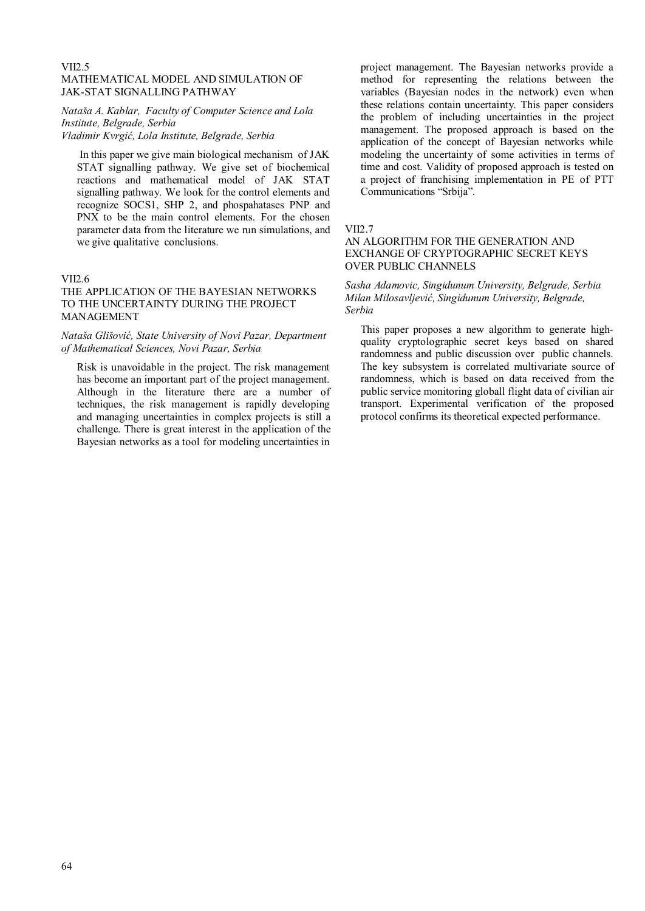VII2.5

### MATHEMATICAL MODEL AND SIMULATION OF JAK-STAT SIGNALLING PATHWAY

*Nataša A. Kablar, Faculty of Computer Science and Lola Institute, Belgrade, Serbia*
*Vladimir Kvrgić, Lola Institute, Belgrade, Serbia*

In this paper we give main biological mechanism of JAK STAT signalling pathway. We give set of biochemical reactions and mathematical model of JAK STAT signalling pathway. We look for the control elements and recognize SOCS1, SHP 2, and phospahatases PNP and PNX to be the main control elements. For the chosen parameter data from the literature we run simulations, and we give qualitative conclusions.

VII2.6

### THE APPLICATION OF THE BAYESIAN NETWORKS TO THE UNCERTAINTY DURING THE PROJECT MANAGEMENT

*Nataša Glišović, State University of Novi Pazar, Department of Mathematical Sciences, Novi Pazar, Serbia*

Risk is unavoidable in the project. The risk management has become an important part of the project management. Although in the literature there are a number of techniques, the risk management is rapidly developing and managing uncertainties in complex projects is still a challenge. There is great interest in the application of the Bayesian networks as a tool for modeling uncertainties in project management. The Bayesian networks provide a method for representing the relations between the variables (Bayesian nodes in the network) even when these relations contain uncertainty. This paper considers the problem of including uncertainties in the project management. The proposed approach is based on the application of the concept of Bayesian networks while modeling the uncertainty of some activities in terms of time and cost. Validity of proposed approach is tested on a project of franchising implementation in PE of PTT Communications "Srbija".

VII2.7

### AN ALGORITHM FOR THE GENERATION AND EXCHANGE OF CRYPTOGRAPHIC SECRET KEYS OVER PUBLIC CHANNELS

*Sasha Adamovic, Singidunum University, Belgrade, Serbia*
*Milan Milosavljević, Singidunum University, Belgrade, Serbia*

This paper proposes a new algorithm to generate high-quality cryptolographic secret keys based on shared randomness and public discussion over public channels. The key subsystem is correlated multivariate source of randomness, which is based on data received from the public service monitoring globall flight data of civilian air transport. Experimental verification of the proposed protocol confirms its theoretical expected performance.